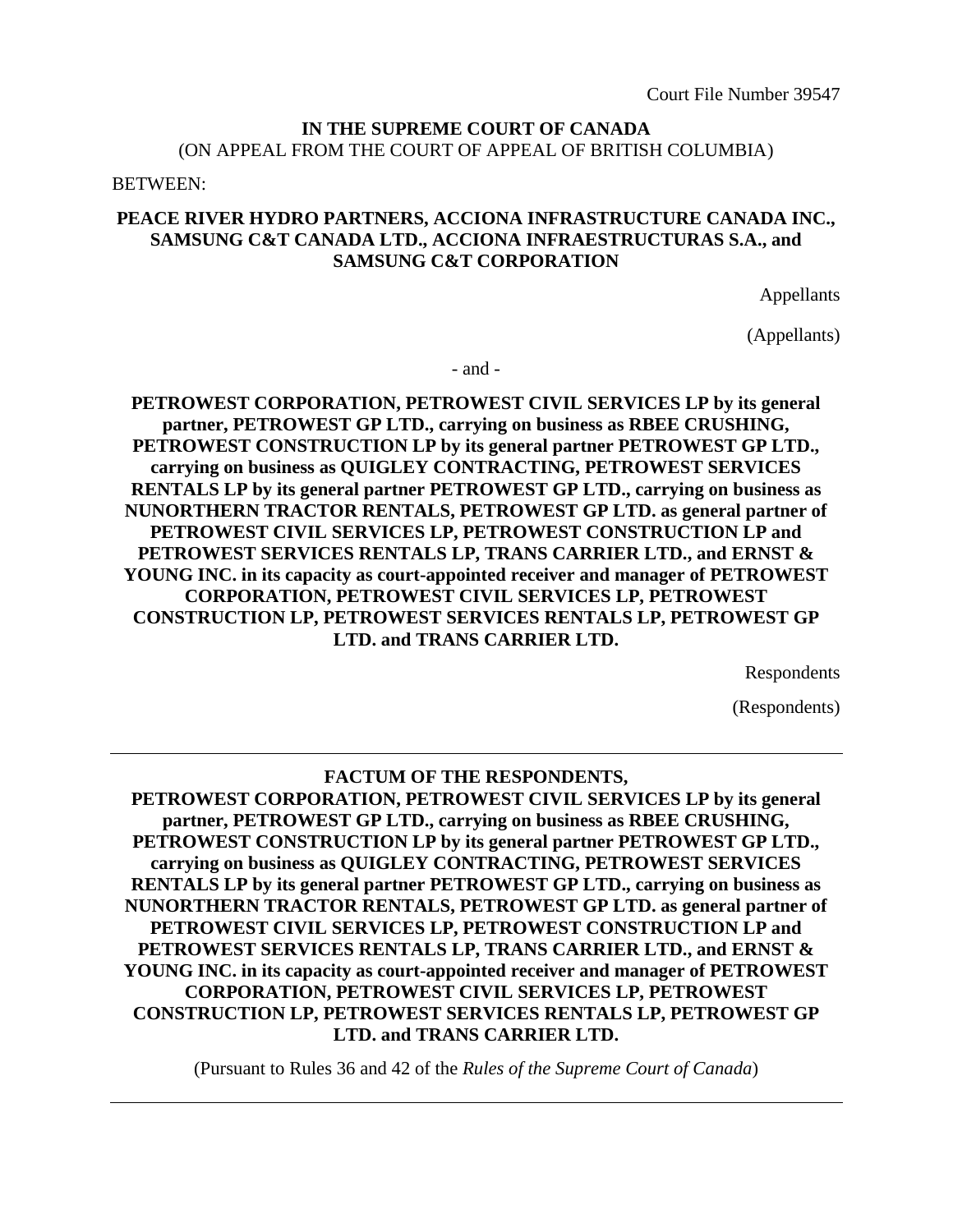Court File Number 39547

**IN THE SUPREME COURT OF CANADA**
(ON APPEAL FROM THE COURT OF APPEAL OF BRITISH COLUMBIA)

BETWEEN:

**PEACE RIVER HYDRO PARTNERS, ACCIONA INFRASTRUCTURE CANADA INC., SAMSUNG C&T CANADA LTD., ACCIONA INFRAESTRUCTURAS S.A., and SAMSUNG C&T CORPORATION**

Appellants

(Appellants)

\- and -

**PETROWEST CORPORATION, PETROWEST CIVIL SERVICES LP by its general partner, PETROWEST GP LTD., carrying on business as RBEE CRUSHING, PETROWEST CONSTRUCTION LP by its general partner PETROWEST GP LTD., carrying on business as QUIGLEY CONTRACTING, PETROWEST SERVICES RENTALS LP by its general partner PETROWEST GP LTD., carrying on business as NUNORTHERN TRACTOR RENTALS, PETROWEST GP LTD. as general partner of PETROWEST CIVIL SERVICES LP, PETROWEST CONSTRUCTION LP and PETROWEST SERVICES RENTALS LP, TRANS CARRIER LTD., and ERNST & YOUNG INC. in its capacity as court-appointed receiver and manager of PETROWEST CORPORATION, PETROWEST CIVIL SERVICES LP, PETROWEST CONSTRUCTION LP, PETROWEST SERVICES RENTALS LP, PETROWEST GP LTD. and TRANS CARRIER LTD.**

Respondents

(Respondents)

---

**FACTUM OF THE RESPONDENTS,**
**PETROWEST CORPORATION, PETROWEST CIVIL SERVICES LP by its general partner, PETROWEST GP LTD., carrying on business as RBEE CRUSHING, PETROWEST CONSTRUCTION LP by its general partner PETROWEST GP LTD., carrying on business as QUIGLEY CONTRACTING, PETROWEST SERVICES RENTALS LP by its general partner PETROWEST GP LTD., carrying on business as NUNORTHERN TRACTOR RENTALS, PETROWEST GP LTD. as general partner of PETROWEST CIVIL SERVICES LP, PETROWEST CONSTRUCTION LP and PETROWEST SERVICES RENTALS LP, TRANS CARRIER LTD., and ERNST & YOUNG INC. in its capacity as court-appointed receiver and manager of PETROWEST CORPORATION, PETROWEST CIVIL SERVICES LP, PETROWEST CONSTRUCTION LP, PETROWEST SERVICES RENTALS LP, PETROWEST GP LTD. and TRANS CARRIER LTD.**

(Pursuant to Rules 36 and 42 of the *Rules of the Supreme Court of Canada*)

---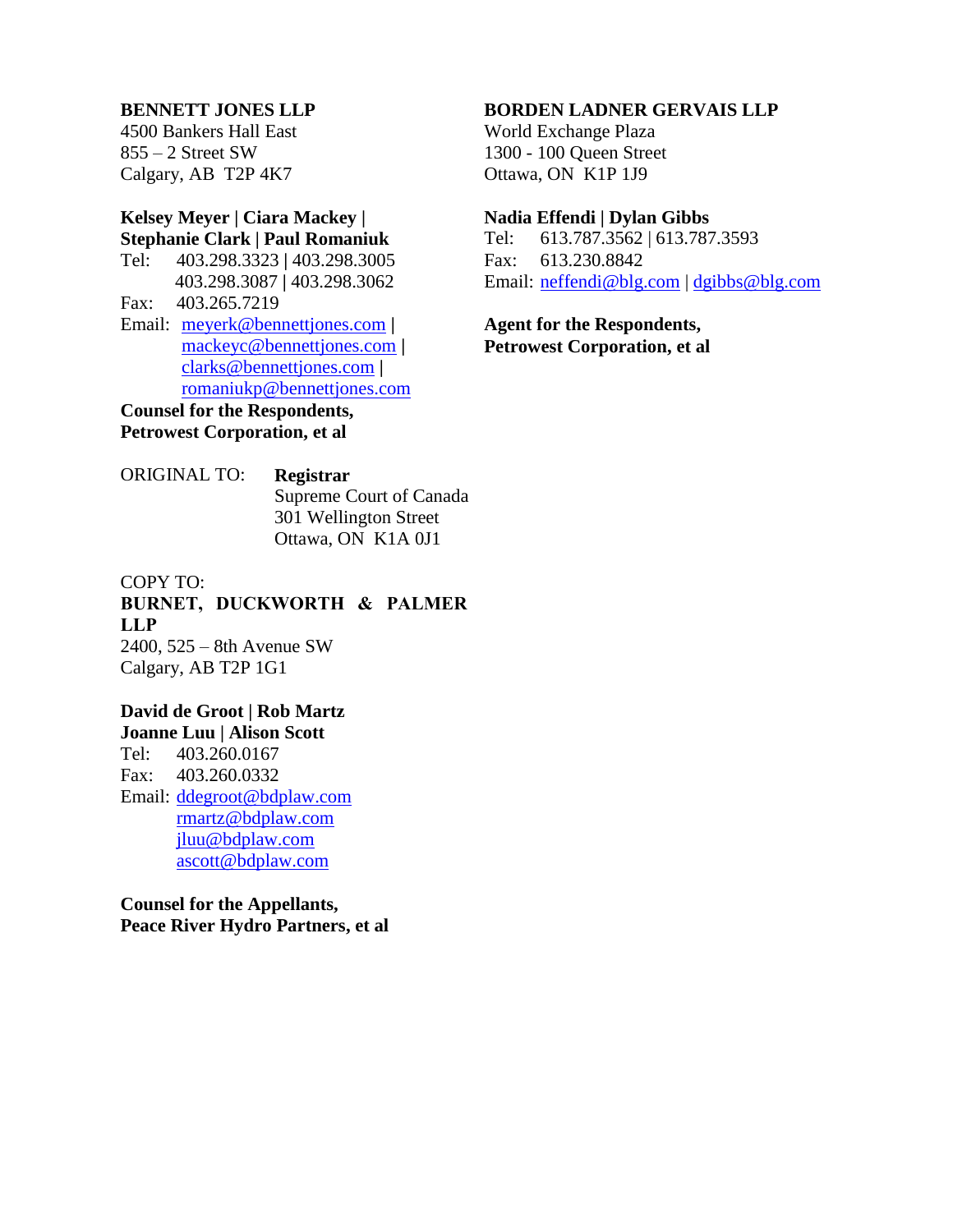**BENNETT JONES LLP**
4500 Bankers Hall East
855 – 2 Street SW
Calgary, AB T2P 4K7

**Kelsey Meyer | Ciara Mackey | Stephanie Clark | Paul Romaniuk**
Tel: 403.298.3323 | 403.298.3005
403.298.3087 | 403.298.3062
Fax: 403.265.7219
Email: meyerk@bennettjones.com | mackeyc@bennettjones.com | clarks@bennettjones.com | romaniukp@bennettjones.com

**Counsel for the Respondents, Petrowest Corporation, et al**

**BORDEN LADNER GERVAIS LLP**
World Exchange Plaza
1300 - 100 Queen Street
Ottawa, ON K1P 1J9

**Nadia Effendi | Dylan Gibbs**
Tel: 613.787.3562 | 613.787.3593
Fax: 613.230.8842
Email: neffendi@blg.com | dgibbs@blg.com

**Agent for the Respondents, Petrowest Corporation, et al**

ORIGINAL TO: **Registrar**
Supreme Court of Canada
301 Wellington Street
Ottawa, ON K1A 0J1

COPY TO:
**BURNET, DUCKWORTH & PALMER LLP**
2400, 525 – 8th Avenue SW
Calgary, AB T2P 1G1

**David de Groot | Rob Martz**
**Joanne Luu | Alison Scott**
Tel: 403.260.0167
Fax: 403.260.0332
Email: ddegroot@bdplaw.com
rmartz@bdplaw.com
jluu@bdplaw.com
ascott@bdplaw.com

**Counsel for the Appellants, Peace River Hydro Partners, et al**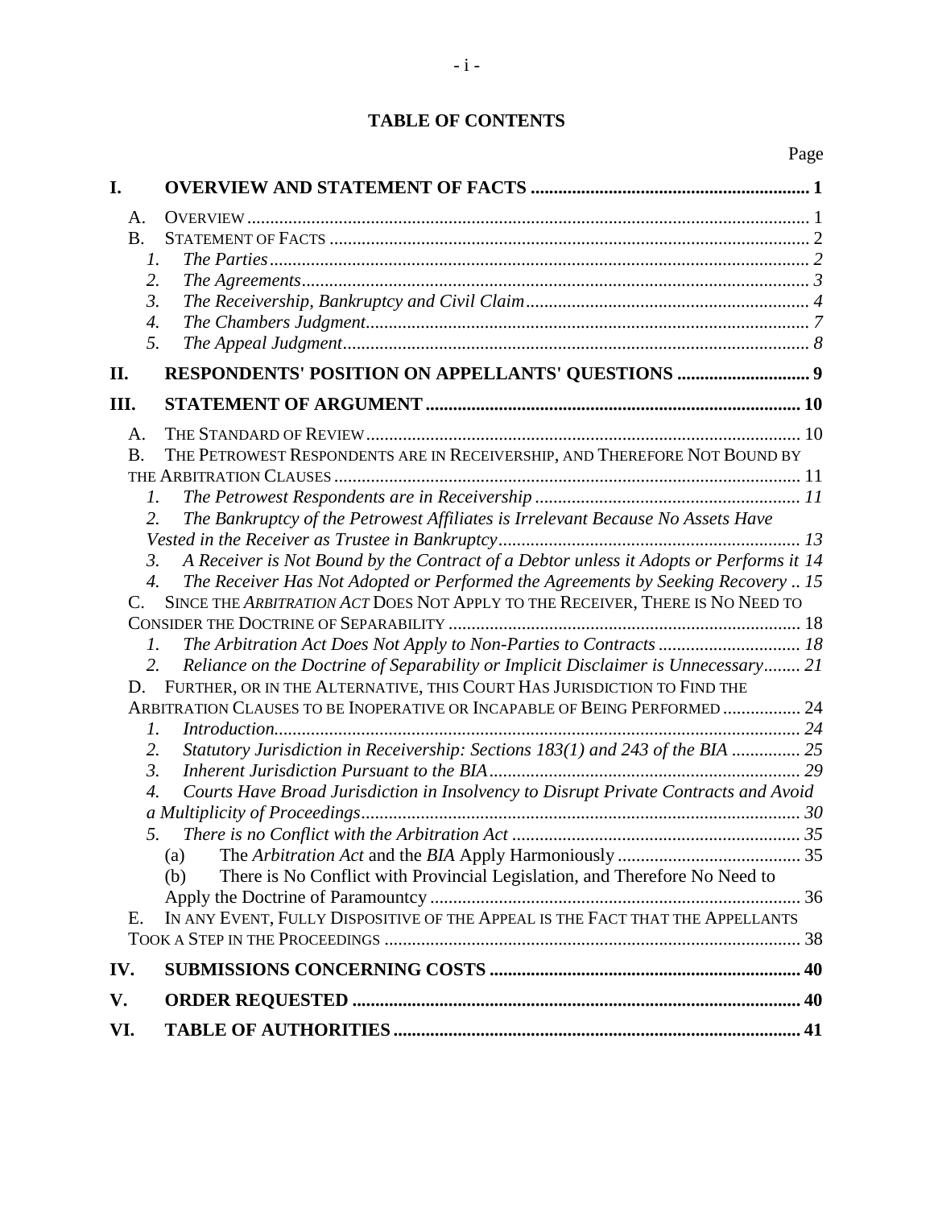# TABLE OF CONTENTS

| | | Page |
|---|---|---|
| **I.** | **OVERVIEW AND STATEMENT OF FACTS** | **1** |
| A. | Overview | 1 |
| B. | Statement of Facts | 2 |
| *1.* | *The Parties* | *2* |
| *2.* | *The Agreements* | *3* |
| *3.* | *The Receivership, Bankruptcy and Civil Claim* | *4* |
| *4.* | *The Chambers Judgment* | *7* |
| *5.* | *The Appeal Judgment* | *8* |
| **II.** | **RESPONDENTS' POSITION ON APPELLANTS' QUESTIONS** | **9** |
| **III.** | **STATEMENT OF ARGUMENT** | **10** |
| A. | The Standard of Review | 10 |
| B. | The Petrowest Respondents are in Receivership, and Therefore Not Bound by the Arbitration Clauses | 11 |
| *1.* | *The Petrowest Respondents are in Receivership* | *11* |
| *2.* | *The Bankruptcy of the Petrowest Affiliates is Irrelevant Because No Assets Have Vested in the Receiver as Trustee in Bankruptcy* | *13* |
| *3.* | *A Receiver is Not Bound by the Contract of a Debtor unless it Adopts or Performs it* | *14* |
| *4.* | *The Receiver Has Not Adopted or Performed the Agreements by Seeking Recovery* | *15* |
| C. | Since the *Arbitration Act* Does Not Apply to the Receiver, There is No Need to Consider the Doctrine of Separability | 18 |
| *1.* | *The Arbitration Act Does Not Apply to Non-Parties to Contracts* | *18* |
| *2.* | *Reliance on the Doctrine of Separability or Implicit Disclaimer is Unnecessary* | *21* |
| D. | Further, or in the Alternative, this Court Has Jurisdiction to Find the Arbitration Clauses to be Inoperative or Incapable of Being Performed | 24 |
| *1.* | *Introduction* | *24* |
| *2.* | *Statutory Jurisdiction in Receivership: Sections 183(1) and 243 of the BIA* | *25* |
| *3.* | *Inherent Jurisdiction Pursuant to the BIA* | *29* |
| *4.* | *Courts Have Broad Jurisdiction in Insolvency to Disrupt Private Contracts and Avoid a Multiplicity of Proceedings* | *30* |
| *5.* | *There is no Conflict with the Arbitration Act* | *35* |
| (a) | The *Arbitration Act* and the *BIA* Apply Harmoniously | 35 |
| (b) | There is No Conflict with Provincial Legislation, and Therefore No Need to Apply the Doctrine of Paramountcy | 36 |
| E. | In any Event, Fully Dispositive of the Appeal is the Fact that the Appellants Took a Step in the Proceedings | 38 |
| **IV.** | **SUBMISSIONS CONCERNING COSTS** | **40** |
| **V.** | **ORDER REQUESTED** | **40** |
| **VI.** | **TABLE OF AUTHORITIES** | **41** |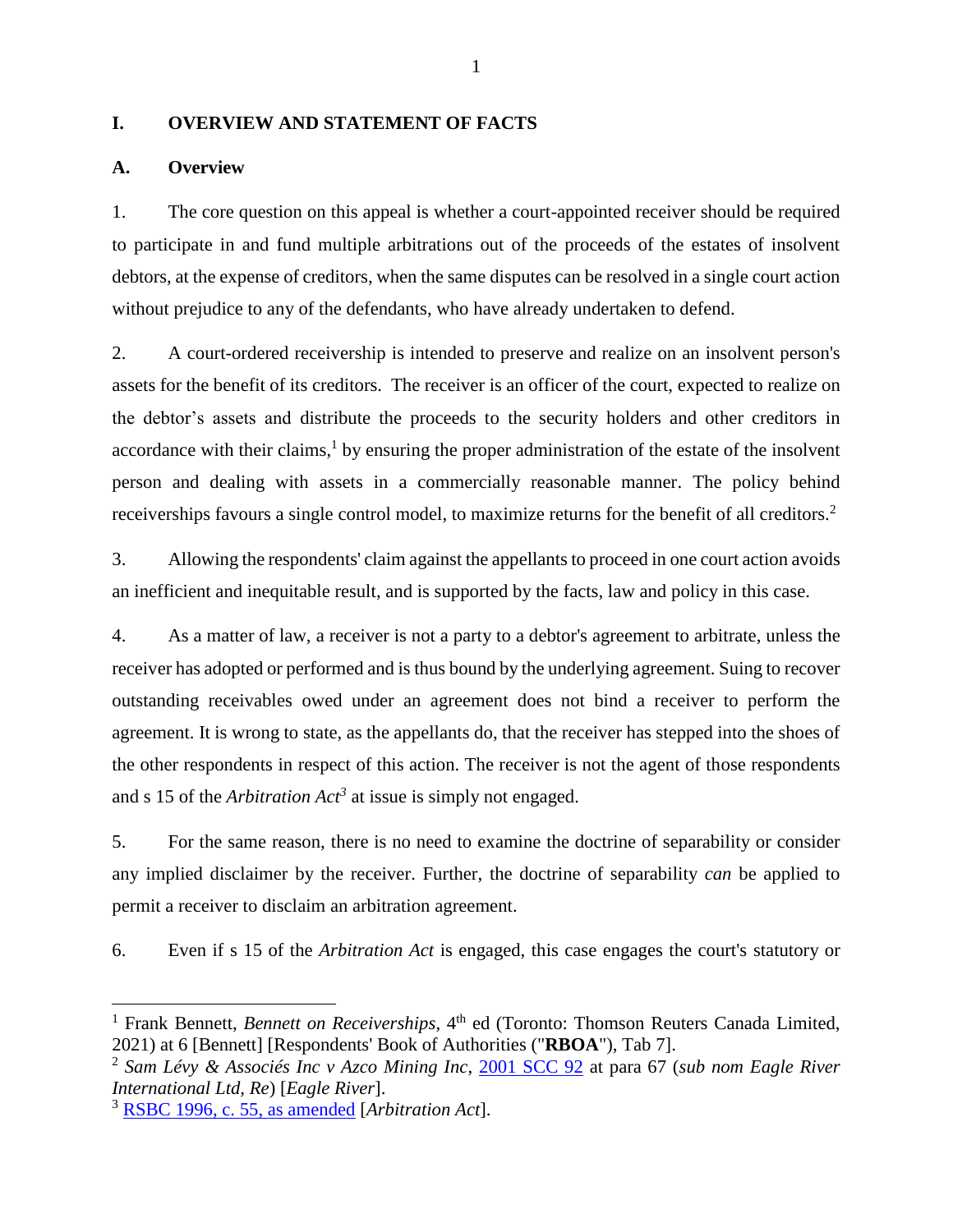## I. OVERVIEW AND STATEMENT OF FACTS

### A. Overview

1. The core question on this appeal is whether a court-appointed receiver should be required to participate in and fund multiple arbitrations out of the proceeds of the estates of insolvent debtors, at the expense of creditors, when the same disputes can be resolved in a single court action without prejudice to any of the defendants, who have already undertaken to defend.

2. A court-ordered receivership is intended to preserve and realize on an insolvent person's assets for the benefit of its creditors. The receiver is an officer of the court, expected to realize on the debtor's assets and distribute the proceeds to the security holders and other creditors in accordance with their claims,[1] by ensuring the proper administration of the estate of the insolvent person and dealing with assets in a commercially reasonable manner. The policy behind receiverships favours a single control model, to maximize returns for the benefit of all creditors.[2]

3. Allowing the respondents' claim against the appellants to proceed in one court action avoids an inefficient and inequitable result, and is supported by the facts, law and policy in this case.

4. As a matter of law, a receiver is not a party to a debtor's agreement to arbitrate, unless the receiver has adopted or performed and is thus bound by the underlying agreement. Suing to recover outstanding receivables owed under an agreement does not bind a receiver to perform the agreement. It is wrong to state, as the appellants do, that the receiver has stepped into the shoes of the other respondents in respect of this action. The receiver is not the agent of those respondents and s 15 of the *Arbitration Act*[3] at issue is simply not engaged.

5. For the same reason, there is no need to examine the doctrine of separability or consider any implied disclaimer by the receiver. Further, the doctrine of separability *can* be applied to permit a receiver to disclaim an arbitration agreement.

6. Even if s 15 of the *Arbitration Act* is engaged, this case engages the court's statutory or

---

[1] Frank Bennett, *Bennett on Receiverships*, 4th ed (Toronto: Thomson Reuters Canada Limited, 2021) at 6 [Bennett] [Respondents' Book of Authorities ("**RBOA**"), Tab 7].

[2] *Sam Lévy & Associés Inc v Azco Mining Inc*, 2001 SCC 92 at para 67 (*sub nom Eagle River International Ltd, Re*) [*Eagle River*].

[3] RSBC 1996, c. 55, as amended [*Arbitration Act*].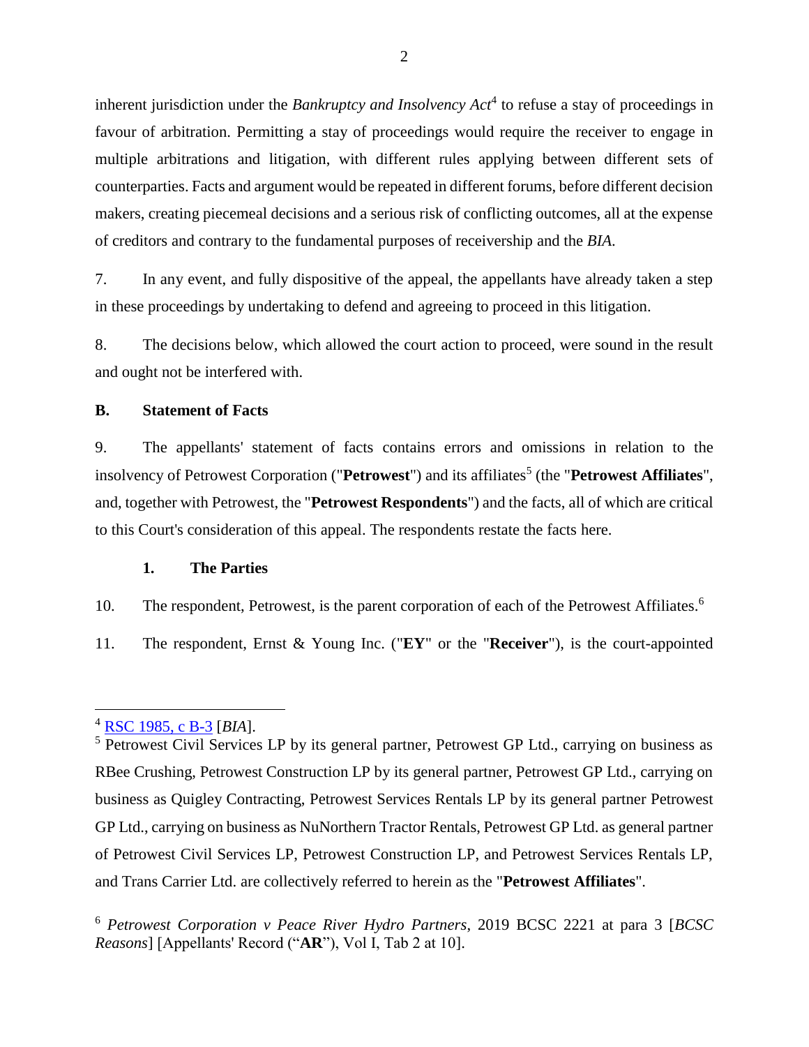inherent jurisdiction under the *Bankruptcy and Insolvency Act*[4] to refuse a stay of proceedings in favour of arbitration. Permitting a stay of proceedings would require the receiver to engage in multiple arbitrations and litigation, with different rules applying between different sets of counterparties. Facts and argument would be repeated in different forums, before different decision makers, creating piecemeal decisions and a serious risk of conflicting outcomes, all at the expense of creditors and contrary to the fundamental purposes of receivership and the *BIA*.

7. In any event, and fully dispositive of the appeal, the appellants have already taken a step in these proceedings by undertaking to defend and agreeing to proceed in this litigation.

8. The decisions below, which allowed the court action to proceed, were sound in the result and ought not be interfered with.

## B. Statement of Facts

9. The appellants' statement of facts contains errors and omissions in relation to the insolvency of Petrowest Corporation ("**Petrowest**") and its affiliates[5] (the "**Petrowest Affiliates**", and, together with Petrowest, the "**Petrowest Respondents**") and the facts, all of which are critical to this Court's consideration of this appeal. The respondents restate the facts here.

### 1. The Parties

10. The respondent, Petrowest, is the parent corporation of each of the Petrowest Affiliates.[6]

11. The respondent, Ernst & Young Inc. ("**EY**" or the "**Receiver**"), is the court-appointed

---

[4] RSC 1985, c B-3 [*BIA*].

[5] Petrowest Civil Services LP by its general partner, Petrowest GP Ltd., carrying on business as RBee Crushing, Petrowest Construction LP by its general partner, Petrowest GP Ltd., carrying on business as Quigley Contracting, Petrowest Services Rentals LP by its general partner Petrowest GP Ltd., carrying on business as NuNorthern Tractor Rentals, Petrowest GP Ltd. as general partner of Petrowest Civil Services LP, Petrowest Construction LP, and Petrowest Services Rentals LP, and Trans Carrier Ltd. are collectively referred to herein as the "**Petrowest Affiliates**".

[6] *Petrowest Corporation v Peace River Hydro Partners*, 2019 BCSC 2221 at para 3 [*BCSC Reasons*] [Appellants' Record ("**AR**"), Vol I, Tab 2 at 10].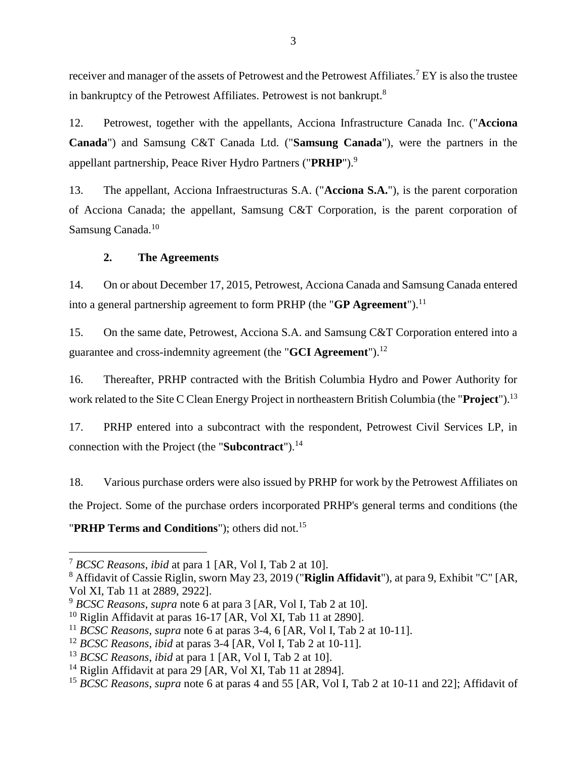receiver and manager of the assets of Petrowest and the Petrowest Affiliates.[7] EY is also the trustee in bankruptcy of the Petrowest Affiliates. Petrowest is not bankrupt.[8]

12. Petrowest, together with the appellants, Acciona Infrastructure Canada Inc. ("**Acciona Canada**") and Samsung C&T Canada Ltd. ("**Samsung Canada**"), were the partners in the appellant partnership, Peace River Hydro Partners ("**PRHP**").[9]

13. The appellant, Acciona Infraestructuras S.A. ("**Acciona S.A.**"), is the parent corporation of Acciona Canada; the appellant, Samsung C&T Corporation, is the parent corporation of Samsung Canada.[10]

### 2. The Agreements

14. On or about December 17, 2015, Petrowest, Acciona Canada and Samsung Canada entered into a general partnership agreement to form PRHP (the "**GP Agreement**").[11]

15. On the same date, Petrowest, Acciona S.A. and Samsung C&T Corporation entered into a guarantee and cross-indemnity agreement (the "**GCI Agreement**").[12]

16. Thereafter, PRHP contracted with the British Columbia Hydro and Power Authority for work related to the Site C Clean Energy Project in northeastern British Columbia (the "**Project**").[13]

17. PRHP entered into a subcontract with the respondent, Petrowest Civil Services LP, in connection with the Project (the "**Subcontract**").[14]

18. Various purchase orders were also issued by PRHP for work by the Petrowest Affiliates on the Project. Some of the purchase orders incorporated PRHP's general terms and conditions (the "**PRHP Terms and Conditions**"); others did not.[15]

---

[7] *BCSC Reasons*, *ibid* at para 1 [AR, Vol I, Tab 2 at 10].

[8] Affidavit of Cassie Riglin, sworn May 23, 2019 ("**Riglin Affidavit**"), at para 9, Exhibit "C" [AR, Vol XI, Tab 11 at 2889, 2922].

[9] *BCSC Reasons*, *supra* note 6 at para 3 [AR, Vol I, Tab 2 at 10].

[10] Riglin Affidavit at paras 16-17 [AR, Vol XI, Tab 11 at 2890].

[11] *BCSC Reasons*, *supra* note 6 at paras 3-4, 6 [AR, Vol I, Tab 2 at 10-11].

[12] *BCSC Reasons*, *ibid* at paras 3-4 [AR, Vol I, Tab 2 at 10-11].

[13] *BCSC Reasons*, *ibid* at para 1 [AR, Vol I, Tab 2 at 10].

[14] Riglin Affidavit at para 29 [AR, Vol XI, Tab 11 at 2894].

[15] *BCSC Reasons*, *supra* note 6 at paras 4 and 55 [AR, Vol I, Tab 2 at 10-11 and 22]; Affidavit of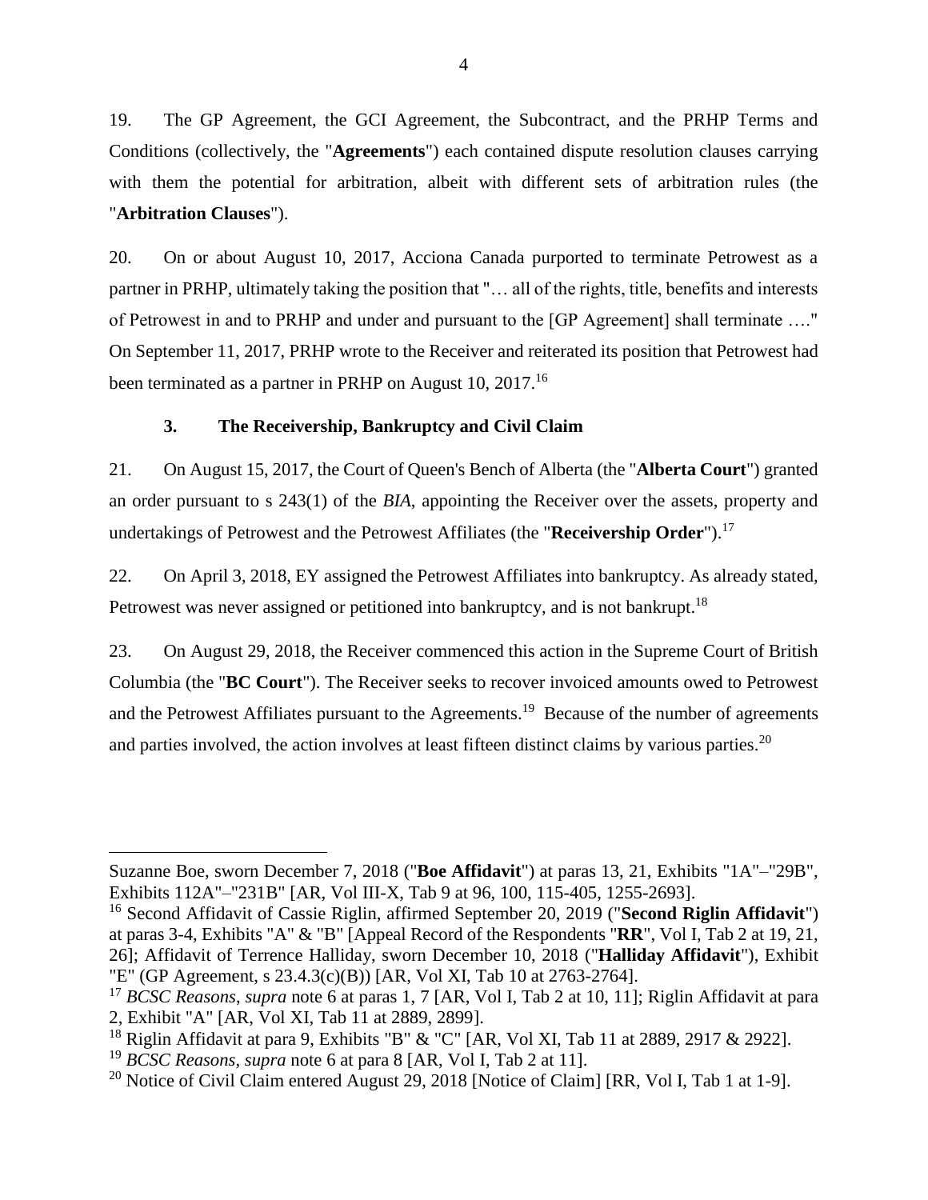19. The GP Agreement, the GCI Agreement, the Subcontract, and the PRHP Terms and Conditions (collectively, the "**Agreements**") each contained dispute resolution clauses carrying with them the potential for arbitration, albeit with different sets of arbitration rules (the "**Arbitration Clauses**").

20. On or about August 10, 2017, Acciona Canada purported to terminate Petrowest as a partner in PRHP, ultimately taking the position that "… all of the rights, title, benefits and interests of Petrowest in and to PRHP and under and pursuant to the [GP Agreement] shall terminate …." On September 11, 2017, PRHP wrote to the Receiver and reiterated its position that Petrowest had been terminated as a partner in PRHP on August 10, 2017.[16]

### 3. The Receivership, Bankruptcy and Civil Claim

21. On August 15, 2017, the Court of Queen's Bench of Alberta (the "**Alberta Court**") granted an order pursuant to s 243(1) of the *BIA*, appointing the Receiver over the assets, property and undertakings of Petrowest and the Petrowest Affiliates (the "**Receivership Order**").[17]

22. On April 3, 2018, EY assigned the Petrowest Affiliates into bankruptcy. As already stated, Petrowest was never assigned or petitioned into bankruptcy, and is not bankrupt.[18]

23. On August 29, 2018, the Receiver commenced this action in the Supreme Court of British Columbia (the "**BC Court**"). The Receiver seeks to recover invoiced amounts owed to Petrowest and the Petrowest Affiliates pursuant to the Agreements.[19] Because of the number of agreements and parties involved, the action involves at least fifteen distinct claims by various parties.[20]

---

Suzanne Boe, sworn December 7, 2018 ("**Boe Affidavit**") at paras 13, 21, Exhibits "1A"–"29B", Exhibits 112A"–"231B" [AR, Vol III-X, Tab 9 at 96, 100, 115-405, 1255-2693].

[16] Second Affidavit of Cassie Riglin, affirmed September 20, 2019 ("**Second Riglin Affidavit**") at paras 3-4, Exhibits "A" & "B" [Appeal Record of the Respondents "**RR**", Vol I, Tab 2 at 19, 21, 26]; Affidavit of Terrence Halliday, sworn December 10, 2018 ("**Halliday Affidavit**"), Exhibit "E" (GP Agreement, s 23.4.3(c)(B)) [AR, Vol XI, Tab 10 at 2763-2764].

[17] *BCSC Reasons*, *supra* note 6 at paras 1, 7 [AR, Vol I, Tab 2 at 10, 11]; Riglin Affidavit at para 2, Exhibit "A" [AR, Vol XI, Tab 11 at 2889, 2899].

[18] Riglin Affidavit at para 9, Exhibits "B" & "C" [AR, Vol XI, Tab 11 at 2889, 2917 & 2922].

[19] *BCSC Reasons*, *supra* note 6 at para 8 [AR, Vol I, Tab 2 at 11].

[20] Notice of Civil Claim entered August 29, 2018 [Notice of Claim] [RR, Vol I, Tab 1 at 1-9].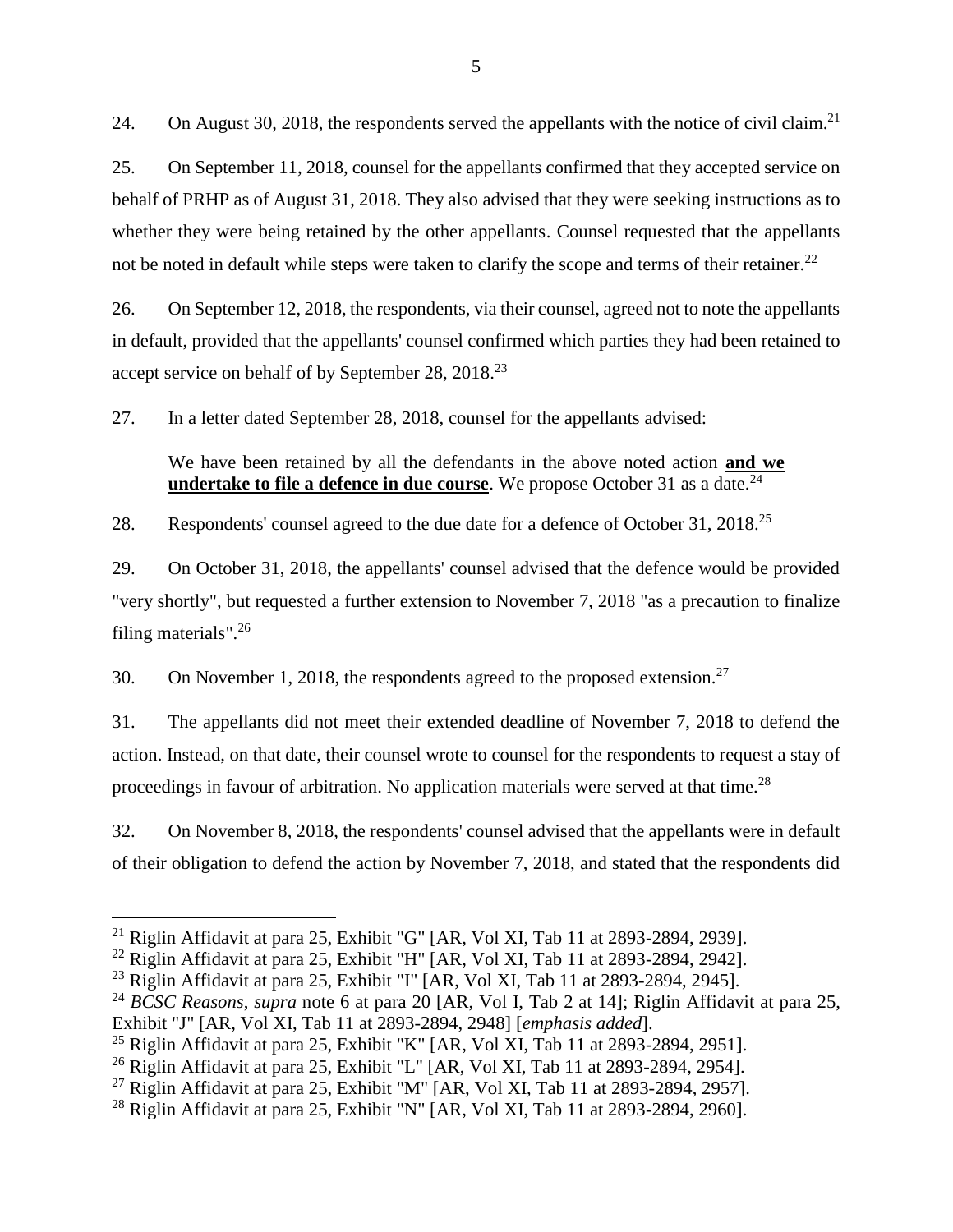24. On August 30, 2018, the respondents served the appellants with the notice of civil claim.[21]

25. On September 11, 2018, counsel for the appellants confirmed that they accepted service on behalf of PRHP as of August 31, 2018. They also advised that they were seeking instructions as to whether they were being retained by the other appellants. Counsel requested that the appellants not be noted in default while steps were taken to clarify the scope and terms of their retainer.[22]

26. On September 12, 2018, the respondents, via their counsel, agreed not to note the appellants in default, provided that the appellants' counsel confirmed which parties they had been retained to accept service on behalf of by September 28, 2018.[23]

27. In a letter dated September 28, 2018, counsel for the appellants advised:

> We have been retained by all the defendants in the above noted action **and we undertake to file a defence in due course**. We propose October 31 as a date.[24]

28. Respondents' counsel agreed to the due date for a defence of October 31, 2018.[25]

29. On October 31, 2018, the appellants' counsel advised that the defence would be provided "very shortly", but requested a further extension to November 7, 2018 "as a precaution to finalize filing materials".[26]

30. On November 1, 2018, the respondents agreed to the proposed extension.[27]

31. The appellants did not meet their extended deadline of November 7, 2018 to defend the action. Instead, on that date, their counsel wrote to counsel for the respondents to request a stay of proceedings in favour of arbitration. No application materials were served at that time.[28]

32. On November 8, 2018, the respondents' counsel advised that the appellants were in default of their obligation to defend the action by November 7, 2018, and stated that the respondents did

---

[21] Riglin Affidavit at para 25, Exhibit "G" [AR, Vol XI, Tab 11 at 2893-2894, 2939].

[22] Riglin Affidavit at para 25, Exhibit "H" [AR, Vol XI, Tab 11 at 2893-2894, 2942].

[23] Riglin Affidavit at para 25, Exhibit "I" [AR, Vol XI, Tab 11 at 2893-2894, 2945].

[24] *BCSC Reasons*, *supra* note 6 at para 20 [AR, Vol I, Tab 2 at 14]; Riglin Affidavit at para 25, Exhibit "J" [AR, Vol XI, Tab 11 at 2893-2894, 2948] [*emphasis added*].

[25] Riglin Affidavit at para 25, Exhibit "K" [AR, Vol XI, Tab 11 at 2893-2894, 2951].

[26] Riglin Affidavit at para 25, Exhibit "L" [AR, Vol XI, Tab 11 at 2893-2894, 2954].

[27] Riglin Affidavit at para 25, Exhibit "M" [AR, Vol XI, Tab 11 at 2893-2894, 2957].

[28] Riglin Affidavit at para 25, Exhibit "N" [AR, Vol XI, Tab 11 at 2893-2894, 2960].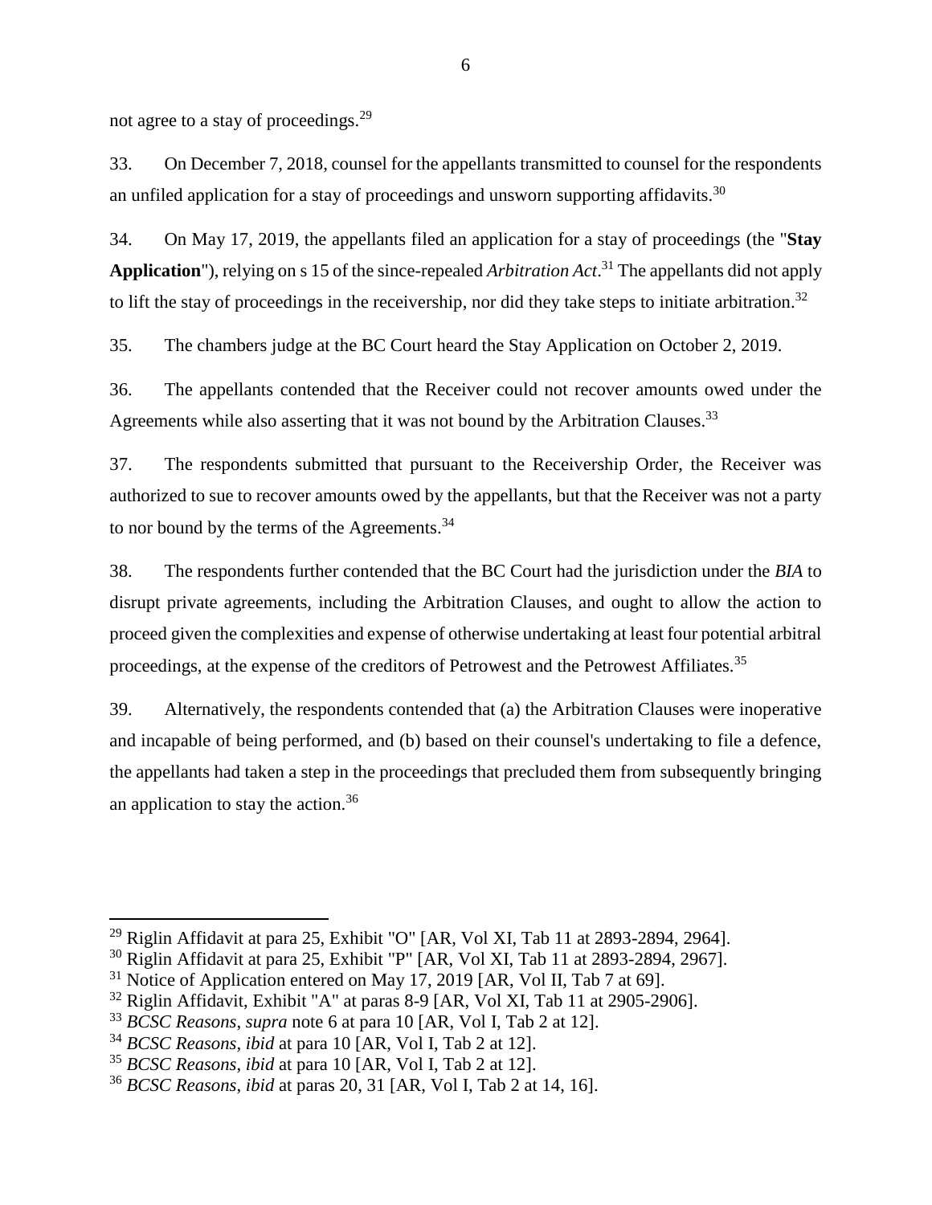not agree to a stay of proceedings.[29]

33. On December 7, 2018, counsel for the appellants transmitted to counsel for the respondents an unfiled application for a stay of proceedings and unsworn supporting affidavits.[30]

34. On May 17, 2019, the appellants filed an application for a stay of proceedings (the "**Stay Application**"), relying on s 15 of the since-repealed *Arbitration Act*.[31] The appellants did not apply to lift the stay of proceedings in the receivership, nor did they take steps to initiate arbitration.[32]

35. The chambers judge at the BC Court heard the Stay Application on October 2, 2019.

36. The appellants contended that the Receiver could not recover amounts owed under the Agreements while also asserting that it was not bound by the Arbitration Clauses.[33]

37. The respondents submitted that pursuant to the Receivership Order, the Receiver was authorized to sue to recover amounts owed by the appellants, but that the Receiver was not a party to nor bound by the terms of the Agreements.[34]

38. The respondents further contended that the BC Court had the jurisdiction under the *BIA* to disrupt private agreements, including the Arbitration Clauses, and ought to allow the action to proceed given the complexities and expense of otherwise undertaking at least four potential arbitral proceedings, at the expense of the creditors of Petrowest and the Petrowest Affiliates.[35]

39. Alternatively, the respondents contended that (a) the Arbitration Clauses were inoperative and incapable of being performed, and (b) based on their counsel's undertaking to file a defence, the appellants had taken a step in the proceedings that precluded them from subsequently bringing an application to stay the action.[36]

---

[29] Riglin Affidavit at para 25, Exhibit "O" [AR, Vol XI, Tab 11 at 2893-2894, 2964].

[30] Riglin Affidavit at para 25, Exhibit "P" [AR, Vol XI, Tab 11 at 2893-2894, 2967].

[31] Notice of Application entered on May 17, 2019 [AR, Vol II, Tab 7 at 69].

[32] Riglin Affidavit, Exhibit "A" at paras 8-9 [AR, Vol XI, Tab 11 at 2905-2906].

[33] *BCSC Reasons*, *supra* note 6 at para 10 [AR, Vol I, Tab 2 at 12].

[34] *BCSC Reasons*, *ibid* at para 10 [AR, Vol I, Tab 2 at 12].

[35] *BCSC Reasons*, *ibid* at para 10 [AR, Vol I, Tab 2 at 12].

[36] *BCSC Reasons*, *ibid* at paras 20, 31 [AR, Vol I, Tab 2 at 14, 16].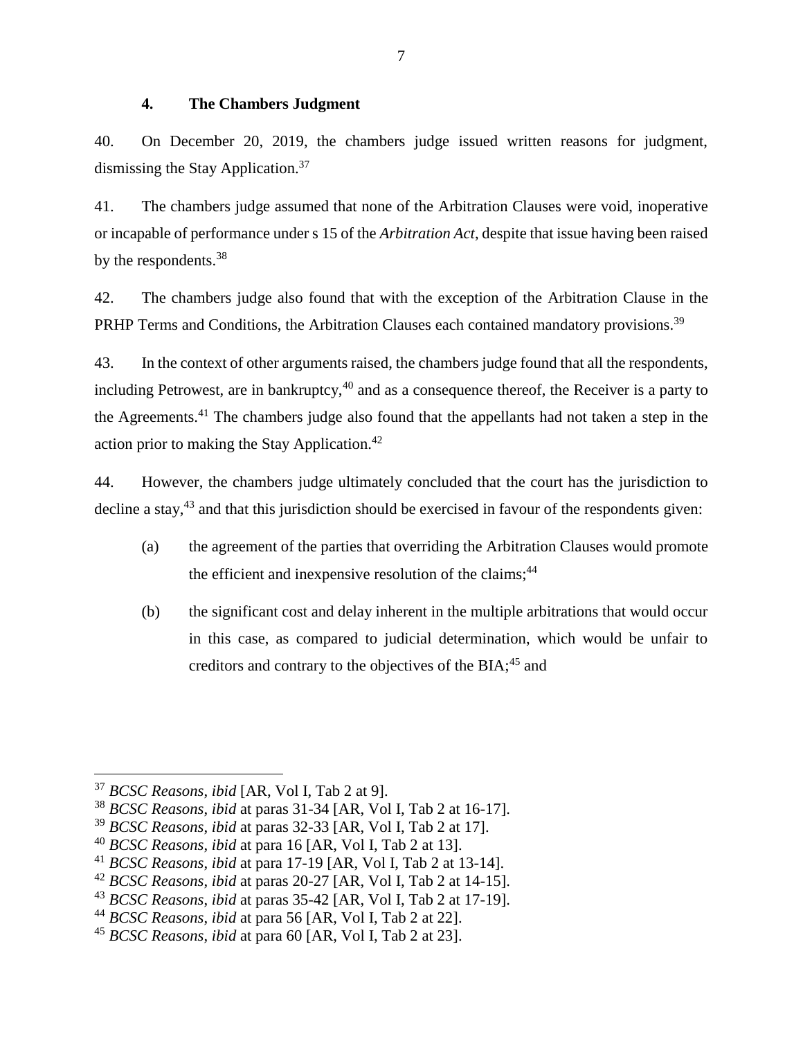#### 4. The Chambers Judgment

40. On December 20, 2019, the chambers judge issued written reasons for judgment, dismissing the Stay Application.[37]

41. The chambers judge assumed that none of the Arbitration Clauses were void, inoperative or incapable of performance under s 15 of the *Arbitration Act*, despite that issue having been raised by the respondents.[38]

42. The chambers judge also found that with the exception of the Arbitration Clause in the PRHP Terms and Conditions, the Arbitration Clauses each contained mandatory provisions.[39]

43. In the context of other arguments raised, the chambers judge found that all the respondents, including Petrowest, are in bankruptcy,[40] and as a consequence thereof, the Receiver is a party to the Agreements.[41] The chambers judge also found that the appellants had not taken a step in the action prior to making the Stay Application.[42]

44. However, the chambers judge ultimately concluded that the court has the jurisdiction to decline a stay,[43] and that this jurisdiction should be exercised in favour of the respondents given:

(a) the agreement of the parties that overriding the Arbitration Clauses would promote the efficient and inexpensive resolution of the claims;[44]

(b) the significant cost and delay inherent in the multiple arbitrations that would occur in this case, as compared to judicial determination, which would be unfair to creditors and contrary to the objectives of the BIA;[45] and

---

[37] *BCSC Reasons*, *ibid* [AR, Vol I, Tab 2 at 9].
[38] *BCSC Reasons*, *ibid* at paras 31-34 [AR, Vol I, Tab 2 at 16-17].
[39] *BCSC Reasons*, *ibid* at paras 32-33 [AR, Vol I, Tab 2 at 17].
[40] *BCSC Reasons*, *ibid* at para 16 [AR, Vol I, Tab 2 at 13].
[41] *BCSC Reasons*, *ibid* at para 17-19 [AR, Vol I, Tab 2 at 13-14].
[42] *BCSC Reasons*, *ibid* at paras 20-27 [AR, Vol I, Tab 2 at 14-15].
[43] *BCSC Reasons*, *ibid* at paras 35-42 [AR, Vol I, Tab 2 at 17-19].
[44] *BCSC Reasons*, *ibid* at para 56 [AR, Vol I, Tab 2 at 22].
[45] *BCSC Reasons*, *ibid* at para 60 [AR, Vol I, Tab 2 at 23].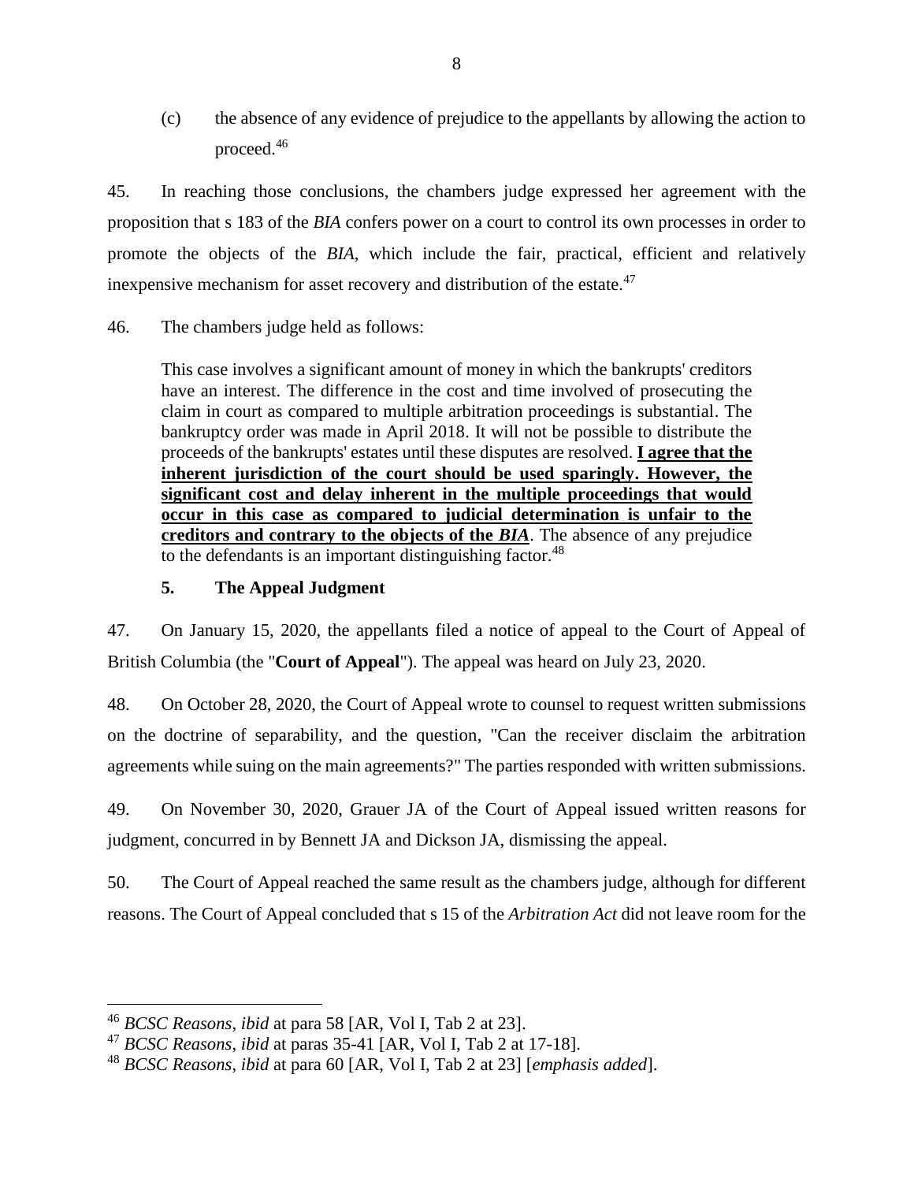(c) the absence of any evidence of prejudice to the appellants by allowing the action to proceed.[46]

45. In reaching those conclusions, the chambers judge expressed her agreement with the proposition that s 183 of the *BIA* confers power on a court to control its own processes in order to promote the objects of the *BIA*, which include the fair, practical, efficient and relatively inexpensive mechanism for asset recovery and distribution of the estate.[47]

46. The chambers judge held as follows:

> This case involves a significant amount of money in which the bankrupts' creditors have an interest. The difference in the cost and time involved of prosecuting the claim in court as compared to multiple arbitration proceedings is substantial. The bankruptcy order was made in April 2018. It will not be possible to distribute the proceeds of the bankrupts' estates until these disputes are resolved. **I agree that the inherent jurisdiction of the court should be used sparingly. However, the significant cost and delay inherent in the multiple proceedings that would occur in this case as compared to judicial determination is unfair to the creditors and contrary to the objects of the *BIA***. The absence of any prejudice to the defendants is an important distinguishing factor.[48]

### 5. The Appeal Judgment

47. On January 15, 2020, the appellants filed a notice of appeal to the Court of Appeal of British Columbia (the "**Court of Appeal**"). The appeal was heard on July 23, 2020.

48. On October 28, 2020, the Court of Appeal wrote to counsel to request written submissions on the doctrine of separability, and the question, "Can the receiver disclaim the arbitration agreements while suing on the main agreements?" The parties responded with written submissions.

49. On November 30, 2020, Grauer JA of the Court of Appeal issued written reasons for judgment, concurred in by Bennett JA and Dickson JA, dismissing the appeal.

50. The Court of Appeal reached the same result as the chambers judge, although for different reasons. The Court of Appeal concluded that s 15 of the *Arbitration Act* did not leave room for the

---

[46] *BCSC Reasons*, *ibid* at para 58 [AR, Vol I, Tab 2 at 23].

[47] *BCSC Reasons*, *ibid* at paras 35-41 [AR, Vol I, Tab 2 at 17-18].

[48] *BCSC Reasons*, *ibid* at para 60 [AR, Vol I, Tab 2 at 23] [*emphasis added*].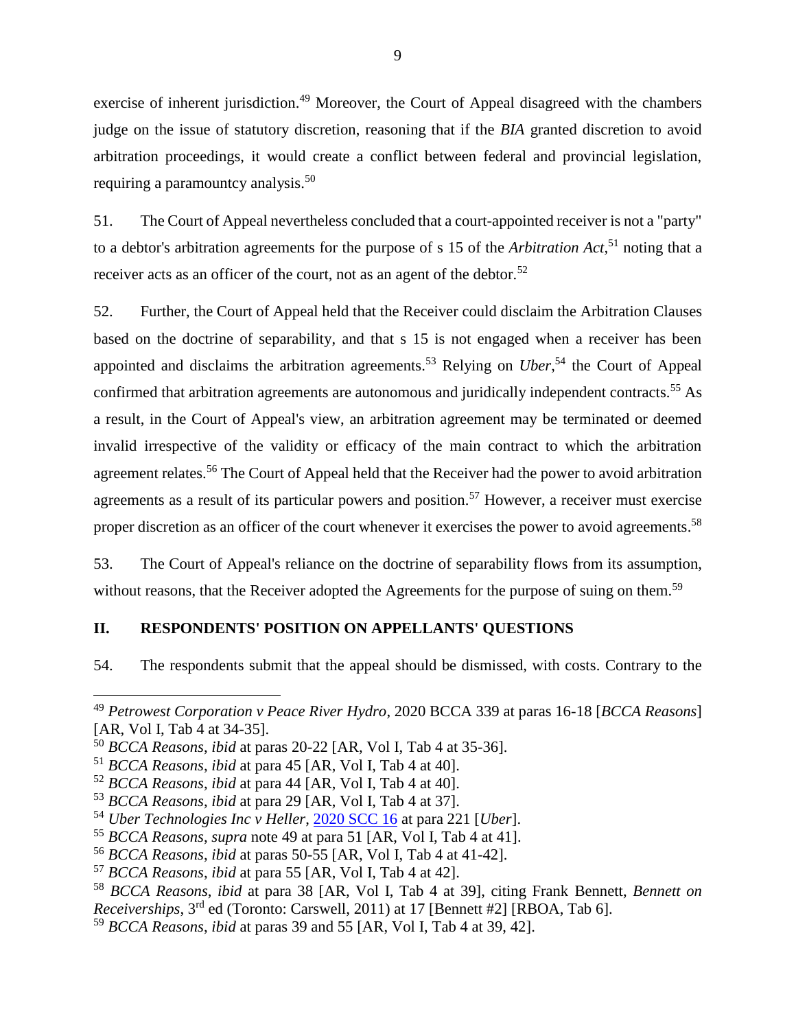exercise of inherent jurisdiction.[49] Moreover, the Court of Appeal disagreed with the chambers judge on the issue of statutory discretion, reasoning that if the *BIA* granted discretion to avoid arbitration proceedings, it would create a conflict between federal and provincial legislation, requiring a paramountcy analysis.[50]

51. The Court of Appeal nevertheless concluded that a court-appointed receiver is not a "party" to a debtor's arbitration agreements for the purpose of s 15 of the *Arbitration Act*,[51] noting that a receiver acts as an officer of the court, not as an agent of the debtor.[52]

52. Further, the Court of Appeal held that the Receiver could disclaim the Arbitration Clauses based on the doctrine of separability, and that s 15 is not engaged when a receiver has been appointed and disclaims the arbitration agreements.[53] Relying on *Uber*,[54] the Court of Appeal confirmed that arbitration agreements are autonomous and juridically independent contracts.[55] As a result, in the Court of Appeal's view, an arbitration agreement may be terminated or deemed invalid irrespective of the validity or efficacy of the main contract to which the arbitration agreement relates.[56] The Court of Appeal held that the Receiver had the power to avoid arbitration agreements as a result of its particular powers and position.[57] However, a receiver must exercise proper discretion as an officer of the court whenever it exercises the power to avoid agreements.[58]

53. The Court of Appeal's reliance on the doctrine of separability flows from its assumption, without reasons, that the Receiver adopted the Agreements for the purpose of suing on them.[59]

## II. RESPONDENTS' POSITION ON APPELLANTS' QUESTIONS

54. The respondents submit that the appeal should be dismissed, with costs. Contrary to the

---

[49] *Petrowest Corporation v Peace River Hydro*, 2020 BCCA 339 at paras 16-18 [*BCCA Reasons*] [AR, Vol I, Tab 4 at 34-35].

[50] *BCCA Reasons*, *ibid* at paras 20-22 [AR, Vol I, Tab 4 at 35-36].

[51] *BCCA Reasons*, *ibid* at para 45 [AR, Vol I, Tab 4 at 40].

[52] *BCCA Reasons*, *ibid* at para 44 [AR, Vol I, Tab 4 at 40].

[53] *BCCA Reasons*, *ibid* at para 29 [AR, Vol I, Tab 4 at 37].

[54] *Uber Technologies Inc v Heller*, 2020 SCC 16 at para 221 [*Uber*].

[55] *BCCA Reasons*, *supra* note 49 at para 51 [AR, Vol I, Tab 4 at 41].

[56] *BCCA Reasons*, *ibid* at paras 50-55 [AR, Vol I, Tab 4 at 41-42].

[57] *BCCA Reasons*, *ibid* at para 55 [AR, Vol I, Tab 4 at 42].

[58] *BCCA Reasons*, *ibid* at para 38 [AR, Vol I, Tab 4 at 39], citing Frank Bennett, *Bennett on Receiverships*, 3rd ed (Toronto: Carswell, 2011) at 17 [Bennett #2] [RBOA, Tab 6].

[59] *BCCA Reasons*, *ibid* at paras 39 and 55 [AR, Vol I, Tab 4 at 39, 42].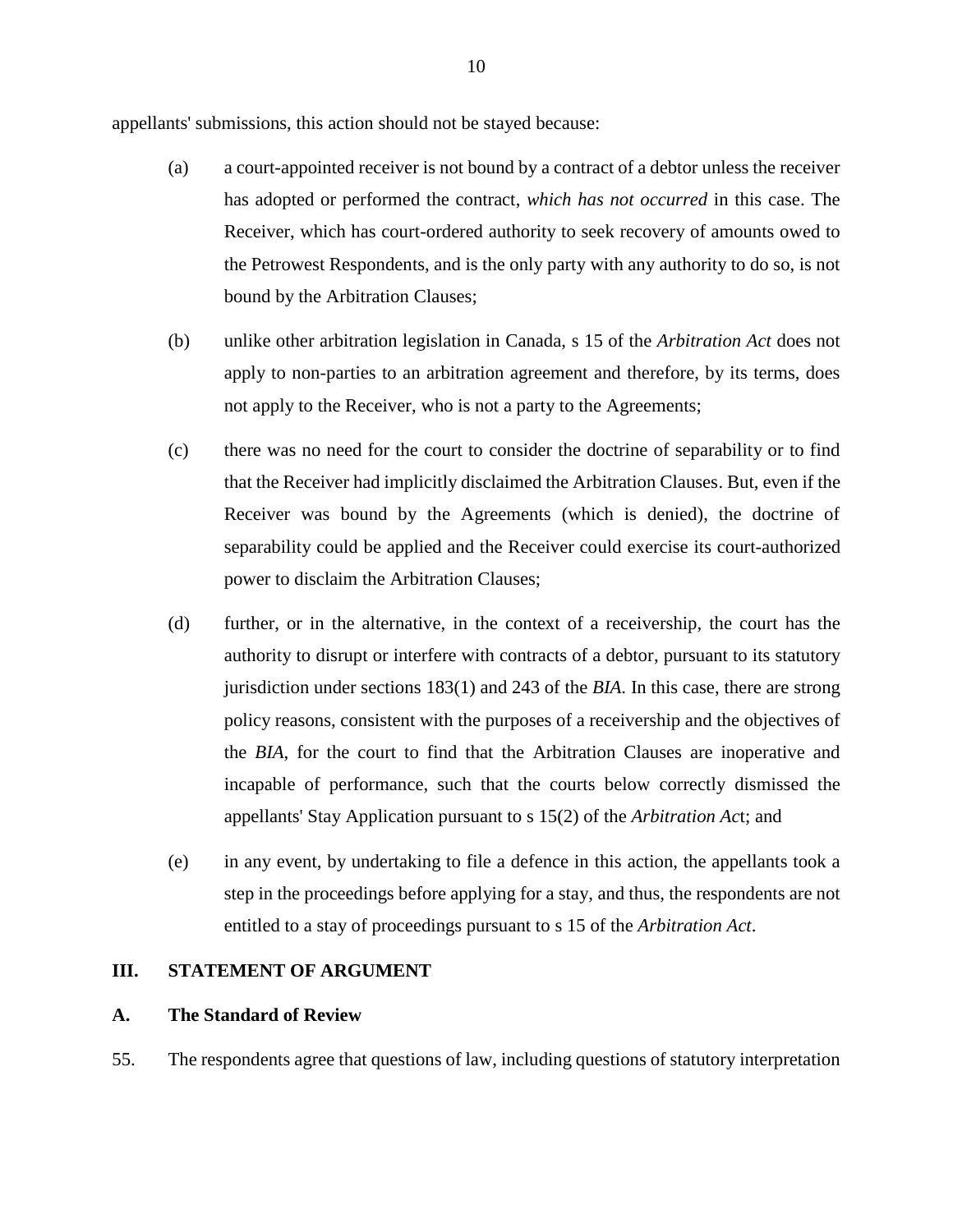appellants' submissions, this action should not be stayed because:

(a) a court-appointed receiver is not bound by a contract of a debtor unless the receiver has adopted or performed the contract, *which has not occurred* in this case. The Receiver, which has court-ordered authority to seek recovery of amounts owed to the Petrowest Respondents, and is the only party with any authority to do so, is not bound by the Arbitration Clauses;

(b) unlike other arbitration legislation in Canada, s 15 of the *Arbitration Act* does not apply to non-parties to an arbitration agreement and therefore, by its terms, does not apply to the Receiver, who is not a party to the Agreements;

(c) there was no need for the court to consider the doctrine of separability or to find that the Receiver had implicitly disclaimed the Arbitration Clauses. But, even if the Receiver was bound by the Agreements (which is denied), the doctrine of separability could be applied and the Receiver could exercise its court-authorized power to disclaim the Arbitration Clauses;

(d) further, or in the alternative, in the context of a receivership, the court has the authority to disrupt or interfere with contracts of a debtor, pursuant to its statutory jurisdiction under sections 183(1) and 243 of the *BIA*. In this case, there are strong policy reasons, consistent with the purposes of a receivership and the objectives of the *BIA*, for the court to find that the Arbitration Clauses are inoperative and incapable of performance, such that the courts below correctly dismissed the appellants' Stay Application pursuant to s 15(2) of the *Arbitration Act*; and

(e) in any event, by undertaking to file a defence in this action, the appellants took a step in the proceedings before applying for a stay, and thus, the respondents are not entitled to a stay of proceedings pursuant to s 15 of the *Arbitration Act*.

## III. STATEMENT OF ARGUMENT

### A. The Standard of Review

55. The respondents agree that questions of law, including questions of statutory interpretation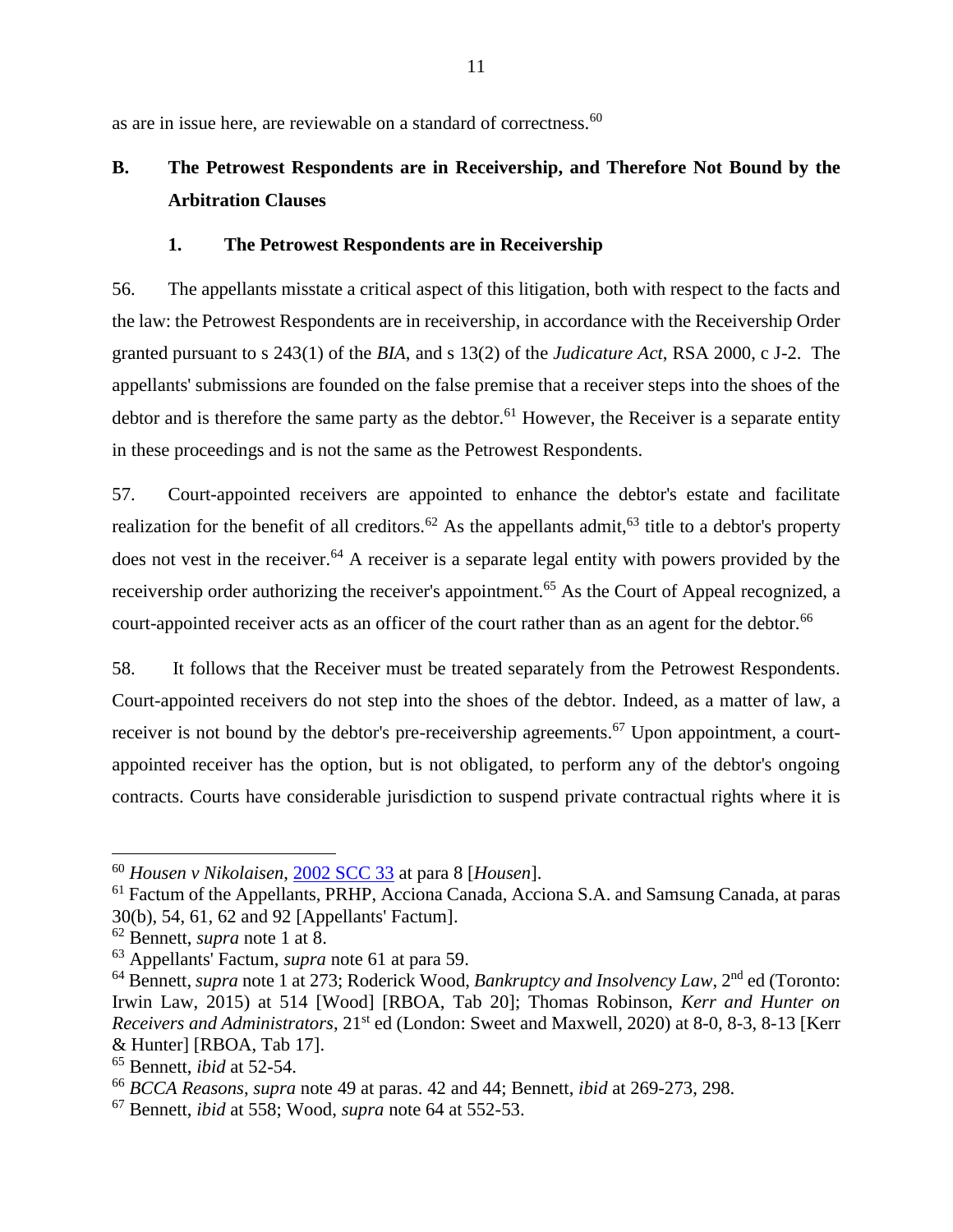as are in issue here, are reviewable on a standard of correctness.[60]

## B. The Petrowest Respondents are in Receivership, and Therefore Not Bound by the Arbitration Clauses

### 1. The Petrowest Respondents are in Receivership

56. The appellants misstate a critical aspect of this litigation, both with respect to the facts and the law: the Petrowest Respondents are in receivership, in accordance with the Receivership Order granted pursuant to s 243(1) of the *BIA*, and s 13(2) of the *Judicature Act*, RSA 2000, c J-2. The appellants' submissions are founded on the false premise that a receiver steps into the shoes of the debtor and is therefore the same party as the debtor.[61] However, the Receiver is a separate entity in these proceedings and is not the same as the Petrowest Respondents.

57. Court-appointed receivers are appointed to enhance the debtor's estate and facilitate realization for the benefit of all creditors.[62] As the appellants admit,[63] title to a debtor's property does not vest in the receiver.[64] A receiver is a separate legal entity with powers provided by the receivership order authorizing the receiver's appointment.[65] As the Court of Appeal recognized, a court-appointed receiver acts as an officer of the court rather than as an agent for the debtor.[66]

58. It follows that the Receiver must be treated separately from the Petrowest Respondents. Court-appointed receivers do not step into the shoes of the debtor. Indeed, as a matter of law, a receiver is not bound by the debtor's pre-receivership agreements.[67] Upon appointment, a court-appointed receiver has the option, but is not obligated, to perform any of the debtor's ongoing contracts. Courts have considerable jurisdiction to suspend private contractual rights where it is

---

[60] *Housen v Nikolaisen*, 2002 SCC 33 at para 8 [*Housen*].

[61] Factum of the Appellants, PRHP, Acciona Canada, Acciona S.A. and Samsung Canada, at paras 30(b), 54, 61, 62 and 92 [Appellants' Factum].

[62] Bennett, *supra* note 1 at 8.

[63] Appellants' Factum, *supra* note 61 at para 59.

[64] Bennett, *supra* note 1 at 273; Roderick Wood, *Bankruptcy and Insolvency Law*, 2nd ed (Toronto: Irwin Law, 2015) at 514 [Wood] [RBOA, Tab 20]; Thomas Robinson, *Kerr and Hunter on Receivers and Administrators*, 21st ed (London: Sweet and Maxwell, 2020) at 8-0, 8-3, 8-13 [Kerr & Hunter] [RBOA, Tab 17].

[65] Bennett, *ibid* at 52-54.

[66] *BCCA Reasons*, *supra* note 49 at paras. 42 and 44; Bennett, *ibid* at 269-273, 298.

[67] Bennett, *ibid* at 558; Wood, *supra* note 64 at 552-53.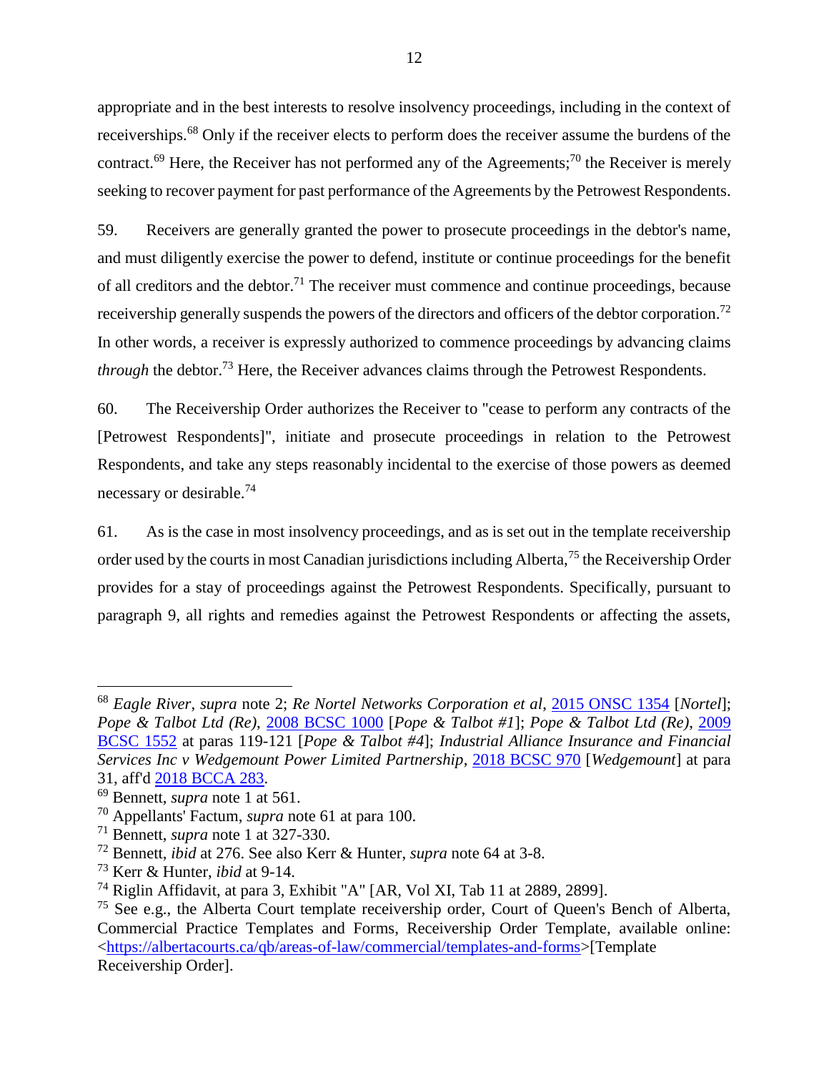appropriate and in the best interests to resolve insolvency proceedings, including in the context of receiverships.[68] Only if the receiver elects to perform does the receiver assume the burdens of the contract.[69] Here, the Receiver has not performed any of the Agreements;[70] the Receiver is merely seeking to recover payment for past performance of the Agreements by the Petrowest Respondents.

59. Receivers are generally granted the power to prosecute proceedings in the debtor's name, and must diligently exercise the power to defend, institute or continue proceedings for the benefit of all creditors and the debtor.[71] The receiver must commence and continue proceedings, because receivership generally suspends the powers of the directors and officers of the debtor corporation.[72] In other words, a receiver is expressly authorized to commence proceedings by advancing claims *through* the debtor.[73] Here, the Receiver advances claims through the Petrowest Respondents.

60. The Receivership Order authorizes the Receiver to "cease to perform any contracts of the [Petrowest Respondents]", initiate and prosecute proceedings in relation to the Petrowest Respondents, and take any steps reasonably incidental to the exercise of those powers as deemed necessary or desirable.[74]

61. As is the case in most insolvency proceedings, and as is set out in the template receivership order used by the courts in most Canadian jurisdictions including Alberta,[75] the Receivership Order provides for a stay of proceedings against the Petrowest Respondents. Specifically, pursuant to paragraph 9, all rights and remedies against the Petrowest Respondents or affecting the assets,

---

[68] *Eagle River*, *supra* note 2; *Re Nortel Networks Corporation et al*, 2015 ONSC 1354 [*Nortel*]; *Pope & Talbot Ltd (Re)*, 2008 BCSC 1000 [*Pope & Talbot #1*]; *Pope & Talbot Ltd (Re)*, 2009 BCSC 1552 at paras 119-121 [*Pope & Talbot #4*]; *Industrial Alliance Insurance and Financial Services Inc v Wedgemount Power Limited Partnership*, 2018 BCSC 970 [*Wedgemount*] at para 31, aff'd 2018 BCCA 283.

[69] Bennett, *supra* note 1 at 561.

[70] Appellants' Factum, *supra* note 61 at para 100.

[71] Bennett, *supra* note 1 at 327-330.

[72] Bennett, *ibid* at 276. See also Kerr & Hunter, *supra* note 64 at 3-8.

[73] Kerr & Hunter, *ibid* at 9-14.

[74] Riglin Affidavit, at para 3, Exhibit "A" [AR, Vol XI, Tab 11 at 2889, 2899].

[75] See e.g., the Alberta Court template receivership order, Court of Queen's Bench of Alberta, Commercial Practice Templates and Forms, Receivership Order Template, available online: <https://albertacourts.ca/qb/areas-of-law/commercial/templates-and-forms>[Template Receivership Order].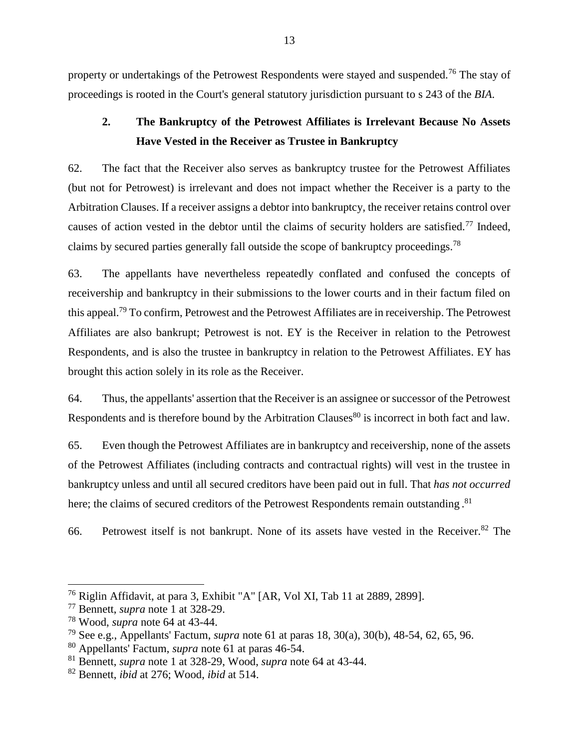property or undertakings of the Petrowest Respondents were stayed and suspended.[76] The stay of proceedings is rooted in the Court's general statutory jurisdiction pursuant to s 243 of the *BIA*.

### 2. The Bankruptcy of the Petrowest Affiliates is Irrelevant Because No Assets Have Vested in the Receiver as Trustee in Bankruptcy

62. The fact that the Receiver also serves as bankruptcy trustee for the Petrowest Affiliates (but not for Petrowest) is irrelevant and does not impact whether the Receiver is a party to the Arbitration Clauses. If a receiver assigns a debtor into bankruptcy, the receiver retains control over causes of action vested in the debtor until the claims of security holders are satisfied.[77] Indeed, claims by secured parties generally fall outside the scope of bankruptcy proceedings.[78]

63. The appellants have nevertheless repeatedly conflated and confused the concepts of receivership and bankruptcy in their submissions to the lower courts and in their factum filed on this appeal.[79] To confirm, Petrowest and the Petrowest Affiliates are in receivership. The Petrowest Affiliates are also bankrupt; Petrowest is not. EY is the Receiver in relation to the Petrowest Respondents, and is also the trustee in bankruptcy in relation to the Petrowest Affiliates. EY has brought this action solely in its role as the Receiver.

64. Thus, the appellants' assertion that the Receiver is an assignee or successor of the Petrowest Respondents and is therefore bound by the Arbitration Clauses[80] is incorrect in both fact and law.

65. Even though the Petrowest Affiliates are in bankruptcy and receivership, none of the assets of the Petrowest Affiliates (including contracts and contractual rights) will vest in the trustee in bankruptcy unless and until all secured creditors have been paid out in full. That *has not occurred* here; the claims of secured creditors of the Petrowest Respondents remain outstanding .[81]

66. Petrowest itself is not bankrupt. None of its assets have vested in the Receiver.[82] The

---

[76] Riglin Affidavit, at para 3, Exhibit "A" [AR, Vol XI, Tab 11 at 2889, 2899].

[77] Bennett, *supra* note 1 at 328-29.

[78] Wood, *supra* note 64 at 43-44.

[79] See e.g., Appellants' Factum, *supra* note 61 at paras 18, 30(a), 30(b), 48-54, 62, 65, 96.

[80] Appellants' Factum, *supra* note 61 at paras 46-54.

[81] Bennett, *supra* note 1 at 328-29, Wood, *supra* note 64 at 43-44.

[82] Bennett, *ibid* at 276; Wood, *ibid* at 514.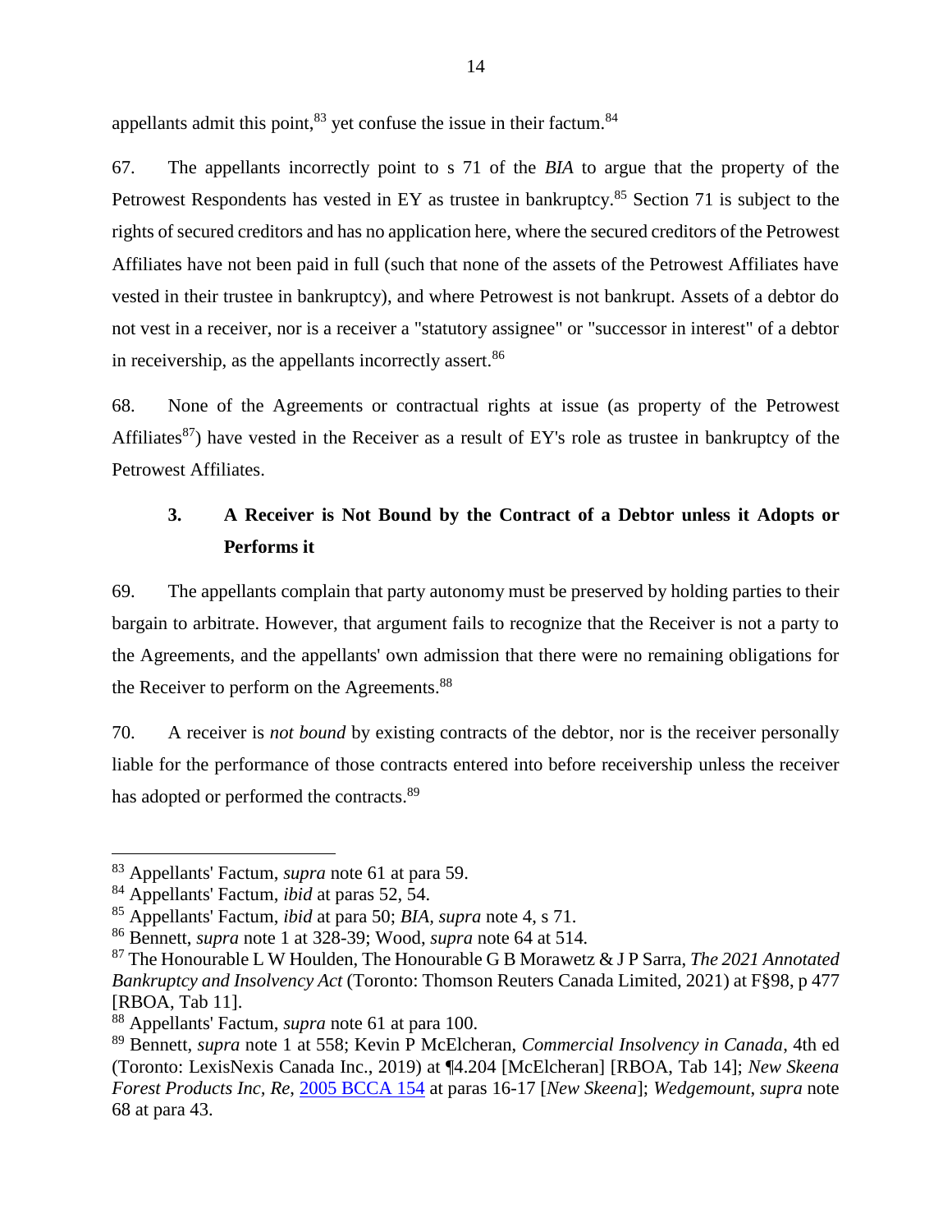appellants admit this point,[83] yet confuse the issue in their factum.[84]

67. The appellants incorrectly point to s 71 of the *BIA* to argue that the property of the Petrowest Respondents has vested in EY as trustee in bankruptcy.[85] Section 71 is subject to the rights of secured creditors and has no application here, where the secured creditors of the Petrowest Affiliates have not been paid in full (such that none of the assets of the Petrowest Affiliates have vested in their trustee in bankruptcy), and where Petrowest is not bankrupt. Assets of a debtor do not vest in a receiver, nor is a receiver a "statutory assignee" or "successor in interest" of a debtor in receivership, as the appellants incorrectly assert.[86]

68. None of the Agreements or contractual rights at issue (as property of the Petrowest Affiliates[87]) have vested in the Receiver as a result of EY's role as trustee in bankruptcy of the Petrowest Affiliates.

### 3. A Receiver is Not Bound by the Contract of a Debtor unless it Adopts or Performs it

69. The appellants complain that party autonomy must be preserved by holding parties to their bargain to arbitrate. However, that argument fails to recognize that the Receiver is not a party to the Agreements, and the appellants' own admission that there were no remaining obligations for the Receiver to perform on the Agreements.[88]

70. A receiver is *not bound* by existing contracts of the debtor, nor is the receiver personally liable for the performance of those contracts entered into before receivership unless the receiver has adopted or performed the contracts.[89]

---

[83] Appellants' Factum, *supra* note 61 at para 59.

[84] Appellants' Factum, *ibid* at paras 52, 54.

[85] Appellants' Factum, *ibid* at para 50; *BIA, supra* note 4, s 71.

[86] Bennett, *supra* note 1 at 328-39; Wood, *supra* note 64 at 514.

[87] The Honourable L W Houlden, The Honourable G B Morawetz & J P Sarra, *The 2021 Annotated Bankruptcy and Insolvency Act* (Toronto: Thomson Reuters Canada Limited, 2021) at F§98, p 477 [RBOA, Tab 11].

[88] Appellants' Factum, *supra* note 61 at para 100.

[89] Bennett, *supra* note 1 at 558; Kevin P McElcheran, *Commercial Insolvency in Canada*, 4th ed (Toronto: LexisNexis Canada Inc., 2019) at ¶4.204 [McElcheran] [RBOA, Tab 14]; *New Skeena Forest Products Inc, Re*, 2005 BCCA 154 at paras 16-17 [*New Skeena*]; *Wedgemount*, *supra* note 68 at para 43.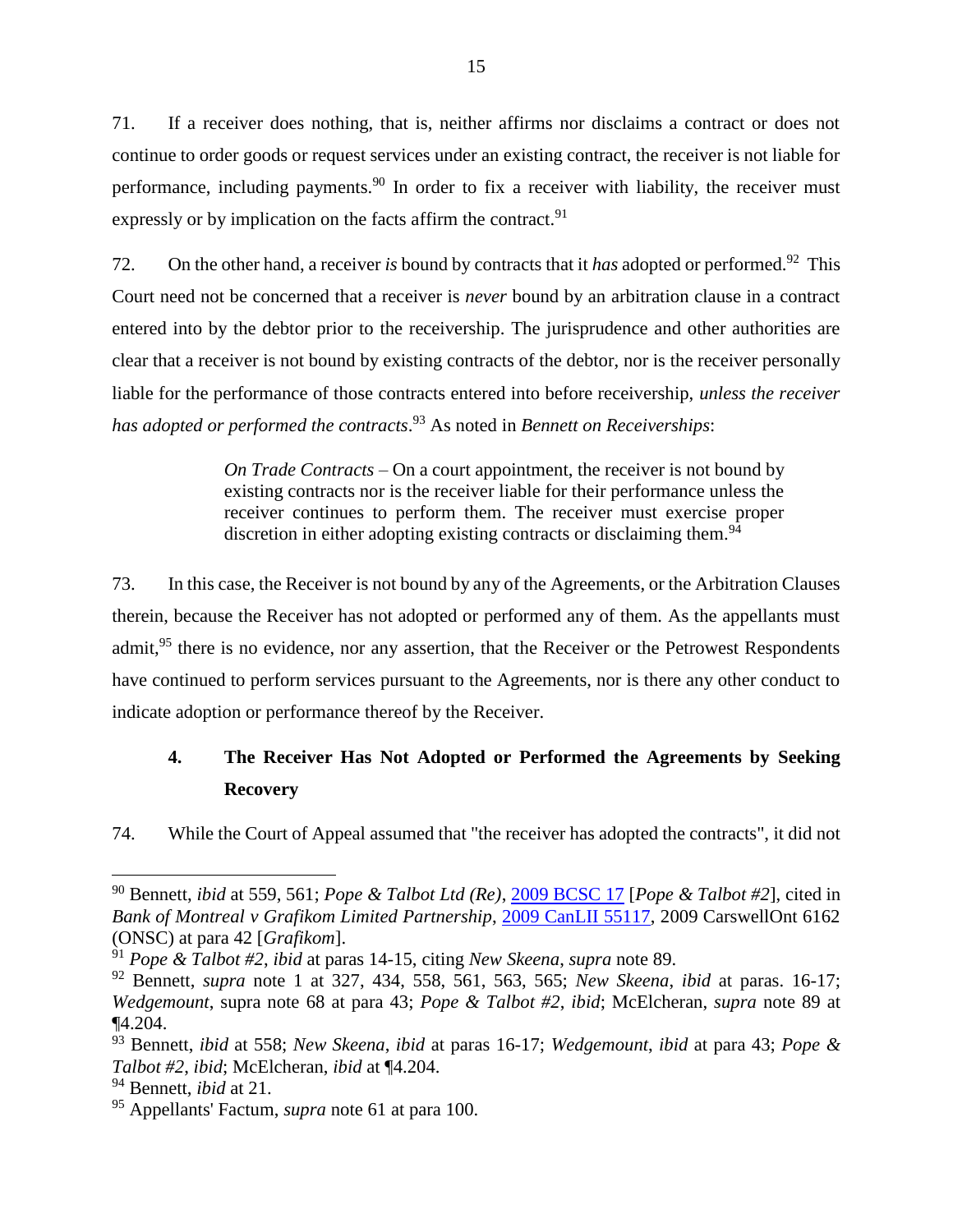71. If a receiver does nothing, that is, neither affirms nor disclaims a contract or does not continue to order goods or request services under an existing contract, the receiver is not liable for performance, including payments.[90] In order to fix a receiver with liability, the receiver must expressly or by implication on the facts affirm the contract.[91]

72. On the other hand, a receiver *is* bound by contracts that it *has* adopted or performed.[92] This Court need not be concerned that a receiver is *never* bound by an arbitration clause in a contract entered into by the debtor prior to the receivership. The jurisprudence and other authorities are clear that a receiver is not bound by existing contracts of the debtor, nor is the receiver personally liable for the performance of those contracts entered into before receivership, *unless the receiver has adopted or performed the contracts*.[93] As noted in *Bennett on Receiverships*:

> *On Trade Contracts* – On a court appointment, the receiver is not bound by existing contracts nor is the receiver liable for their performance unless the receiver continues to perform them. The receiver must exercise proper discretion in either adopting existing contracts or disclaiming them.[94]

73. In this case, the Receiver is not bound by any of the Agreements, or the Arbitration Clauses therein, because the Receiver has not adopted or performed any of them. As the appellants must admit,[95] there is no evidence, nor any assertion, that the Receiver or the Petrowest Respondents have continued to perform services pursuant to the Agreements, nor is there any other conduct to indicate adoption or performance thereof by the Receiver.

### 4. The Receiver Has Not Adopted or Performed the Agreements by Seeking Recovery

74. While the Court of Appeal assumed that "the receiver has adopted the contracts", it did not

---

[90] Bennett, *ibid* at 559, 561; *Pope & Talbot Ltd (Re)*, 2009 BCSC 17 [*Pope & Talbot #2*], cited in *Bank of Montreal v Grafikom Limited Partnership*, 2009 CanLII 55117, 2009 CarswellOnt 6162 (ONSC) at para 42 [*Grafikom*].

[91] *Pope & Talbot #2*, *ibid* at paras 14-15, citing *New Skeena*, *supra* note 89.

[92] Bennett, *supra* note 1 at 327, 434, 558, 561, 563, 565; *New Skeena*, *ibid* at paras. 16-17; *Wedgemount*, supra note 68 at para 43; *Pope & Talbot #2*, *ibid*; McElcheran, *supra* note 89 at ¶4.204.

[93] Bennett, *ibid* at 558; *New Skeena*, *ibid* at paras 16-17; *Wedgemount*, *ibid* at para 43; *Pope & Talbot #2*, *ibid*; McElcheran, *ibid* at ¶4.204.

[94] Bennett, *ibid* at 21.

[95] Appellants' Factum, *supra* note 61 at para 100.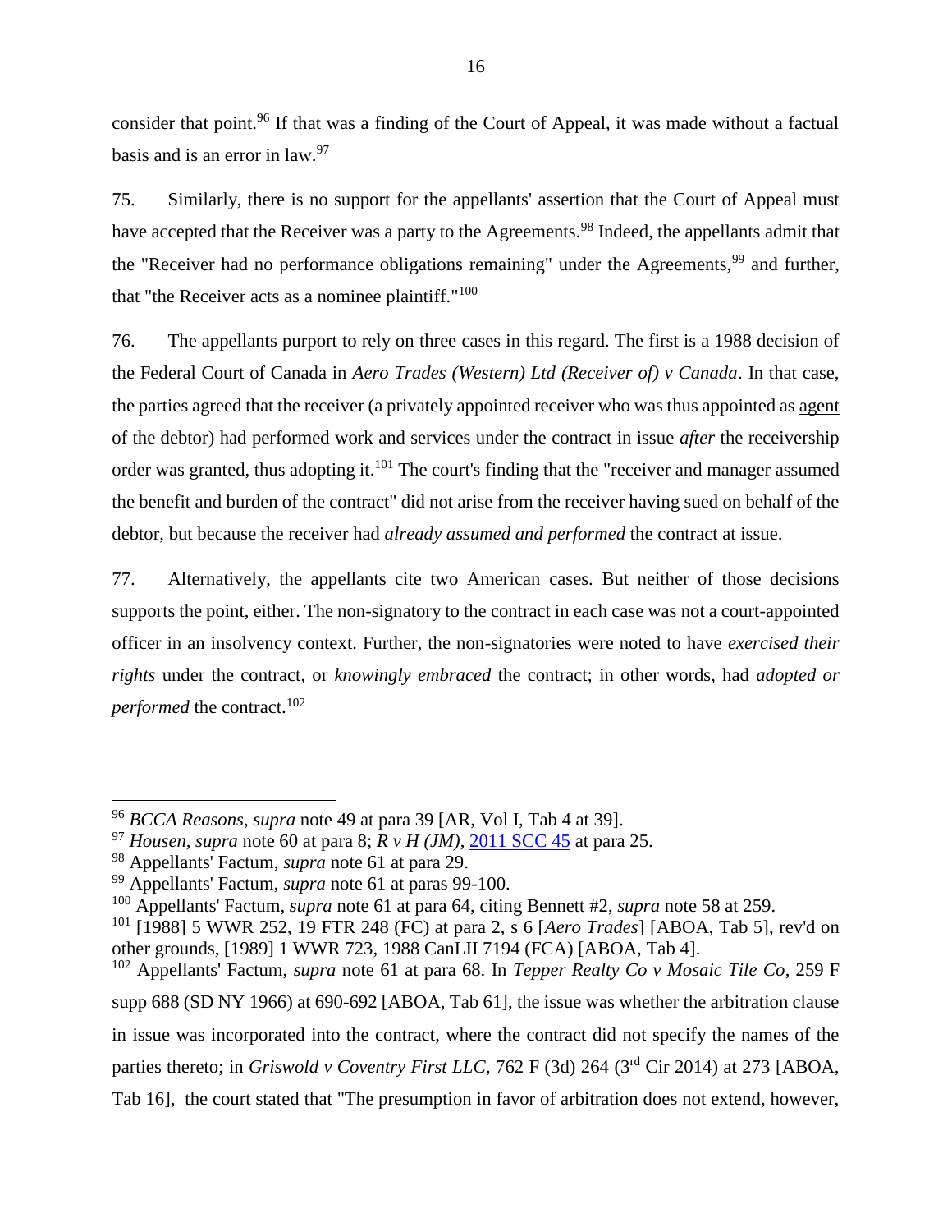consider that point.[96] If that was a finding of the Court of Appeal, it was made without a factual basis and is an error in law.[97]

75. Similarly, there is no support for the appellants' assertion that the Court of Appeal must have accepted that the Receiver was a party to the Agreements.[98] Indeed, the appellants admit that the "Receiver had no performance obligations remaining" under the Agreements,[99] and further, that "the Receiver acts as a nominee plaintiff."[100]

76. The appellants purport to rely on three cases in this regard. The first is a 1988 decision of the Federal Court of Canada in *Aero Trades (Western) Ltd (Receiver of) v Canada*. In that case, the parties agreed that the receiver (a privately appointed receiver who was thus appointed as <u>agent</u> of the debtor) had performed work and services under the contract in issue *after* the receivership order was granted, thus adopting it.[101] The court's finding that the "receiver and manager assumed the benefit and burden of the contract" did not arise from the receiver having sued on behalf of the debtor, but because the receiver had *already assumed and performed* the contract at issue.

77. Alternatively, the appellants cite two American cases. But neither of those decisions supports the point, either. The non-signatory to the contract in each case was not a court-appointed officer in an insolvency context. Further, the non-signatories were noted to have *exercised their rights* under the contract, or *knowingly embraced* the contract; in other words, had *adopted or performed* the contract.[102]

---

[96] *BCCA Reasons*, *supra* note 49 at para 39 [AR, Vol I, Tab 4 at 39].

[97] *Housen*, *supra* note 60 at para 8; *R v H (JM)*, 2011 SCC 45 at para 25.

[98] Appellants' Factum, *supra* note 61 at para 29.

[99] Appellants' Factum, *supra* note 61 at paras 99-100.

[100] Appellants' Factum, *supra* note 61 at para 64, citing Bennett #2, *supra* note 58 at 259.

[101] [1988] 5 WWR 252, 19 FTR 248 (FC) at para 2, s 6 [*Aero Trades*] [ABOA, Tab 5], rev'd on other grounds, [1989] 1 WWR 723, 1988 CanLII 7194 (FCA) [ABOA, Tab 4].

[102] Appellants' Factum, *supra* note 61 at para 68. In *Tepper Realty Co v Mosaic Tile Co*, 259 F supp 688 (SD NY 1966) at 690-692 [ABOA, Tab 61], the issue was whether the arbitration clause in issue was incorporated into the contract, where the contract did not specify the names of the parties thereto; in *Griswold v Coventry First LLC,* 762 F (3d) 264 (3rd Cir 2014) at 273 [ABOA, Tab 16], the court stated that "The presumption in favor of arbitration does not extend, however,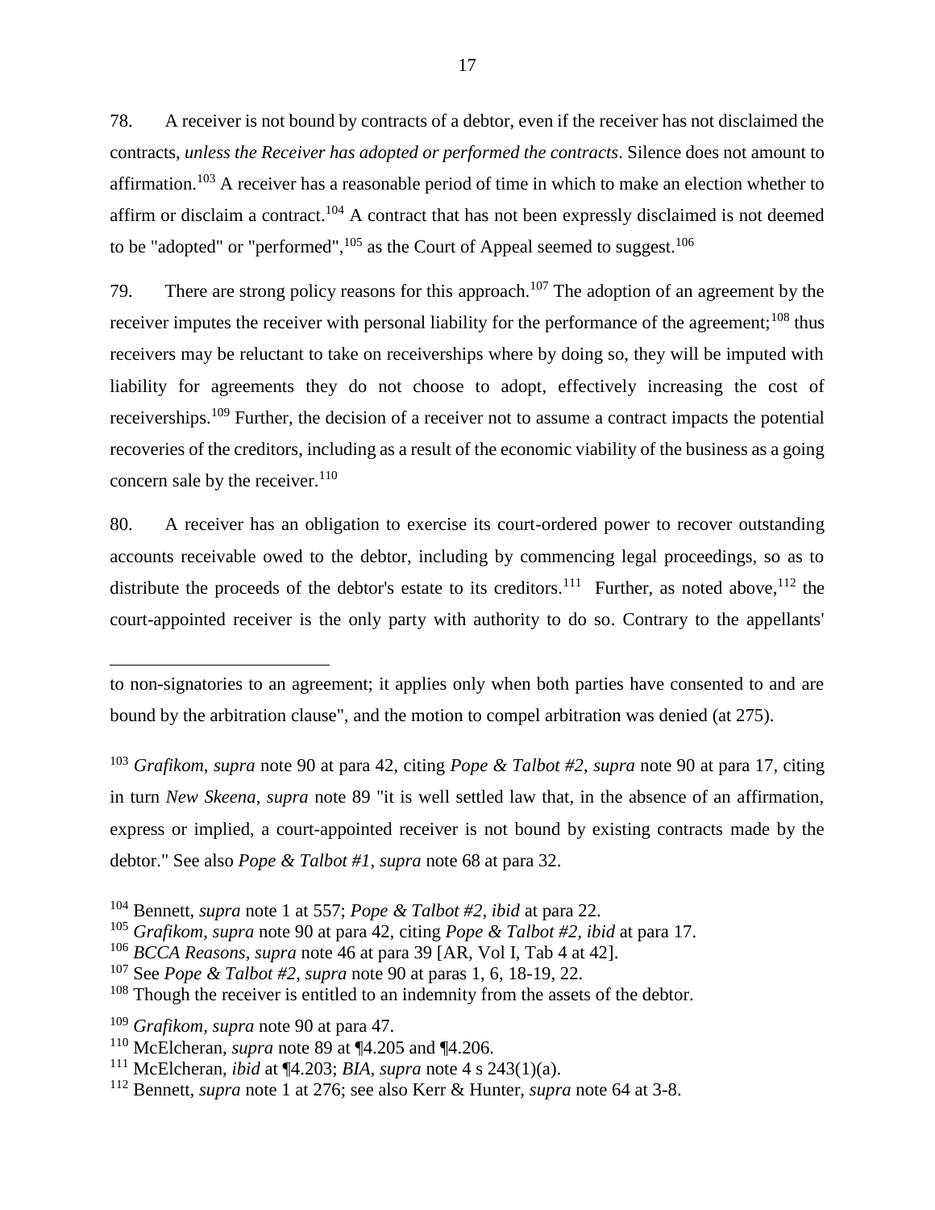78. A receiver is not bound by contracts of a debtor, even if the receiver has not disclaimed the contracts, *unless the Receiver has adopted or performed the contracts*. Silence does not amount to affirmation.[103] A receiver has a reasonable period of time in which to make an election whether to affirm or disclaim a contract.[104] A contract that has not been expressly disclaimed is not deemed to be "adopted" or "performed",[105] as the Court of Appeal seemed to suggest.[106]

79. There are strong policy reasons for this approach.[107] The adoption of an agreement by the receiver imputes the receiver with personal liability for the performance of the agreement;[108] thus receivers may be reluctant to take on receiverships where by doing so, they will be imputed with liability for agreements they do not choose to adopt, effectively increasing the cost of receiverships.[109] Further, the decision of a receiver not to assume a contract impacts the potential recoveries of the creditors, including as a result of the economic viability of the business as a going concern sale by the receiver.[110]

80. A receiver has an obligation to exercise its court-ordered power to recover outstanding accounts receivable owed to the debtor, including by commencing legal proceedings, so as to distribute the proceeds of the debtor's estate to its creditors.[111] Further, as noted above,[112] the court-appointed receiver is the only party with authority to do so. Contrary to the appellants'

---

to non-signatories to an agreement; it applies only when both parties have consented to and are bound by the arbitration clause", and the motion to compel arbitration was denied (at 275).

[103] *Grafikom*, *supra* note 90 at para 42, citing *Pope & Talbot #2*, *supra* note 90 at para 17, citing in turn *New Skeena*, *supra* note 89 "it is well settled law that, in the absence of an affirmation, express or implied, a court-appointed receiver is not bound by existing contracts made by the debtor." See also *Pope & Talbot #1*, *supra* note 68 at para 32.

[104] Bennett, *supra* note 1 at 557; *Pope & Talbot #2*, *ibid* at para 22.

[105] *Grafikom, supra* note 90 at para 42, citing *Pope & Talbot #2, ibid* at para 17.

[106] *BCCA Reasons*, *supra* note 46 at para 39 [AR, Vol I, Tab 4 at 42].

[107] See *Pope & Talbot #2*, *supra* note 90 at paras 1, 6, 18-19, 22.

[108] Though the receiver is entitled to an indemnity from the assets of the debtor.

[109] *Grafikom, supra* note 90 at para 47.

[110] McElcheran, *supra* note 89 at ¶4.205 and ¶4.206.

[111] McElcheran, *ibid* at ¶4.203; *BIA*, *supra* note 4 s 243(1)(a).

[112] Bennett, *supra* note 1 at 276; see also Kerr & Hunter, *supra* note 64 at 3-8.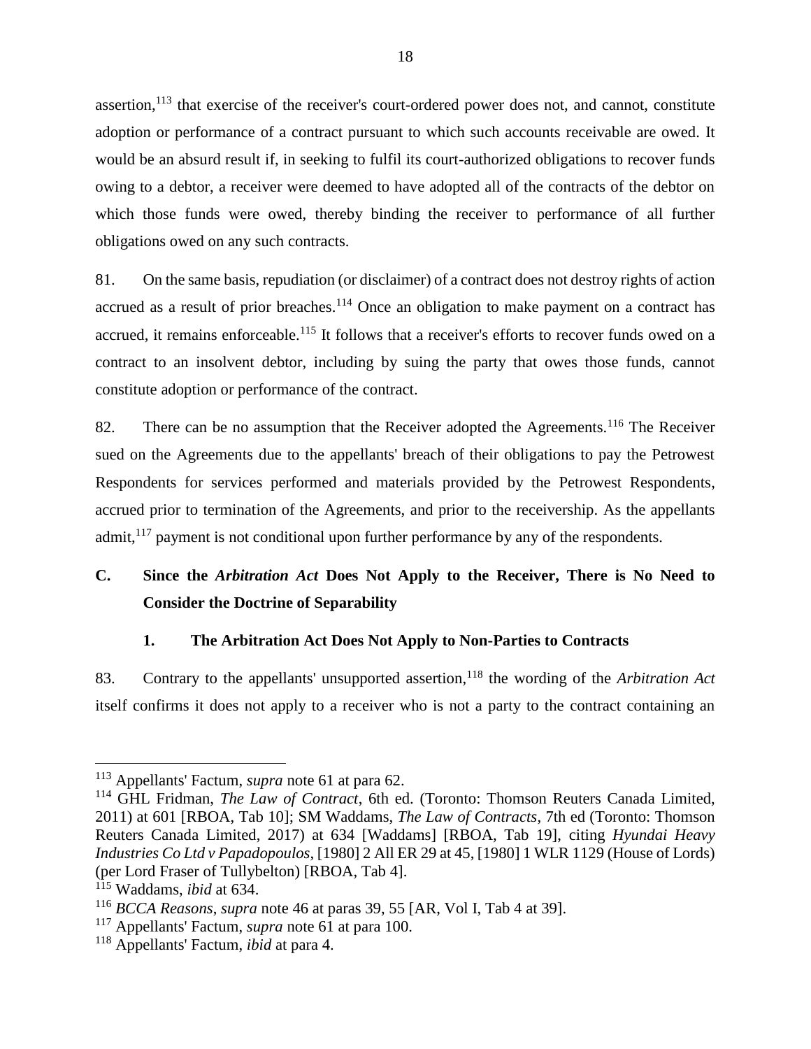assertion,[113] that exercise of the receiver's court-ordered power does not, and cannot, constitute adoption or performance of a contract pursuant to which such accounts receivable are owed. It would be an absurd result if, in seeking to fulfil its court-authorized obligations to recover funds owing to a debtor, a receiver were deemed to have adopted all of the contracts of the debtor on which those funds were owed, thereby binding the receiver to performance of all further obligations owed on any such contracts.

81. On the same basis, repudiation (or disclaimer) of a contract does not destroy rights of action accrued as a result of prior breaches.[114] Once an obligation to make payment on a contract has accrued, it remains enforceable.[115] It follows that a receiver's efforts to recover funds owed on a contract to an insolvent debtor, including by suing the party that owes those funds, cannot constitute adoption or performance of the contract.

82. There can be no assumption that the Receiver adopted the Agreements.[116] The Receiver sued on the Agreements due to the appellants' breach of their obligations to pay the Petrowest Respondents for services performed and materials provided by the Petrowest Respondents, accrued prior to termination of the Agreements, and prior to the receivership. As the appellants admit,[117] payment is not conditional upon further performance by any of the respondents.

## C. Since the *Arbitration Act* Does Not Apply to the Receiver, There is No Need to Consider the Doctrine of Separability

### 1. The Arbitration Act Does Not Apply to Non-Parties to Contracts

83. Contrary to the appellants' unsupported assertion,[118] the wording of the *Arbitration Act* itself confirms it does not apply to a receiver who is not a party to the contract containing an

---

[113] Appellants' Factum, *supra* note 61 at para 62.

[114] GHL Fridman, *The Law of Contract*, 6th ed. (Toronto: Thomson Reuters Canada Limited, 2011) at 601 [RBOA, Tab 10]; SM Waddams, *The Law of Contracts*, 7th ed (Toronto: Thomson Reuters Canada Limited, 2017) at 634 [Waddams] [RBOA, Tab 19], citing *Hyundai Heavy Industries Co Ltd v Papadopoulos*, [1980] 2 All ER 29 at 45, [1980] 1 WLR 1129 (House of Lords) (per Lord Fraser of Tullybelton) [RBOA, Tab 4].

[115] Waddams, *ibid* at 634.

[116] *BCCA Reasons*, *supra* note 46 at paras 39, 55 [AR, Vol I, Tab 4 at 39].

[117] Appellants' Factum, *supra* note 61 at para 100.

[118] Appellants' Factum, *ibid* at para 4.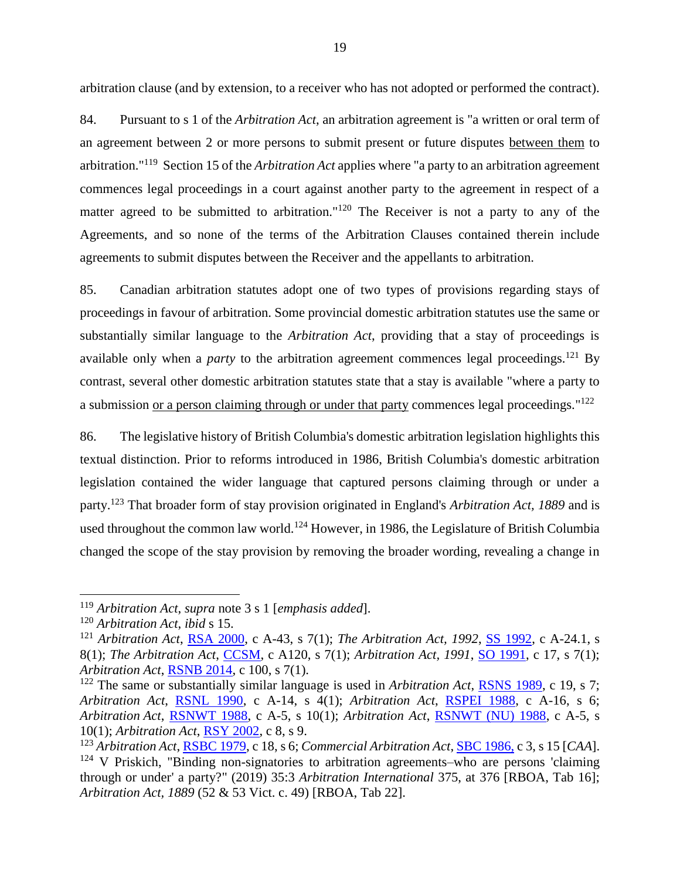arbitration clause (and by extension, to a receiver who has not adopted or performed the contract).

84. Pursuant to s 1 of the *Arbitration Act*, an arbitration agreement is "a written or oral term of an agreement between 2 or more persons to submit present or future disputes <u>between them</u> to arbitration."[119] Section 15 of the *Arbitration Act* applies where "a party to an arbitration agreement commences legal proceedings in a court against another party to the agreement in respect of a matter agreed to be submitted to arbitration."[120] The Receiver is not a party to any of the Agreements, and so none of the terms of the Arbitration Clauses contained therein include agreements to submit disputes between the Receiver and the appellants to arbitration.

85. Canadian arbitration statutes adopt one of two types of provisions regarding stays of proceedings in favour of arbitration. Some provincial domestic arbitration statutes use the same or substantially similar language to the *Arbitration Act*, providing that a stay of proceedings is available only when a *party* to the arbitration agreement commences legal proceedings.[121] By contrast, several other domestic arbitration statutes state that a stay is available "where a party to a submission <u>or a person claiming through or under that party</u> commences legal proceedings."[122]

86. The legislative history of British Columbia's domestic arbitration legislation highlights this textual distinction. Prior to reforms introduced in 1986, British Columbia's domestic arbitration legislation contained the wider language that captured persons claiming through or under a party.[123] That broader form of stay provision originated in England's *Arbitration Act, 1889* and is used throughout the common law world.[124] However, in 1986, the Legislature of British Columbia changed the scope of the stay provision by removing the broader wording, revealing a change in

---

[119] *Arbitration Act*, *supra* note 3 s 1 [*emphasis added*].

[120] *Arbitration Act*, *ibid* s 15.

[121] *Arbitration Act*, RSA 2000, c A-43, s 7(1); *The Arbitration Act, 1992*, SS 1992, c A-24.1, s 8(1); *The Arbitration Act*, CCSM, c A120, s 7(1); *Arbitration Act, 1991*, SO 1991, c 17, s 7(1); *Arbitration Act*, RSNB 2014, c 100, s 7(1).

[122] The same or substantially similar language is used in *Arbitration Act*, RSNS 1989, c 19, s 7; *Arbitration Act*, RSNL 1990, c A-14, s 4(1); *Arbitration Act*, RSPEI 1988, c A-16, s 6; *Arbitration Act*, RSNWT 1988, c A-5, s 10(1); *Arbitration Act*, RSNWT (NU) 1988, c A-5, s 10(1); *Arbitration Act*, RSY 2002, c 8, s 9.

[123] *Arbitration Act*, RSBC 1979, c 18, s 6; *Commercial Arbitration Act*, SBC 1986, c 3, s 15 [*CAA*].

[124] V Priskich, "Binding non-signatories to arbitration agreements–who are persons 'claiming through or under' a party?" (2019) 35:3 *Arbitration International* 375, at 376 [RBOA, Tab 16]; *Arbitration Act, 1889* (52 & 53 Vict. c. 49) [RBOA, Tab 22].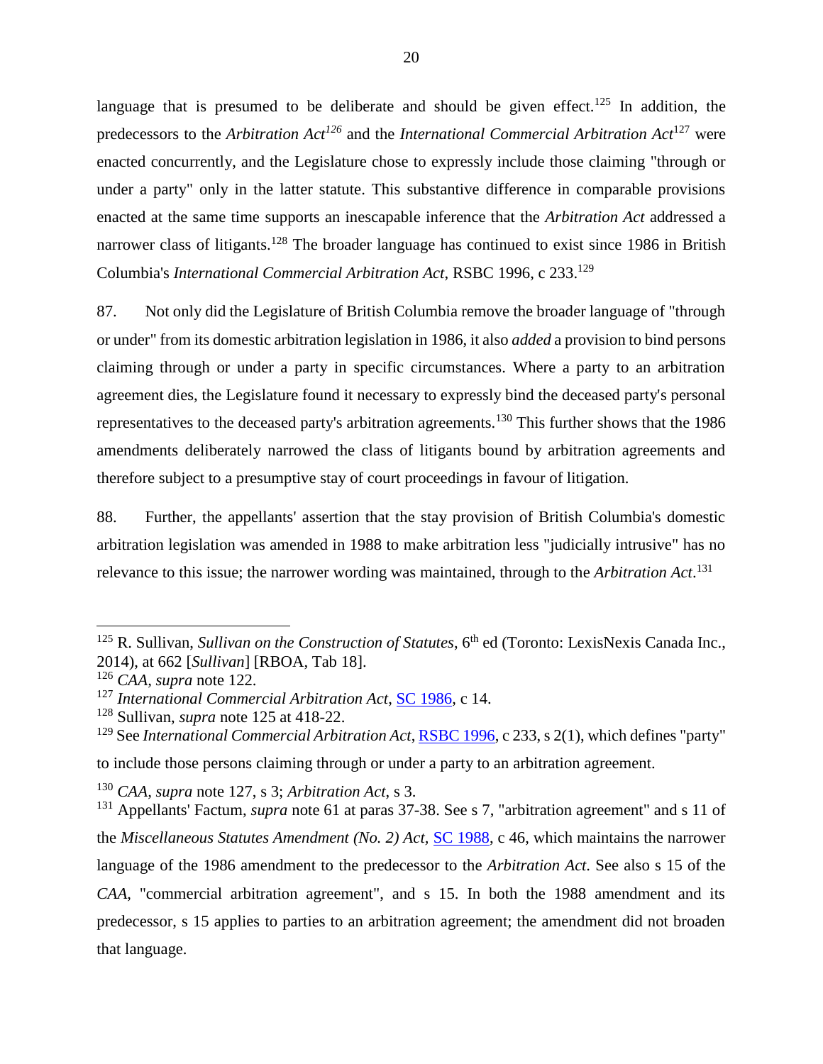language that is presumed to be deliberate and should be given effect.[125] In addition, the predecessors to the *Arbitration Act*[126] and the *International Commercial Arbitration Act*[127] were enacted concurrently, and the Legislature chose to expressly include those claiming "through or under a party" only in the latter statute. This substantive difference in comparable provisions enacted at the same time supports an inescapable inference that the *Arbitration Act* addressed a narrower class of litigants.[128] The broader language has continued to exist since 1986 in British Columbia's *International Commercial Arbitration Act*, RSBC 1996, c 233.[129]

87. Not only did the Legislature of British Columbia remove the broader language of "through or under" from its domestic arbitration legislation in 1986, it also *added* a provision to bind persons claiming through or under a party in specific circumstances. Where a party to an arbitration agreement dies, the Legislature found it necessary to expressly bind the deceased party's personal representatives to the deceased party's arbitration agreements.[130] This further shows that the 1986 amendments deliberately narrowed the class of litigants bound by arbitration agreements and therefore subject to a presumptive stay of court proceedings in favour of litigation.

88. Further, the appellants' assertion that the stay provision of British Columbia's domestic arbitration legislation was amended in 1988 to make arbitration less "judicially intrusive" has no relevance to this issue; the narrower wording was maintained, through to the *Arbitration Act*.[131]

---

[125] R. Sullivan, *Sullivan on the Construction of Statutes*, 6th ed (Toronto: LexisNexis Canada Inc., 2014), at 662 [*Sullivan*] [RBOA, Tab 18].

[126] *CAA, supra* note 122.

[127] *International Commercial Arbitration Act*, SC 1986, c 14.

[128] Sullivan, *supra* note 125 at 418-22.

[129] See *International Commercial Arbitration Act*, RSBC 1996, c 233, s 2(1), which defines "party" to include those persons claiming through or under a party to an arbitration agreement.

[130] *CAA, supra* note 127, s 3; *Arbitration Act*, s 3.

[131] Appellants' Factum, *supra* note 61 at paras 37-38. See s 7, "arbitration agreement" and s 11 of the *Miscellaneous Statutes Amendment (No. 2) Act*, SC 1988, c 46, which maintains the narrower language of the 1986 amendment to the predecessor to the *Arbitration Act*. See also s 15 of the *CAA*, "commercial arbitration agreement", and s 15. In both the 1988 amendment and its predecessor, s 15 applies to parties to an arbitration agreement; the amendment did not broaden that language.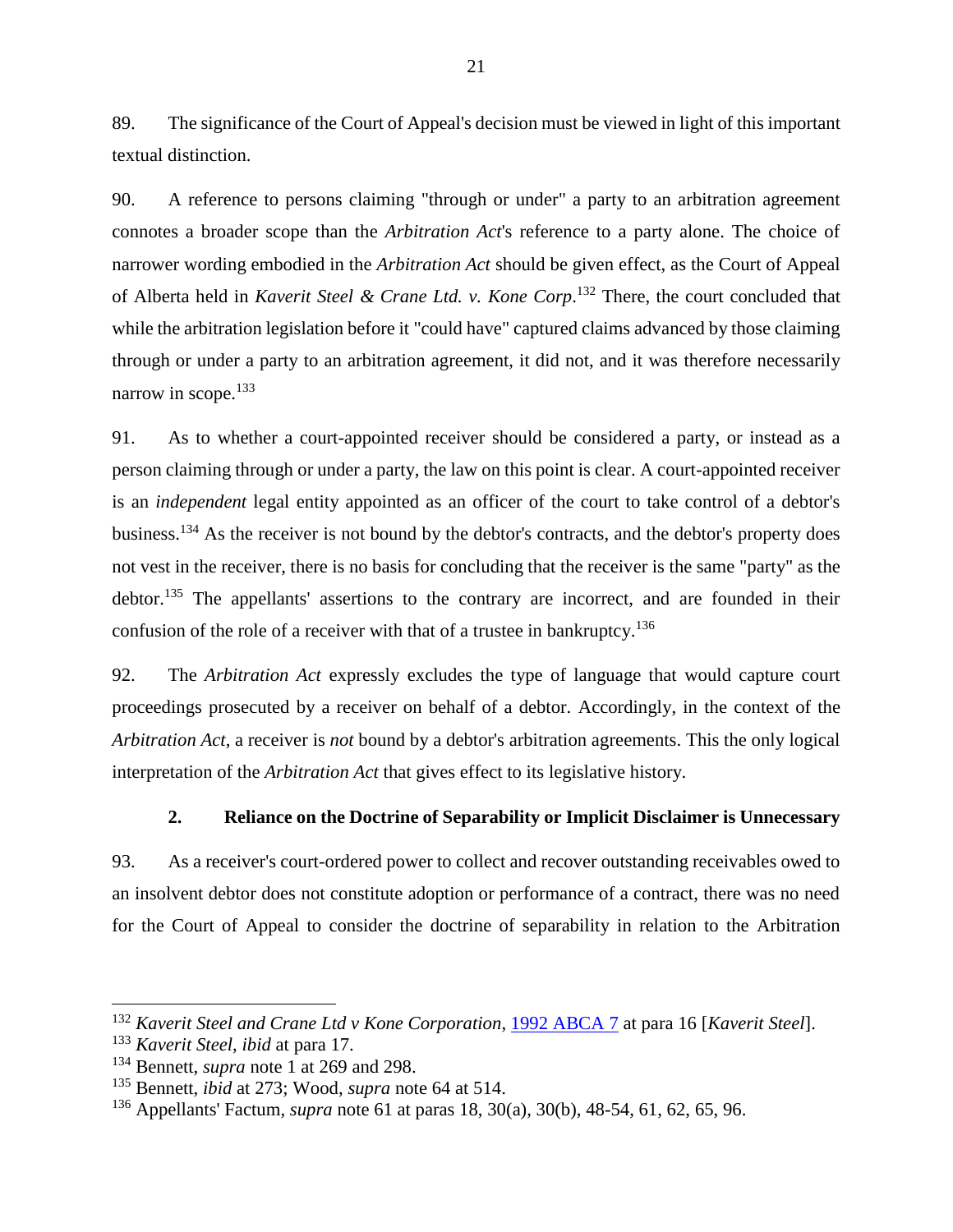89. The significance of the Court of Appeal's decision must be viewed in light of this important textual distinction.

90. A reference to persons claiming "through or under" a party to an arbitration agreement connotes a broader scope than the *Arbitration Act*'s reference to a party alone. The choice of narrower wording embodied in the *Arbitration Act* should be given effect, as the Court of Appeal of Alberta held in *Kaverit Steel & Crane Ltd. v. Kone Corp*.[132] There, the court concluded that while the arbitration legislation before it "could have" captured claims advanced by those claiming through or under a party to an arbitration agreement, it did not, and it was therefore necessarily narrow in scope.[133]

91. As to whether a court-appointed receiver should be considered a party, or instead as a person claiming through or under a party, the law on this point is clear. A court-appointed receiver is an *independent* legal entity appointed as an officer of the court to take control of a debtor's business.[134] As the receiver is not bound by the debtor's contracts, and the debtor's property does not vest in the receiver, there is no basis for concluding that the receiver is the same "party" as the debtor.[135] The appellants' assertions to the contrary are incorrect, and are founded in their confusion of the role of a receiver with that of a trustee in bankruptcy.[136]

92. The *Arbitration Act* expressly excludes the type of language that would capture court proceedings prosecuted by a receiver on behalf of a debtor. Accordingly, in the context of the *Arbitration Act*, a receiver is *not* bound by a debtor's arbitration agreements. This the only logical interpretation of the *Arbitration Act* that gives effect to its legislative history.

### 2. Reliance on the Doctrine of Separability or Implicit Disclaimer is Unnecessary

93. As a receiver's court-ordered power to collect and recover outstanding receivables owed to an insolvent debtor does not constitute adoption or performance of a contract, there was no need for the Court of Appeal to consider the doctrine of separability in relation to the Arbitration

---

[132] *Kaverit Steel and Crane Ltd v Kone Corporation*, [1992 ABCA 7] at para 16 [*Kaverit Steel*].

[133] *Kaverit Steel*, *ibid* at para 17.

[134] Bennett, *supra* note 1 at 269 and 298.

[135] Bennett, *ibid* at 273; Wood, *supra* note 64 at 514.

[136] Appellants' Factum, *supra* note 61 at paras 18, 30(a), 30(b), 48-54, 61, 62, 65, 96.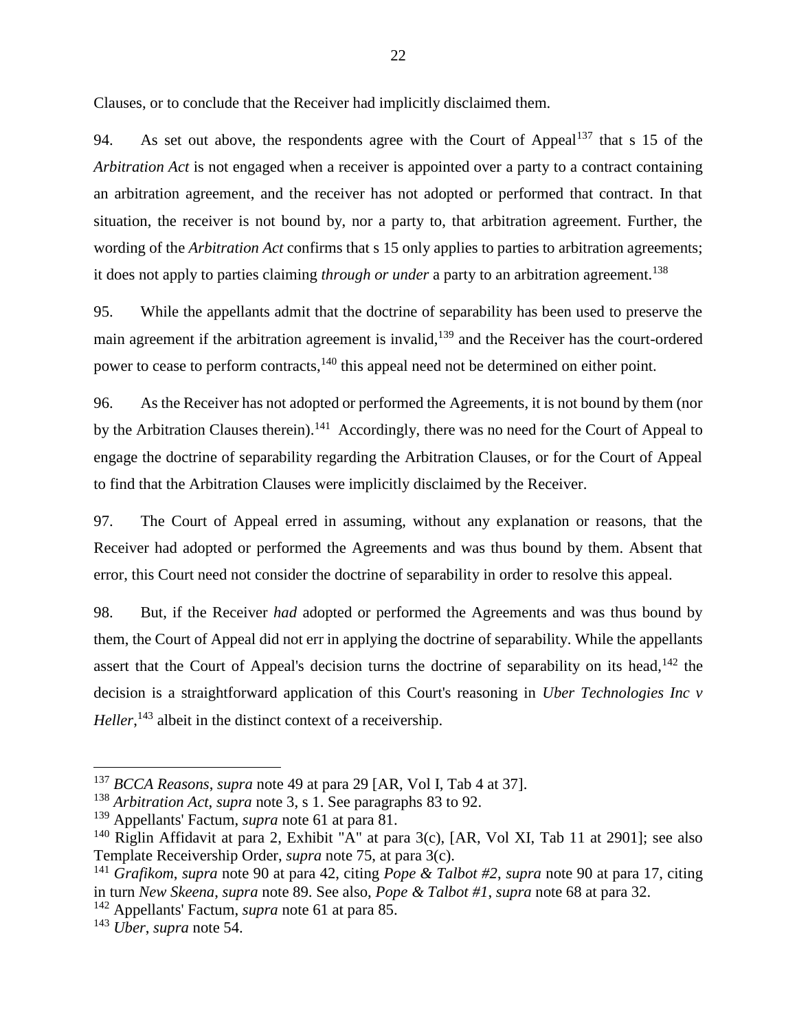Clauses, or to conclude that the Receiver had implicitly disclaimed them.

94. As set out above, the respondents agree with the Court of Appeal[137] that s 15 of the *Arbitration Act* is not engaged when a receiver is appointed over a party to a contract containing an arbitration agreement, and the receiver has not adopted or performed that contract. In that situation, the receiver is not bound by, nor a party to, that arbitration agreement. Further, the wording of the *Arbitration Act* confirms that s 15 only applies to parties to arbitration agreements; it does not apply to parties claiming *through or under* a party to an arbitration agreement.[138]

95. While the appellants admit that the doctrine of separability has been used to preserve the main agreement if the arbitration agreement is invalid,[139] and the Receiver has the court-ordered power to cease to perform contracts,[140] this appeal need not be determined on either point.

96. As the Receiver has not adopted or performed the Agreements, it is not bound by them (nor by the Arbitration Clauses therein).[141] Accordingly, there was no need for the Court of Appeal to engage the doctrine of separability regarding the Arbitration Clauses, or for the Court of Appeal to find that the Arbitration Clauses were implicitly disclaimed by the Receiver.

97. The Court of Appeal erred in assuming, without any explanation or reasons, that the Receiver had adopted or performed the Agreements and was thus bound by them. Absent that error, this Court need not consider the doctrine of separability in order to resolve this appeal.

98. But, if the Receiver *had* adopted or performed the Agreements and was thus bound by them, the Court of Appeal did not err in applying the doctrine of separability. While the appellants assert that the Court of Appeal's decision turns the doctrine of separability on its head,[142] the decision is a straightforward application of this Court's reasoning in *Uber Technologies Inc v Heller*,[143] albeit in the distinct context of a receivership.

---

[137] *BCCA Reasons*, *supra* note 49 at para 29 [AR, Vol I, Tab 4 at 37].

[138] *Arbitration Act*, *supra* note 3, s 1. See paragraphs 83 to 92.

[139] Appellants' Factum, *supra* note 61 at para 81.

[140] Riglin Affidavit at para 2, Exhibit "A" at para 3(c), [AR, Vol XI, Tab 11 at 2901]; see also Template Receivership Order, *supra* note 75, at para 3(c).

[141] *Grafikom*, *supra* note 90 at para 42, citing *Pope & Talbot #2*, *supra* note 90 at para 17, citing in turn *New Skeena*, *supra* note 89. See also, *Pope & Talbot #1*, *supra* note 68 at para 32.

[142] Appellants' Factum, *supra* note 61 at para 85.

[143] *Uber*, *supra* note 54.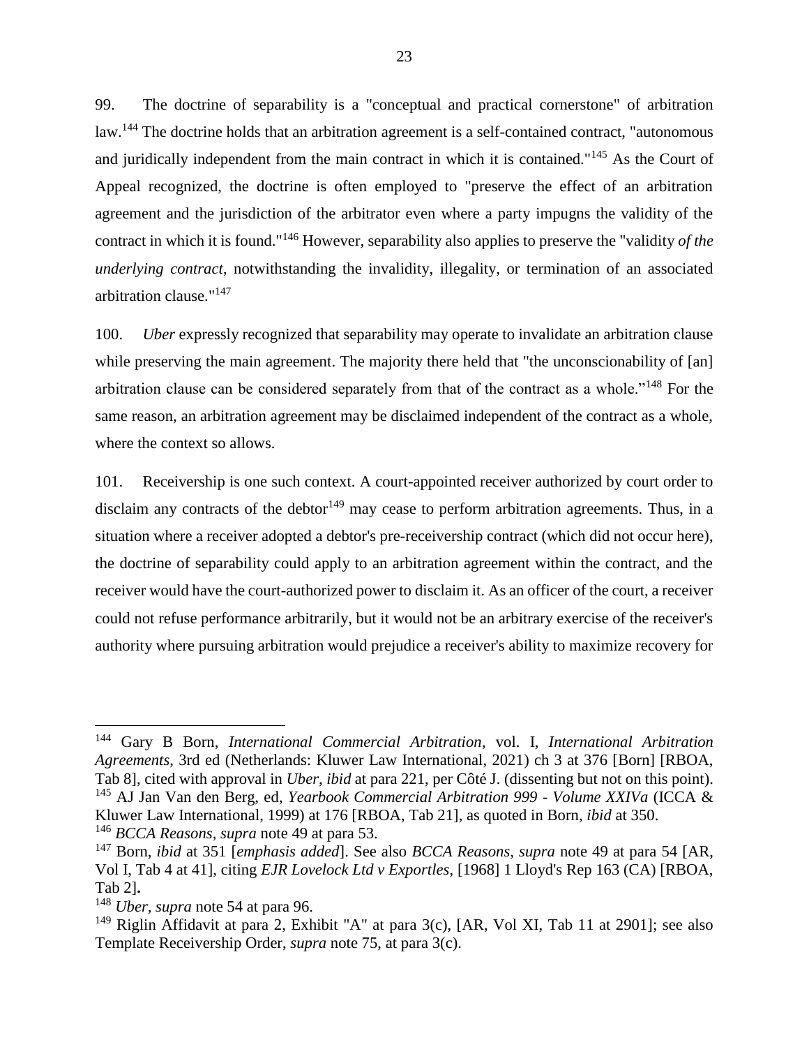99. The doctrine of separability is a "conceptual and practical cornerstone" of arbitration law.[144] The doctrine holds that an arbitration agreement is a self-contained contract, "autonomous and juridically independent from the main contract in which it is contained."[145] As the Court of Appeal recognized, the doctrine is often employed to "preserve the effect of an arbitration agreement and the jurisdiction of the arbitrator even where a party impugns the validity of the contract in which it is found."[146] However, separability also applies to preserve the "validity *of the underlying contract*, notwithstanding the invalidity, illegality, or termination of an associated arbitration clause."[147]

100. *Uber* expressly recognized that separability may operate to invalidate an arbitration clause while preserving the main agreement. The majority there held that "the unconscionability of [an] arbitration clause can be considered separately from that of the contract as a whole."[148] For the same reason, an arbitration agreement may be disclaimed independent of the contract as a whole, where the context so allows.

101. Receivership is one such context. A court-appointed receiver authorized by court order to disclaim any contracts of the debtor[149] may cease to perform arbitration agreements. Thus, in a situation where a receiver adopted a debtor's pre-receivership contract (which did not occur here), the doctrine of separability could apply to an arbitration agreement within the contract, and the receiver would have the court-authorized power to disclaim it. As an officer of the court, a receiver could not refuse performance arbitrarily, but it would not be an arbitrary exercise of the receiver's authority where pursuing arbitration would prejudice a receiver's ability to maximize recovery for

---

[144] Gary B Born, *International Commercial Arbitration*, vol. I, *International Arbitration Agreements*, 3rd ed (Netherlands: Kluwer Law International, 2021) ch 3 at 376 [Born] [RBOA, Tab 8], cited with approval in *Uber*, *ibid* at para 221, per Côté J. (dissenting but not on this point).

[145] AJ Jan Van den Berg, ed, *Yearbook Commercial Arbitration 999 - Volume XXIVa* (ICCA & Kluwer Law International, 1999) at 176 [RBOA, Tab 21], as quoted in Born, *ibid* at 350.

[146] *BCCA Reasons*, *supra* note 49 at para 53.

[147] Born, *ibid* at 351 [*emphasis added*]. See also *BCCA Reasons*, *supra* note 49 at para 54 [AR, Vol I, Tab 4 at 41], citing *EJR Lovelock Ltd v Exportles*, [1968] 1 Lloyd's Rep 163 (CA) [RBOA, Tab 2]**.**

[148] *Uber, supra* note 54 at para 96.

[149] Riglin Affidavit at para 2, Exhibit "A" at para 3(c), [AR, Vol XI, Tab 11 at 2901]; see also Template Receivership Order, *supra* note 75, at para 3(c).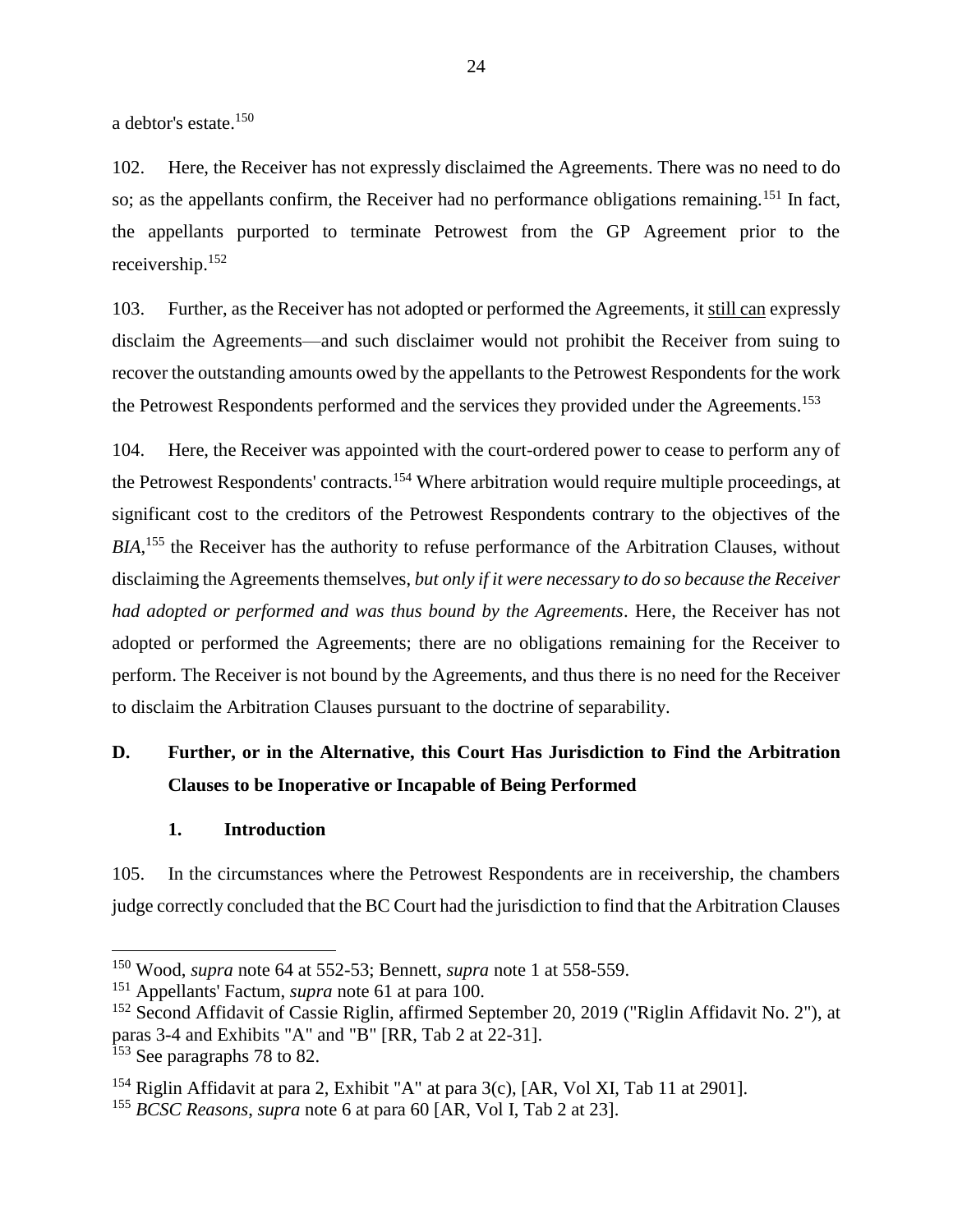a debtor's estate.[150]

102. Here, the Receiver has not expressly disclaimed the Agreements. There was no need to do so; as the appellants confirm, the Receiver had no performance obligations remaining.[151] In fact, the appellants purported to terminate Petrowest from the GP Agreement prior to the receivership.[152]

103. Further, as the Receiver has not adopted or performed the Agreements, it <u>still can</u> expressly disclaim the Agreements—and such disclaimer would not prohibit the Receiver from suing to recover the outstanding amounts owed by the appellants to the Petrowest Respondents for the work the Petrowest Respondents performed and the services they provided under the Agreements.[153]

104. Here, the Receiver was appointed with the court-ordered power to cease to perform any of the Petrowest Respondents' contracts.[154] Where arbitration would require multiple proceedings, at significant cost to the creditors of the Petrowest Respondents contrary to the objectives of the *BIA*,[155] the Receiver has the authority to refuse performance of the Arbitration Clauses, without disclaiming the Agreements themselves, *but only if it were necessary to do so because the Receiver had adopted or performed and was thus bound by the Agreements*. Here, the Receiver has not adopted or performed the Agreements; there are no obligations remaining for the Receiver to perform. The Receiver is not bound by the Agreements, and thus there is no need for the Receiver to disclaim the Arbitration Clauses pursuant to the doctrine of separability.

## D. Further, or in the Alternative, this Court Has Jurisdiction to Find the Arbitration Clauses to be Inoperative or Incapable of Being Performed

### 1. Introduction

105. In the circumstances where the Petrowest Respondents are in receivership, the chambers judge correctly concluded that the BC Court had the jurisdiction to find that the Arbitration Clauses

---

[150] Wood, *supra* note 64 at 552-53; Bennett, *supra* note 1 at 558-559.

[151] Appellants' Factum, *supra* note 61 at para 100.

[152] Second Affidavit of Cassie Riglin, affirmed September 20, 2019 ("Riglin Affidavit No. 2"), at paras 3-4 and Exhibits "A" and "B" [RR, Tab 2 at 22-31].

[153] See paragraphs 78 to 82.

[154] Riglin Affidavit at para 2, Exhibit "A" at para 3(c), [AR, Vol XI, Tab 11 at 2901].

[155] *BCSC Reasons*, *supra* note 6 at para 60 [AR, Vol I, Tab 2 at 23].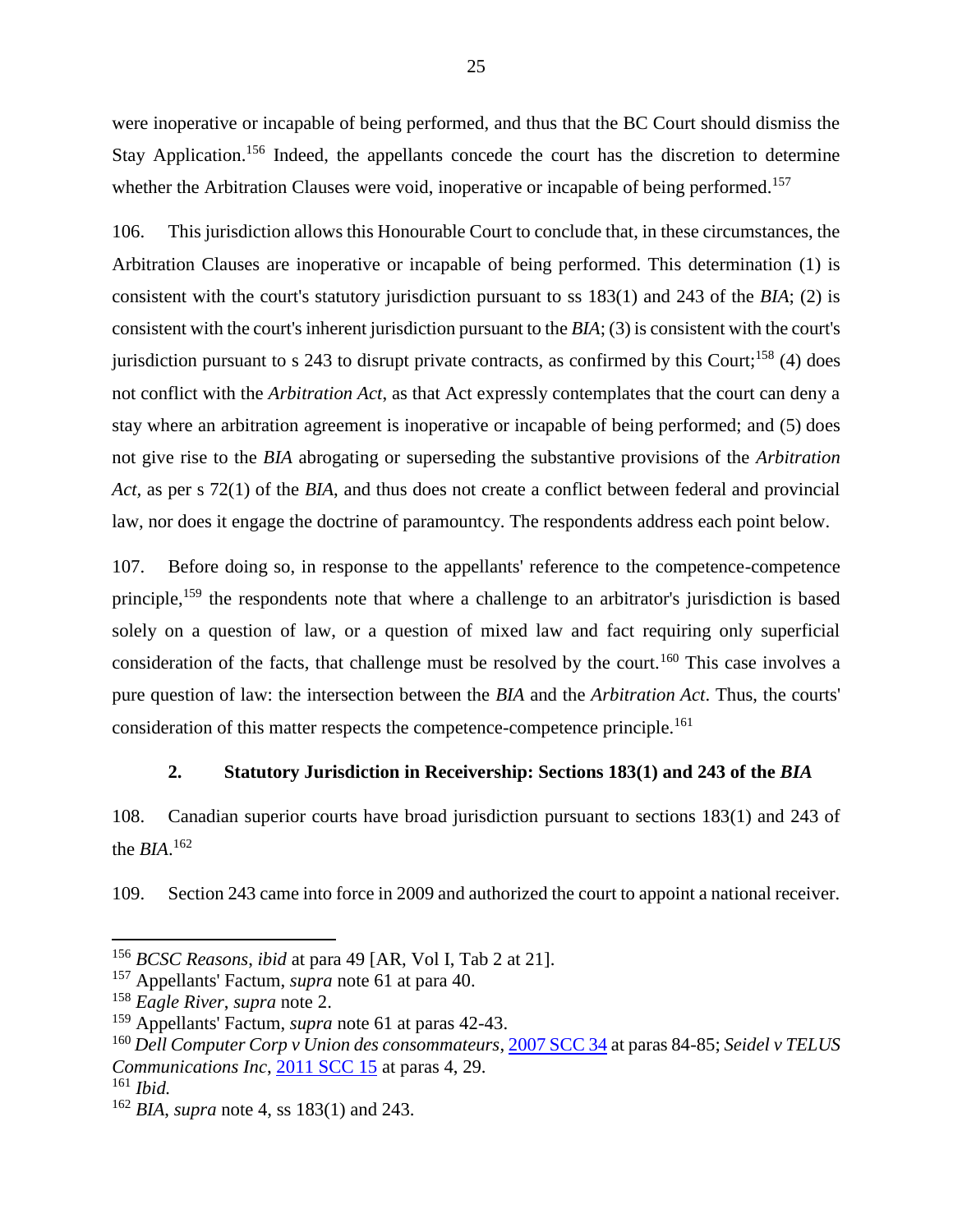were inoperative or incapable of being performed, and thus that the BC Court should dismiss the Stay Application.[156] Indeed, the appellants concede the court has the discretion to determine whether the Arbitration Clauses were void, inoperative or incapable of being performed.[157]

106. This jurisdiction allows this Honourable Court to conclude that, in these circumstances, the Arbitration Clauses are inoperative or incapable of being performed. This determination (1) is consistent with the court's statutory jurisdiction pursuant to ss 183(1) and 243 of the *BIA*; (2) is consistent with the court's inherent jurisdiction pursuant to the *BIA*; (3) is consistent with the court's jurisdiction pursuant to s 243 to disrupt private contracts, as confirmed by this Court;[158] (4) does not conflict with the *Arbitration Act*, as that Act expressly contemplates that the court can deny a stay where an arbitration agreement is inoperative or incapable of being performed; and (5) does not give rise to the *BIA* abrogating or superseding the substantive provisions of the *Arbitration Act*, as per s 72(1) of the *BIA*, and thus does not create a conflict between federal and provincial law, nor does it engage the doctrine of paramountcy. The respondents address each point below.

107. Before doing so, in response to the appellants' reference to the competence-competence principle,[159] the respondents note that where a challenge to an arbitrator's jurisdiction is based solely on a question of law, or a question of mixed law and fact requiring only superficial consideration of the facts, that challenge must be resolved by the court.[160] This case involves a pure question of law: the intersection between the *BIA* and the *Arbitration Act*. Thus, the courts' consideration of this matter respects the competence-competence principle.[161]

### 2. Statutory Jurisdiction in Receivership: Sections 183(1) and 243 of the *BIA*

108. Canadian superior courts have broad jurisdiction pursuant to sections 183(1) and 243 of the *BIA*.[162]

109. Section 243 came into force in 2009 and authorized the court to appoint a national receiver.

---

[156] *BCSC Reasons*, *ibid* at para 49 [AR, Vol I, Tab 2 at 21].

[157] Appellants' Factum, *supra* note 61 at para 40.

[158] *Eagle River*, *supra* note 2.

[159] Appellants' Factum, *supra* note 61 at paras 42-43.

[160] *Dell Computer Corp v Union des consommateurs*, 2007 SCC 34 at paras 84-85; *Seidel v TELUS Communications Inc*, 2011 SCC 15 at paras 4, 29.

[161] *Ibid.*

[162] *BIA*, *supra* note 4, ss 183(1) and 243.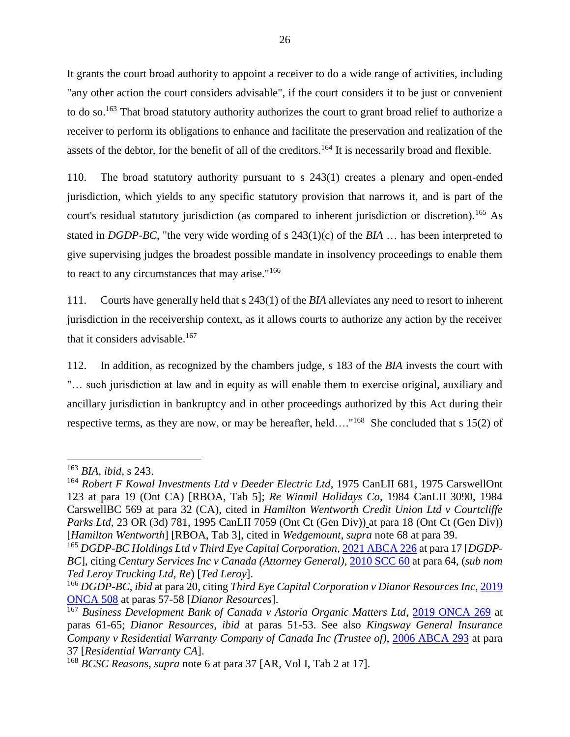It grants the court broad authority to appoint a receiver to do a wide range of activities, including "any other action the court considers advisable", if the court considers it to be just or convenient to do so.[163] That broad statutory authority authorizes the court to grant broad relief to authorize a receiver to perform its obligations to enhance and facilitate the preservation and realization of the assets of the debtor, for the benefit of all of the creditors.[164] It is necessarily broad and flexible.

110. The broad statutory authority pursuant to s 243(1) creates a plenary and open-ended jurisdiction, which yields to any specific statutory provision that narrows it, and is part of the court's residual statutory jurisdiction (as compared to inherent jurisdiction or discretion).[165] As stated in *DGDP-BC*, "the very wide wording of s 243(1)(c) of the *BIA* … has been interpreted to give supervising judges the broadest possible mandate in insolvency proceedings to enable them to react to any circumstances that may arise."[166]

111. Courts have generally held that s 243(1) of the *BIA* alleviates any need to resort to inherent jurisdiction in the receivership context, as it allows courts to authorize any action by the receiver that it considers advisable.[167]

112. In addition, as recognized by the chambers judge, s 183 of the *BIA* invests the court with "… such jurisdiction at law and in equity as will enable them to exercise original, auxiliary and ancillary jurisdiction in bankruptcy and in other proceedings authorized by this Act during their respective terms, as they are now, or may be hereafter, held…."[168] She concluded that s 15(2) of

---

[163] *BIA*, *ibid*, s 243.

[164] *Robert F Kowal Investments Ltd v Deeder Electric Ltd*, 1975 CanLII 681, 1975 CarswellOnt 123 at para 19 (Ont CA) [RBOA, Tab 5]; *Re Winmil Holidays Co*, 1984 CanLII 3090, 1984 CarswellBC 569 at para 32 (CA), cited in *Hamilton Wentworth Credit Union Ltd v Courtcliffe Parks Ltd*, 23 OR (3d) 781, 1995 CanLII 7059 (Ont Ct (Gen Div)) at para 18 (Ont Ct (Gen Div)) [*Hamilton Wentworth*] [RBOA, Tab 3], cited in *Wedgemount*, *supra* note 68 at para 39.

[165] *DGDP-BC Holdings Ltd v Third Eye Capital Corporation*, 2021 ABCA 226 at para 17 [*DGDP-BC*], citing *Century Services Inc v Canada (Attorney General)*, 2010 SCC 60 at para 64, (*sub nom Ted Leroy Trucking Ltd, Re*) [*Ted Leroy*].

[166] *DGDP-BC*, *ibid* at para 20, citing *Third Eye Capital Corporation v Dianor Resources Inc*, 2019 ONCA 508 at paras 57-58 [*Dianor Resources*].

[167] *Business Development Bank of Canada v Astoria Organic Matters Ltd*, 2019 ONCA 269 at paras 61-65; *Dianor Resources*, *ibid* at paras 51-53. See also *Kingsway General Insurance Company v Residential Warranty Company of Canada Inc (Trustee of)*, 2006 ABCA 293 at para 37 [*Residential Warranty CA*].

[168] *BCSC Reasons*, *supra* note 6 at para 37 [AR, Vol I, Tab 2 at 17].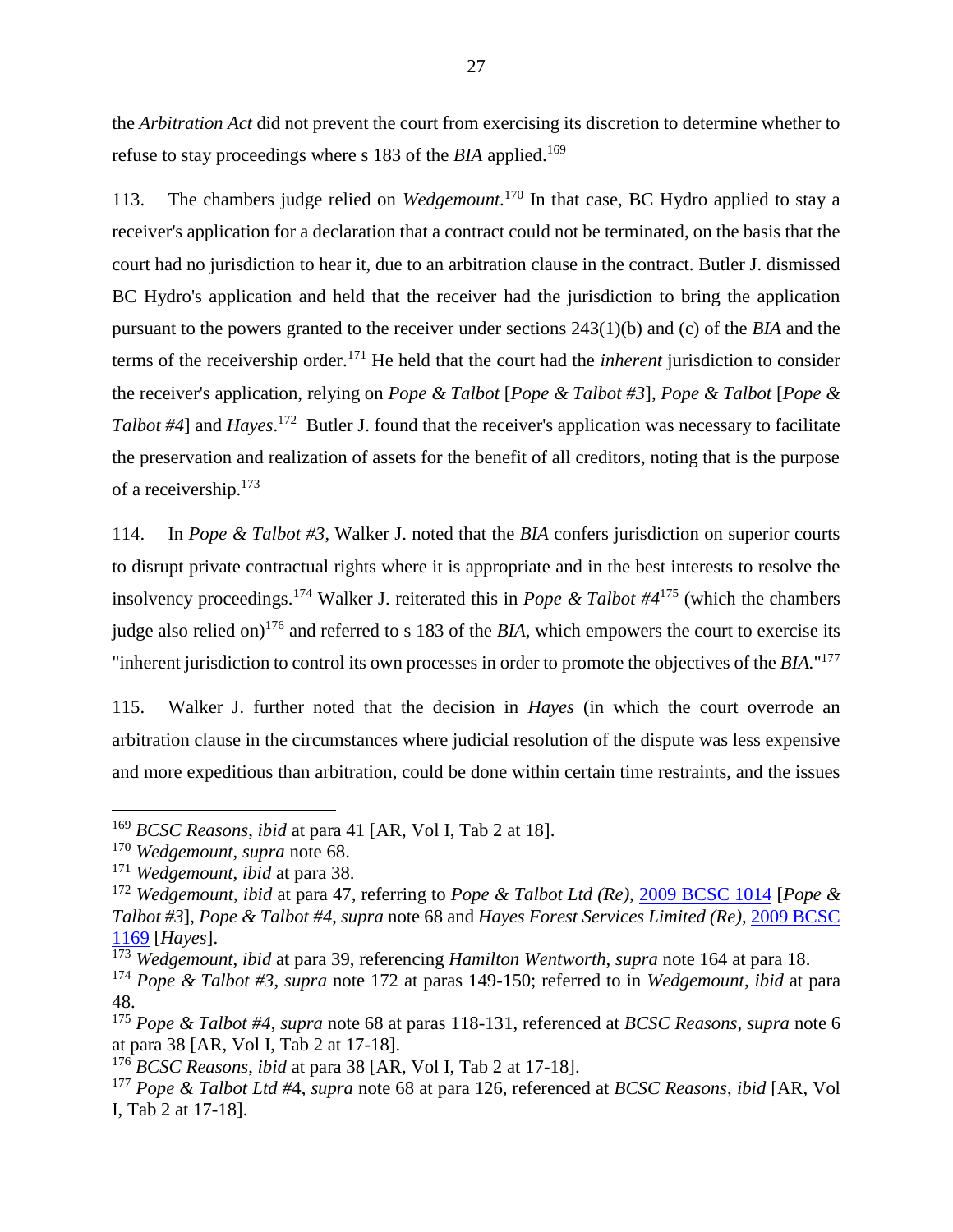the *Arbitration Act* did not prevent the court from exercising its discretion to determine whether to refuse to stay proceedings where s 183 of the *BIA* applied.[169]

113. The chambers judge relied on *Wedgemount*.[170] In that case, BC Hydro applied to stay a receiver's application for a declaration that a contract could not be terminated, on the basis that the court had no jurisdiction to hear it, due to an arbitration clause in the contract. Butler J. dismissed BC Hydro's application and held that the receiver had the jurisdiction to bring the application pursuant to the powers granted to the receiver under sections 243(1)(b) and (c) of the *BIA* and the terms of the receivership order.[171] He held that the court had the *inherent* jurisdiction to consider the receiver's application, relying on *Pope & Talbot* [*Pope & Talbot #3*], *Pope & Talbot* [*Pope & Talbot #4*] and *Hayes*.[172] Butler J. found that the receiver's application was necessary to facilitate the preservation and realization of assets for the benefit of all creditors, noting that is the purpose of a receivership.[173]

114. In *Pope & Talbot #3*, Walker J. noted that the *BIA* confers jurisdiction on superior courts to disrupt private contractual rights where it is appropriate and in the best interests to resolve the insolvency proceedings.[174] Walker J. reiterated this in *Pope & Talbot #4*[175] (which the chambers judge also relied on)[176] and referred to s 183 of the *BIA*, which empowers the court to exercise its "inherent jurisdiction to control its own processes in order to promote the objectives of the *BIA*."[177]

115. Walker J. further noted that the decision in *Hayes* (in which the court overrode an arbitration clause in the circumstances where judicial resolution of the dispute was less expensive and more expeditious than arbitration, could be done within certain time restraints, and the issues

---

[169] *BCSC Reasons*, *ibid* at para 41 [AR, Vol I, Tab 2 at 18].

[170] *Wedgemount*, *supra* note 68.

[171] *Wedgemount*, *ibid* at para 38.

[172] *Wedgemount*, *ibid* at para 47, referring to *Pope & Talbot Ltd (Re)*, 2009 BCSC 1014 [*Pope & Talbot #3*], *Pope & Talbot #4*, *supra* note 68 and *Hayes Forest Services Limited (Re)*, 2009 BCSC 1169 [*Hayes*].

[173] *Wedgemount*, *ibid* at para 39, referencing *Hamilton Wentworth*, *supra* note 164 at para 18.

[174] *Pope & Talbot #3*, *supra* note 172 at paras 149-150; referred to in *Wedgemount*, *ibid* at para 48.

[175] *Pope & Talbot #4*, *supra* note 68 at paras 118-131, referenced at *BCSC Reasons*, *supra* note 6 at para 38 [AR, Vol I, Tab 2 at 17-18].

[176] *BCSC Reasons*, *ibid* at para 38 [AR, Vol I, Tab 2 at 17-18].

[177] *Pope & Talbot Ltd #4*, *supra* note 68 at para 126, referenced at *BCSC Reasons*, *ibid* [AR, Vol I, Tab 2 at 17-18].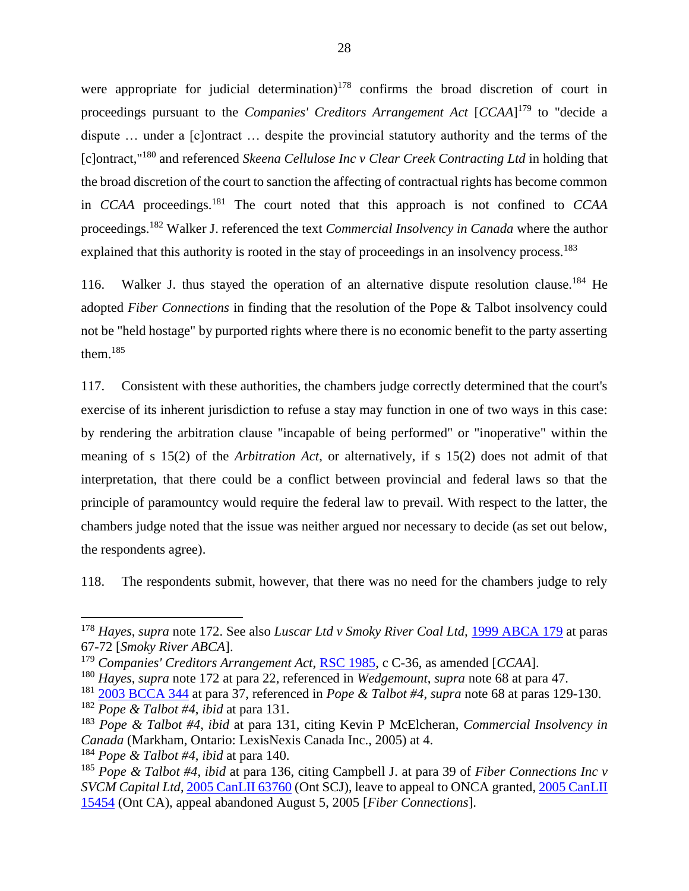were appropriate for judicial determination)[178] confirms the broad discretion of court in proceedings pursuant to the *Companies' Creditors Arrangement Act* [*CCAA*][179] to "decide a dispute … under a [c]ontract … despite the provincial statutory authority and the terms of the [c]ontract,"[180] and referenced *Skeena Cellulose Inc v Clear Creek Contracting Ltd* in holding that the broad discretion of the court to sanction the affecting of contractual rights has become common in *CCAA* proceedings.[181] The court noted that this approach is not confined to *CCAA* proceedings.[182] Walker J. referenced the text *Commercial Insolvency in Canada* where the author explained that this authority is rooted in the stay of proceedings in an insolvency process.[183]

116. Walker J. thus stayed the operation of an alternative dispute resolution clause.[184] He adopted *Fiber Connections* in finding that the resolution of the Pope & Talbot insolvency could not be "held hostage" by purported rights where there is no economic benefit to the party asserting them.[185]

117. Consistent with these authorities, the chambers judge correctly determined that the court's exercise of its inherent jurisdiction to refuse a stay may function in one of two ways in this case: by rendering the arbitration clause "incapable of being performed" or "inoperative" within the meaning of s 15(2) of the *Arbitration Act*, or alternatively, if s 15(2) does not admit of that interpretation, that there could be a conflict between provincial and federal laws so that the principle of paramountcy would require the federal law to prevail. With respect to the latter, the chambers judge noted that the issue was neither argued nor necessary to decide (as set out below, the respondents agree).

118. The respondents submit, however, that there was no need for the chambers judge to rely

---

[178] *Hayes*, *supra* note 172. See also *Luscar Ltd v Smoky River Coal Ltd,* 1999 ABCA 179 at paras 67-72 [*Smoky River ABCA*].

[179] *Companies' Creditors Arrangement Act*, RSC 1985, c C-36, as amended [*CCAA*].

[180] *Hayes*, *supra* note 172 at para 22, referenced in *Wedgemount*, *supra* note 68 at para 47.

[181] 2003 BCCA 344 at para 37, referenced in *Pope & Talbot #4*, *supra* note 68 at paras 129-130.

[182] *Pope & Talbot #4*, *ibid* at para 131.

[183] *Pope & Talbot #4*, *ibid* at para 131, citing Kevin P McElcheran, *Commercial Insolvency in Canada* (Markham, Ontario: LexisNexis Canada Inc., 2005) at 4.

[184] *Pope & Talbot #4*, *ibid* at para 140.

[185] *Pope & Talbot #4*, *ibid* at para 136, citing Campbell J. at para 39 of *Fiber Connections Inc v SVCM Capital Ltd*, 2005 CanLII 63760 (Ont SCJ), leave to appeal to ONCA granted, 2005 CanLII 15454 (Ont CA), appeal abandoned August 5, 2005 [*Fiber Connections*].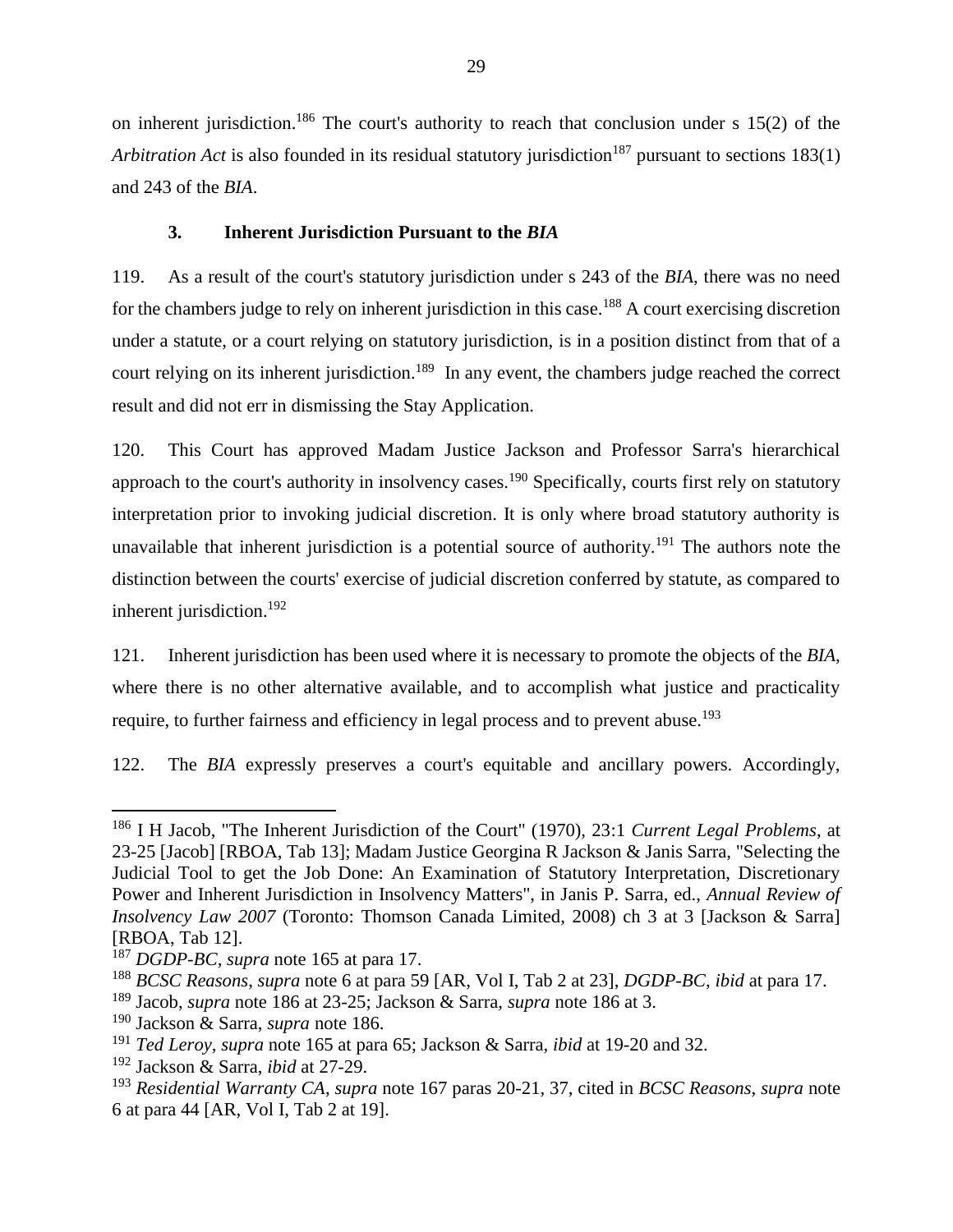on inherent jurisdiction.[186] The court's authority to reach that conclusion under s 15(2) of the *Arbitration Act* is also founded in its residual statutory jurisdiction[187] pursuant to sections 183(1) and 243 of the *BIA*.

### 3. Inherent Jurisdiction Pursuant to the *BIA*

119. As a result of the court's statutory jurisdiction under s 243 of the *BIA*, there was no need for the chambers judge to rely on inherent jurisdiction in this case.[188] A court exercising discretion under a statute, or a court relying on statutory jurisdiction, is in a position distinct from that of a court relying on its inherent jurisdiction.[189] In any event, the chambers judge reached the correct result and did not err in dismissing the Stay Application.

120. This Court has approved Madam Justice Jackson and Professor Sarra's hierarchical approach to the court's authority in insolvency cases.[190] Specifically, courts first rely on statutory interpretation prior to invoking judicial discretion. It is only where broad statutory authority is unavailable that inherent jurisdiction is a potential source of authority.[191] The authors note the distinction between the courts' exercise of judicial discretion conferred by statute, as compared to inherent jurisdiction.[192]

121. Inherent jurisdiction has been used where it is necessary to promote the objects of the *BIA*, where there is no other alternative available, and to accomplish what justice and practicality require, to further fairness and efficiency in legal process and to prevent abuse.[193]

122. The *BIA* expressly preserves a court's equitable and ancillary powers. Accordingly,

---

[186] I H Jacob, "The Inherent Jurisdiction of the Court" (1970), 23:1 *Current Legal Problems*, at 23-25 [Jacob] [RBOA, Tab 13]; Madam Justice Georgina R Jackson & Janis Sarra, "Selecting the Judicial Tool to get the Job Done: An Examination of Statutory Interpretation, Discretionary Power and Inherent Jurisdiction in Insolvency Matters", in Janis P. Sarra, ed., *Annual Review of Insolvency Law 2007* (Toronto: Thomson Canada Limited, 2008) ch 3 at 3 [Jackson & Sarra] [RBOA, Tab 12].

[187] *DGDP-BC*, *supra* note 165 at para 17.

[188] *BCSC Reasons*, *supra* note 6 at para 59 [AR, Vol I, Tab 2 at 23], *DGDP-BC*, *ibid* at para 17.

[189] Jacob, *supra* note 186 at 23-25; Jackson & Sarra, *supra* note 186 at 3.

[190] Jackson & Sarra, *supra* note 186.

[191] *Ted Leroy*, *supra* note 165 at para 65; Jackson & Sarra, *ibid* at 19-20 and 32.

[192] Jackson & Sarra, *ibid* at 27-29.

[193] *Residential Warranty CA*, *supra* note 167 paras 20-21, 37, cited in *BCSC Reasons*, *supra* note 6 at para 44 [AR, Vol I, Tab 2 at 19].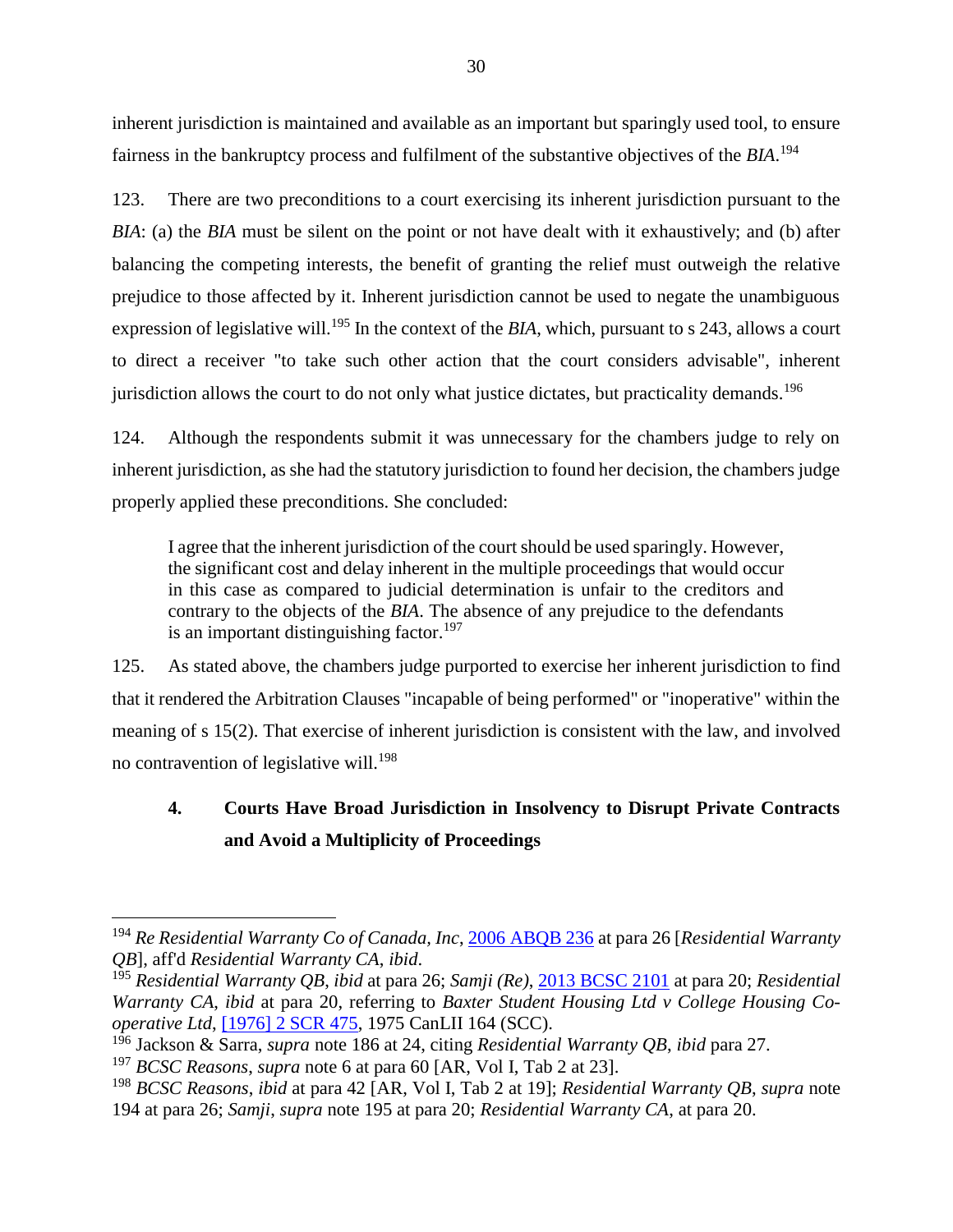inherent jurisdiction is maintained and available as an important but sparingly used tool, to ensure fairness in the bankruptcy process and fulfilment of the substantive objectives of the *BIA*.[194]

123. There are two preconditions to a court exercising its inherent jurisdiction pursuant to the *BIA*: (a) the *BIA* must be silent on the point or not have dealt with it exhaustively; and (b) after balancing the competing interests, the benefit of granting the relief must outweigh the relative prejudice to those affected by it. Inherent jurisdiction cannot be used to negate the unambiguous expression of legislative will.[195] In the context of the *BIA*, which, pursuant to s 243, allows a court to direct a receiver "to take such other action that the court considers advisable", inherent jurisdiction allows the court to do not only what justice dictates, but practicality demands.[196]

124. Although the respondents submit it was unnecessary for the chambers judge to rely on inherent jurisdiction, as she had the statutory jurisdiction to found her decision, the chambers judge properly applied these preconditions. She concluded:

> I agree that the inherent jurisdiction of the court should be used sparingly. However, the significant cost and delay inherent in the multiple proceedings that would occur in this case as compared to judicial determination is unfair to the creditors and contrary to the objects of the *BIA*. The absence of any prejudice to the defendants is an important distinguishing factor.[197]

125. As stated above, the chambers judge purported to exercise her inherent jurisdiction to find that it rendered the Arbitration Clauses "incapable of being performed" or "inoperative" within the meaning of s 15(2). That exercise of inherent jurisdiction is consistent with the law, and involved no contravention of legislative will.[198]

### 4. Courts Have Broad Jurisdiction in Insolvency to Disrupt Private Contracts and Avoid a Multiplicity of Proceedings

---

[194] *Re Residential Warranty Co of Canada, Inc*, 2006 ABQB 236 at para 26 [*Residential Warranty QB*], aff'd *Residential Warranty CA*, *ibid*.

[195] *Residential Warranty QB*, *ibid* at para 26; *Samji (Re)*, 2013 BCSC 2101 at para 20; *Residential Warranty CA*, *ibid* at para 20, referring to *Baxter Student Housing Ltd v College Housing Co-operative Ltd*, [1976] 2 SCR 475, 1975 CanLII 164 (SCC).

[196] Jackson & Sarra, *supra* note 186 at 24, citing *Residential Warranty QB*, *ibid* para 27.

[197] *BCSC Reasons*, *supra* note 6 at para 60 [AR, Vol I, Tab 2 at 23].

[198] *BCSC Reasons*, *ibid* at para 42 [AR, Vol I, Tab 2 at 19]; *Residential Warranty QB*, *supra* note 194 at para 26; *Samji*, *supra* note 195 at para 20; *Residential Warranty CA*, at para 20.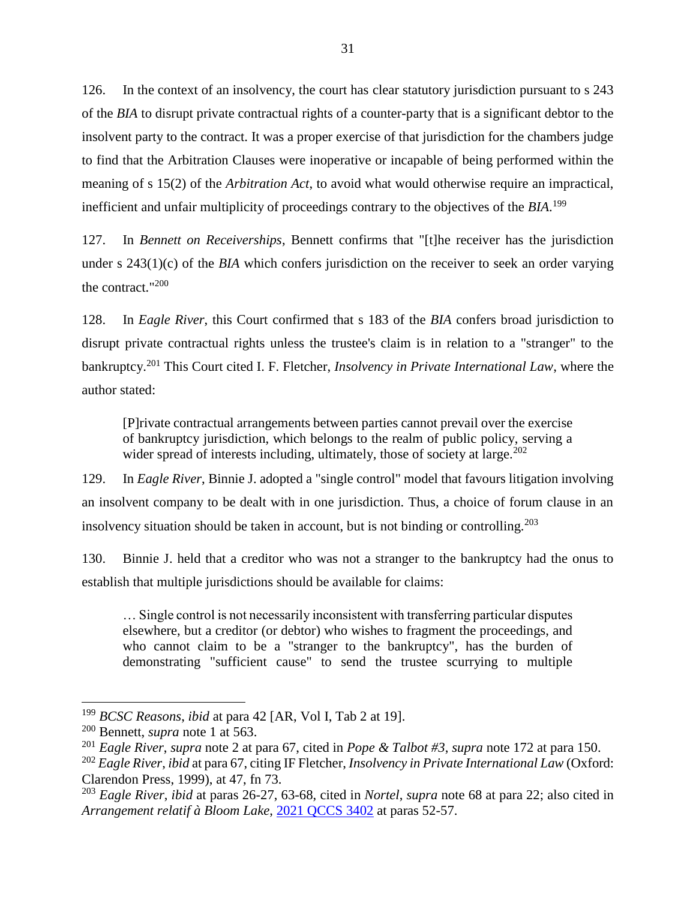126. In the context of an insolvency, the court has clear statutory jurisdiction pursuant to s 243 of the *BIA* to disrupt private contractual rights of a counter-party that is a significant debtor to the insolvent party to the contract. It was a proper exercise of that jurisdiction for the chambers judge to find that the Arbitration Clauses were inoperative or incapable of being performed within the meaning of s 15(2) of the *Arbitration Act*, to avoid what would otherwise require an impractical, inefficient and unfair multiplicity of proceedings contrary to the objectives of the *BIA*.[199]

127. In *Bennett on Receiverships*, Bennett confirms that "[t]he receiver has the jurisdiction under s 243(1)(c) of the *BIA* which confers jurisdiction on the receiver to seek an order varying the contract."[200]

128. In *Eagle River*, this Court confirmed that s 183 of the *BIA* confers broad jurisdiction to disrupt private contractual rights unless the trustee's claim is in relation to a "stranger" to the bankruptcy.[201] This Court cited I. F. Fletcher, *Insolvency in Private International Law*, where the author stated:

> [P]rivate contractual arrangements between parties cannot prevail over the exercise of bankruptcy jurisdiction, which belongs to the realm of public policy, serving a wider spread of interests including, ultimately, those of society at large.[202]

129. In *Eagle River*, Binnie J. adopted a "single control" model that favours litigation involving an insolvent company to be dealt with in one jurisdiction. Thus, a choice of forum clause in an insolvency situation should be taken in account, but is not binding or controlling.[203]

130. Binnie J. held that a creditor who was not a stranger to the bankruptcy had the onus to establish that multiple jurisdictions should be available for claims:

> … Single control is not necessarily inconsistent with transferring particular disputes elsewhere, but a creditor (or debtor) who wishes to fragment the proceedings, and who cannot claim to be a "stranger to the bankruptcy", has the burden of demonstrating "sufficient cause" to send the trustee scurrying to multiple

---

[199] *BCSC Reasons*, *ibid* at para 42 [AR, Vol I, Tab 2 at 19].

[200] Bennett, *supra* note 1 at 563.

[201] *Eagle River*, *supra* note 2 at para 67, cited in *Pope & Talbot #3*, *supra* note 172 at para 150.

[202] *Eagle River*, *ibid* at para 67, citing IF Fletcher, *Insolvency in Private International Law* (Oxford: Clarendon Press, 1999), at 47, fn 73.

[203] *Eagle River*, *ibid* at paras 26-27, 63-68, cited in *Nortel*, *supra* note 68 at para 22; also cited in *Arrangement relatif à Bloom Lake*, 2021 QCCS 3402 at paras 52-57.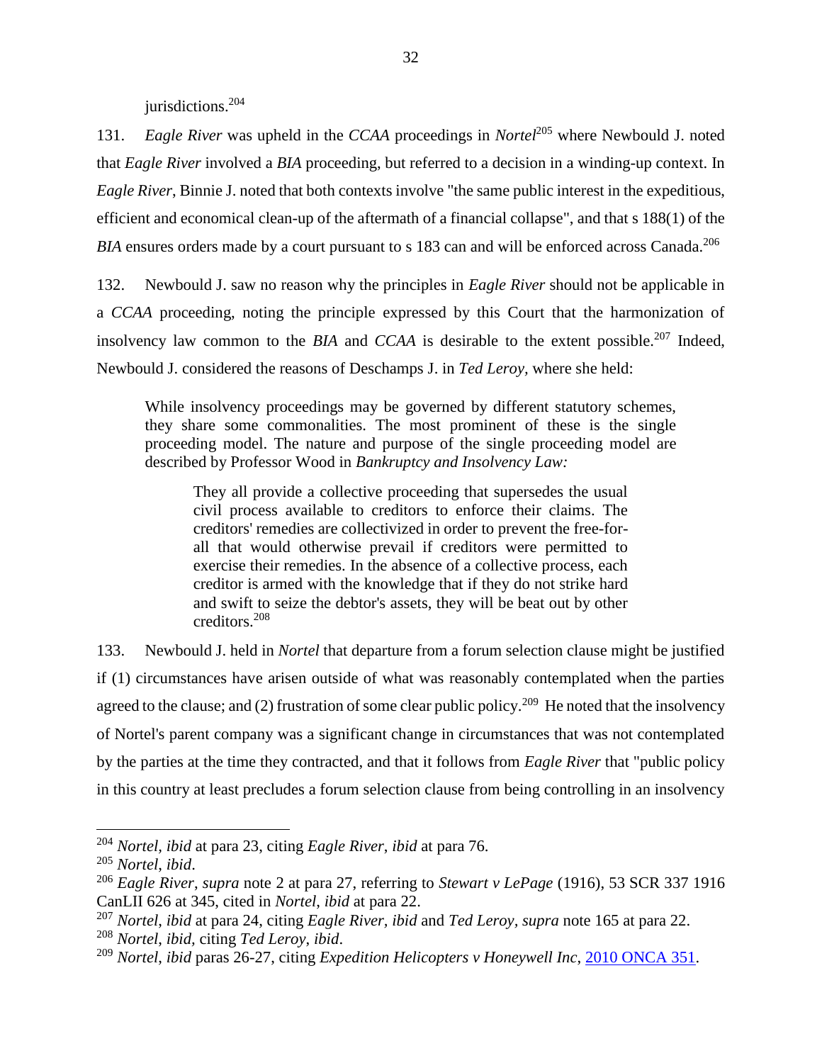jurisdictions.[204]

131. *Eagle River* was upheld in the *CCAA* proceedings in *Nortel*[205] where Newbould J. noted that *Eagle River* involved a *BIA* proceeding, but referred to a decision in a winding-up context. In *Eagle River*, Binnie J. noted that both contexts involve "the same public interest in the expeditious, efficient and economical clean-up of the aftermath of a financial collapse", and that s 188(1) of the *BIA* ensures orders made by a court pursuant to s 183 can and will be enforced across Canada.[206]

132. Newbould J. saw no reason why the principles in *Eagle River* should not be applicable in a *CCAA* proceeding, noting the principle expressed by this Court that the harmonization of insolvency law common to the *BIA* and *CCAA* is desirable to the extent possible.[207] Indeed, Newbould J. considered the reasons of Deschamps J. in *Ted Leroy*, where she held:

> While insolvency proceedings may be governed by different statutory schemes, they share some commonalities. The most prominent of these is the single proceeding model. The nature and purpose of the single proceeding model are described by Professor Wood in *Bankruptcy and Insolvency Law:*
>
> > They all provide a collective proceeding that supersedes the usual civil process available to creditors to enforce their claims. The creditors' remedies are collectivized in order to prevent the free-for-all that would otherwise prevail if creditors were permitted to exercise their remedies. In the absence of a collective process, each creditor is armed with the knowledge that if they do not strike hard and swift to seize the debtor's assets, they will be beat out by other creditors.[208]

133. Newbould J. held in *Nortel* that departure from a forum selection clause might be justified if (1) circumstances have arisen outside of what was reasonably contemplated when the parties agreed to the clause; and (2) frustration of some clear public policy.[209] He noted that the insolvency of Nortel's parent company was a significant change in circumstances that was not contemplated by the parties at the time they contracted, and that it follows from *Eagle River* that "public policy in this country at least precludes a forum selection clause from being controlling in an insolvency

---

[204] *Nortel*, *ibid* at para 23, citing *Eagle River*, *ibid* at para 76.

[205] *Nortel*, *ibid*.

[206] *Eagle River*, *supra* note 2 at para 27, referring to *Stewart v LePage* (1916), 53 SCR 337 1916 CanLII 626 at 345, cited in *Nortel*, *ibid* at para 22.

[207] *Nortel*, *ibid* at para 24, citing *Eagle River, ibid* and *Ted Leroy*, *supra* note 165 at para 22.

[208] *Nortel*, *ibid*, citing *Ted Leroy*, *ibid*.

[209] *Nortel*, *ibid* paras 26-27, citing *Expedition Helicopters v Honeywell Inc*, 2010 ONCA 351.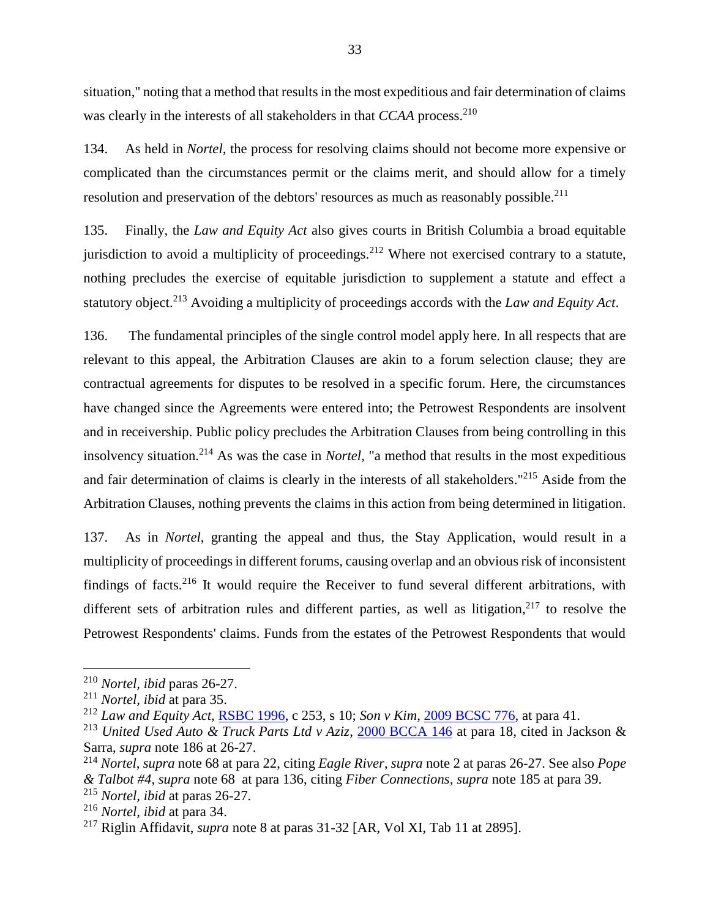situation," noting that a method that results in the most expeditious and fair determination of claims was clearly in the interests of all stakeholders in that *CCAA* process.[210]

134. As held in *Nortel*, the process for resolving claims should not become more expensive or complicated than the circumstances permit or the claims merit, and should allow for a timely resolution and preservation of the debtors' resources as much as reasonably possible.[211]

135. Finally, the *Law and Equity Act* also gives courts in British Columbia a broad equitable jurisdiction to avoid a multiplicity of proceedings.[212] Where not exercised contrary to a statute, nothing precludes the exercise of equitable jurisdiction to supplement a statute and effect a statutory object.[213] Avoiding a multiplicity of proceedings accords with the *Law and Equity Act*.

136. The fundamental principles of the single control model apply here. In all respects that are relevant to this appeal, the Arbitration Clauses are akin to a forum selection clause; they are contractual agreements for disputes to be resolved in a specific forum. Here, the circumstances have changed since the Agreements were entered into; the Petrowest Respondents are insolvent and in receivership. Public policy precludes the Arbitration Clauses from being controlling in this insolvency situation.[214] As was the case in *Nortel*, "a method that results in the most expeditious and fair determination of claims is clearly in the interests of all stakeholders."[215] Aside from the Arbitration Clauses, nothing prevents the claims in this action from being determined in litigation.

137. As in *Nortel*, granting the appeal and thus, the Stay Application, would result in a multiplicity of proceedings in different forums, causing overlap and an obvious risk of inconsistent findings of facts.[216] It would require the Receiver to fund several different arbitrations, with different sets of arbitration rules and different parties, as well as litigation,[217] to resolve the Petrowest Respondents' claims. Funds from the estates of the Petrowest Respondents that would

---

[210] *Nortel, ibid* paras 26-27.

[211] *Nortel, ibid* at para 35.

[212] *Law and Equity Act*, RSBC 1996, c 253, s 10; *Son v Kim*, 2009 BCSC 776, at para 41.

[213] *United Used Auto & Truck Parts Ltd v Aziz*, 2000 BCCA 146 at para 18, cited in Jackson & Sarra, *supra* note 186 at 26-27.

[214] *Nortel*, *supra* note 68 at para 22, citing *Eagle River*, *supra* note 2 at paras 26-27. See also *Pope & Talbot #4*, *supra* note 68 at para 136, citing *Fiber Connections, supra* note 185 at para 39.

[215] *Nortel, ibid* at paras 26-27.

[216] *Nortel, ibid* at para 34.

[217] Riglin Affidavit, *supra* note 8 at paras 31-32 [AR, Vol XI, Tab 11 at 2895].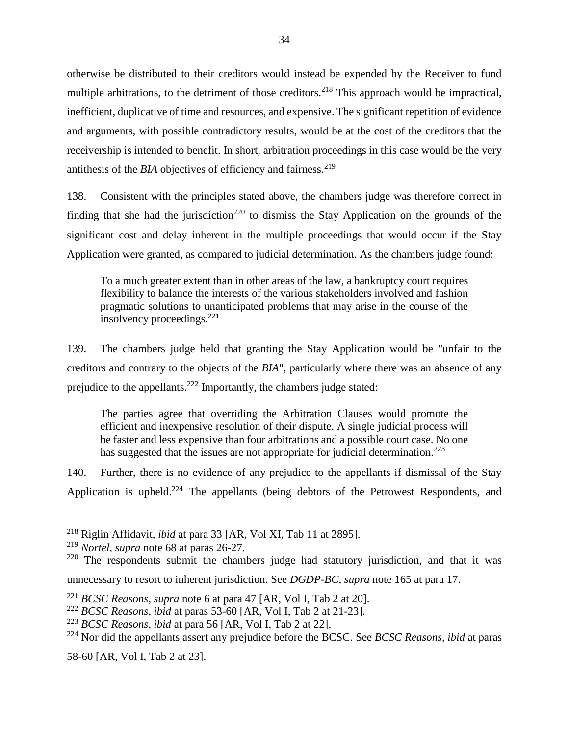otherwise be distributed to their creditors would instead be expended by the Receiver to fund multiple arbitrations, to the detriment of those creditors.[218] This approach would be impractical, inefficient, duplicative of time and resources, and expensive. The significant repetition of evidence and arguments, with possible contradictory results, would be at the cost of the creditors that the receivership is intended to benefit. In short, arbitration proceedings in this case would be the very antithesis of the *BIA* objectives of efficiency and fairness.[219]

138. Consistent with the principles stated above, the chambers judge was therefore correct in finding that she had the jurisdiction[220] to dismiss the Stay Application on the grounds of the significant cost and delay inherent in the multiple proceedings that would occur if the Stay Application were granted, as compared to judicial determination. As the chambers judge found:

> To a much greater extent than in other areas of the law, a bankruptcy court requires flexibility to balance the interests of the various stakeholders involved and fashion pragmatic solutions to unanticipated problems that may arise in the course of the insolvency proceedings.[221]

139. The chambers judge held that granting the Stay Application would be "unfair to the creditors and contrary to the objects of the *BIA*", particularly where there was an absence of any prejudice to the appellants.[222] Importantly, the chambers judge stated:

> The parties agree that overriding the Arbitration Clauses would promote the efficient and inexpensive resolution of their dispute. A single judicial process will be faster and less expensive than four arbitrations and a possible court case. No one has suggested that the issues are not appropriate for judicial determination.[223]

140. Further, there is no evidence of any prejudice to the appellants if dismissal of the Stay Application is upheld.[224] The appellants (being debtors of the Petrowest Respondents, and

---

[218] Riglin Affidavit, *ibid* at para 33 [AR, Vol XI, Tab 11 at 2895].

[219] *Nortel*, *supra* note 68 at paras 26-27.

[220] The respondents submit the chambers judge had statutory jurisdiction, and that it was unnecessary to resort to inherent jurisdiction. See *DGDP-BC*, *supra* note 165 at para 17.

[221] *BCSC Reasons*, *supra* note 6 at para 47 [AR, Vol I, Tab 2 at 20].

[222] *BCSC Reasons*, *ibid* at paras 53-60 [AR, Vol I, Tab 2 at 21-23].

[223] *BCSC Reasons, ibid* at para 56 [AR, Vol I, Tab 2 at 22].

[224] Nor did the appellants assert any prejudice before the BCSC. See *BCSC Reasons, ibid* at paras 58-60 [AR, Vol I, Tab 2 at 23].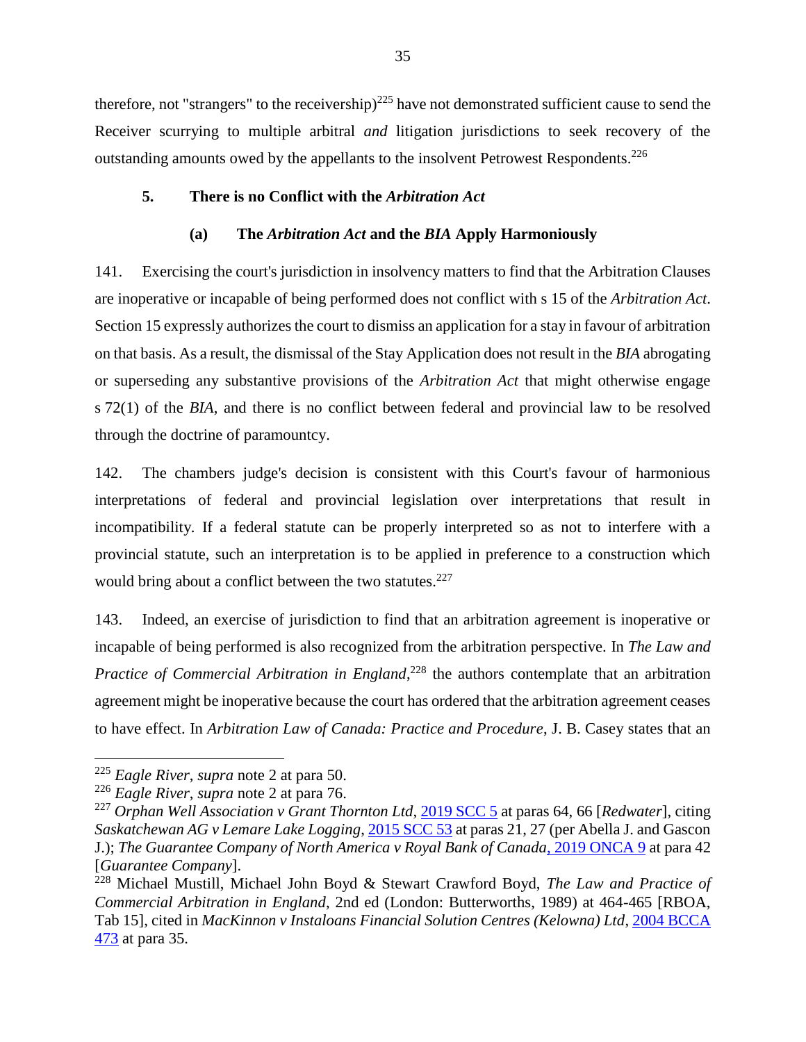therefore, not "strangers" to the receivership)[225] have not demonstrated sufficient cause to send the Receiver scurrying to multiple arbitral *and* litigation jurisdictions to seek recovery of the outstanding amounts owed by the appellants to the insolvent Petrowest Respondents.[226]

### 5. There is no Conflict with the *Arbitration Act*

#### (a) The *Arbitration Act* and the *BIA* Apply Harmoniously

141. Exercising the court's jurisdiction in insolvency matters to find that the Arbitration Clauses are inoperative or incapable of being performed does not conflict with s 15 of the *Arbitration Act*. Section 15 expressly authorizes the court to dismiss an application for a stay in favour of arbitration on that basis. As a result, the dismissal of the Stay Application does not result in the *BIA* abrogating or superseding any substantive provisions of the *Arbitration Act* that might otherwise engage s 72(1) of the *BIA*, and there is no conflict between federal and provincial law to be resolved through the doctrine of paramountcy.

142. The chambers judge's decision is consistent with this Court's favour of harmonious interpretations of federal and provincial legislation over interpretations that result in incompatibility. If a federal statute can be properly interpreted so as not to interfere with a provincial statute, such an interpretation is to be applied in preference to a construction which would bring about a conflict between the two statutes.[227]

143. Indeed, an exercise of jurisdiction to find that an arbitration agreement is inoperative or incapable of being performed is also recognized from the arbitration perspective. In *The Law and Practice of Commercial Arbitration in England*,[228] the authors contemplate that an arbitration agreement might be inoperative because the court has ordered that the arbitration agreement ceases to have effect. In *Arbitration Law of Canada: Practice and Procedure*, J. B. Casey states that an

---

[225] *Eagle River*, *supra* note 2 at para 50.

[226] *Eagle River*, *supra* note 2 at para 76.

[227] *Orphan Well Association v Grant Thornton Ltd*, 2019 SCC 5 at paras 64, 66 [*Redwater*], citing *Saskatchewan AG v Lemare Lake Logging*, 2015 SCC 53 at paras 21, 27 (per Abella J. and Gascon J.); *The Guarantee Company of North America v Royal Bank of Canada*, 2019 ONCA 9 at para 42 [*Guarantee Company*].

[228] Michael Mustill, Michael John Boyd & Stewart Crawford Boyd, *The Law and Practice of Commercial Arbitration in England*, 2nd ed (London: Butterworths, 1989) at 464-465 [RBOA, Tab 15], cited in *MacKinnon v Instaloans Financial Solution Centres (Kelowna) Ltd*, 2004 BCCA 473 at para 35.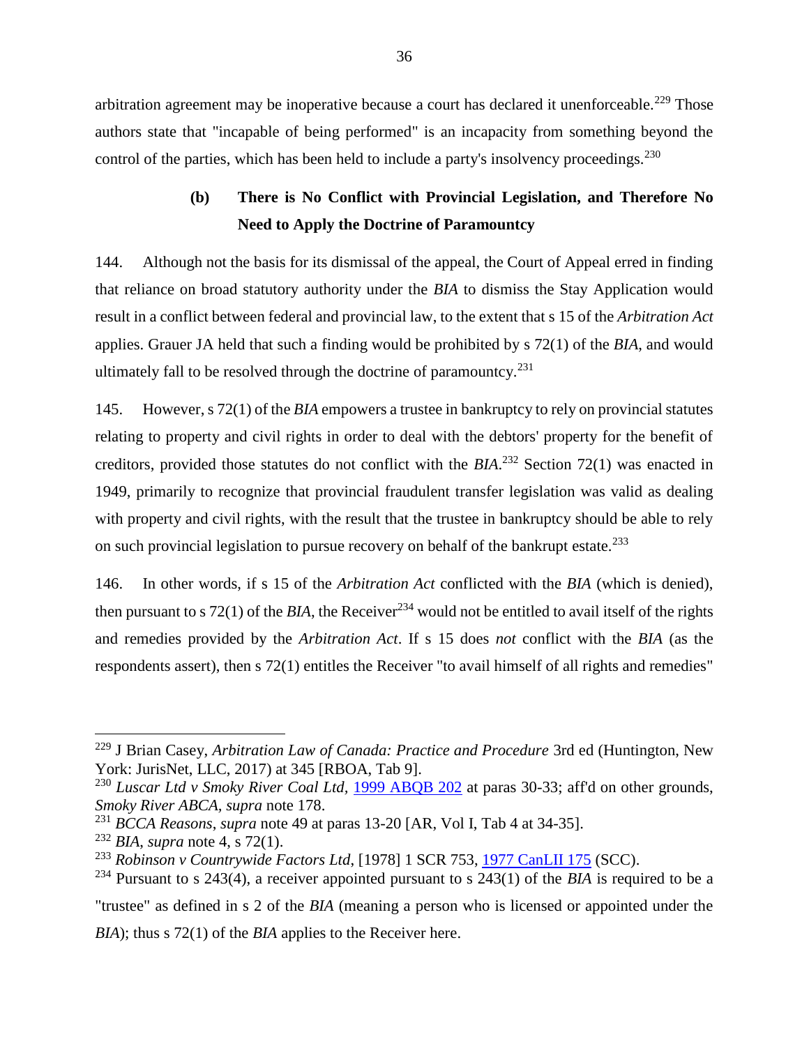arbitration agreement may be inoperative because a court has declared it unenforceable.[229] Those authors state that "incapable of being performed" is an incapacity from something beyond the control of the parties, which has been held to include a party's insolvency proceedings.[230]

### (b) There is No Conflict with Provincial Legislation, and Therefore No Need to Apply the Doctrine of Paramountcy

144. Although not the basis for its dismissal of the appeal, the Court of Appeal erred in finding that reliance on broad statutory authority under the *BIA* to dismiss the Stay Application would result in a conflict between federal and provincial law, to the extent that s 15 of the *Arbitration Act* applies. Grauer JA held that such a finding would be prohibited by s 72(1) of the *BIA*, and would ultimately fall to be resolved through the doctrine of paramountcy.[231]

145. However, s 72(1) of the *BIA* empowers a trustee in bankruptcy to rely on provincial statutes relating to property and civil rights in order to deal with the debtors' property for the benefit of creditors, provided those statutes do not conflict with the *BIA*.[232] Section 72(1) was enacted in 1949, primarily to recognize that provincial fraudulent transfer legislation was valid as dealing with property and civil rights, with the result that the trustee in bankruptcy should be able to rely on such provincial legislation to pursue recovery on behalf of the bankrupt estate.[233]

146. In other words, if s 15 of the *Arbitration Act* conflicted with the *BIA* (which is denied), then pursuant to s 72(1) of the *BIA*, the Receiver[234] would not be entitled to avail itself of the rights and remedies provided by the *Arbitration Act*. If s 15 does *not* conflict with the *BIA* (as the respondents assert), then s 72(1) entitles the Receiver "to avail himself of all rights and remedies"

---

[229] J Brian Casey, *Arbitration Law of Canada: Practice and Procedure* 3rd ed (Huntington, New York: JurisNet, LLC, 2017) at 345 [RBOA, Tab 9].

[230] *Luscar Ltd v Smoky River Coal Ltd*, 1999 ABQB 202 at paras 30-33; aff'd on other grounds, *Smoky River ABCA*, *supra* note 178.

[231] *BCCA Reasons*, *supra* note 49 at paras 13-20 [AR, Vol I, Tab 4 at 34-35].

[232] *BIA*, *supra* note 4, s 72(1).

[233] *Robinson v Countrywide Factors Ltd*, [1978] 1 SCR 753, 1977 CanLII 175 (SCC).

[234] Pursuant to s 243(4), a receiver appointed pursuant to s 243(1) of the *BIA* is required to be a "trustee" as defined in s 2 of the *BIA* (meaning a person who is licensed or appointed under the *BIA*); thus s 72(1) of the *BIA* applies to the Receiver here.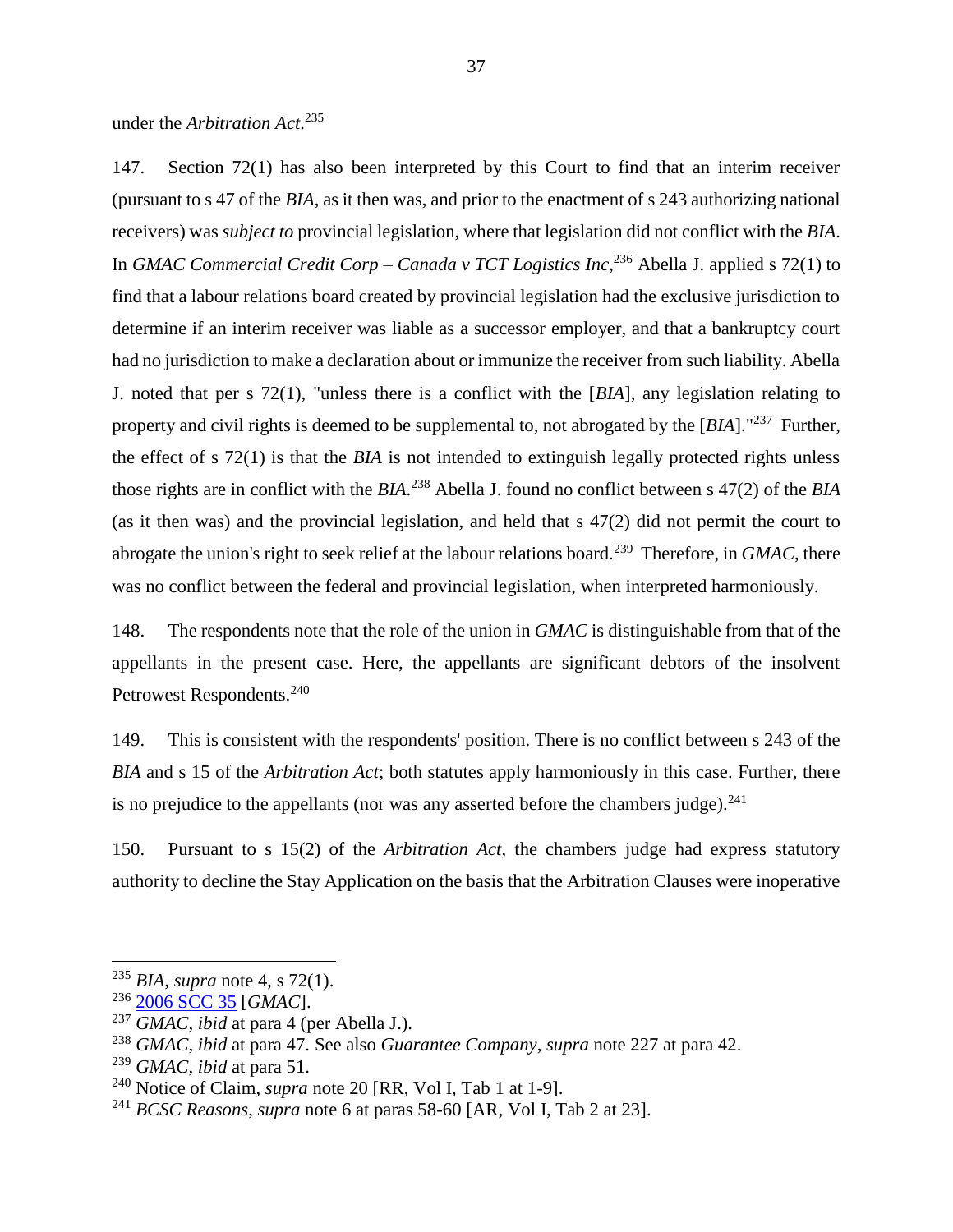under the *Arbitration Act*.[235]

147. Section 72(1) has also been interpreted by this Court to find that an interim receiver (pursuant to s 47 of the *BIA*, as it then was, and prior to the enactment of s 243 authorizing national receivers) was *subject to* provincial legislation, where that legislation did not conflict with the *BIA*. In *GMAC Commercial Credit Corp – Canada v TCT Logistics Inc*,[236] Abella J. applied s 72(1) to find that a labour relations board created by provincial legislation had the exclusive jurisdiction to determine if an interim receiver was liable as a successor employer, and that a bankruptcy court had no jurisdiction to make a declaration about or immunize the receiver from such liability. Abella J. noted that per s 72(1), "unless there is a conflict with the [*BIA*], any legislation relating to property and civil rights is deemed to be supplemental to, not abrogated by the [*BIA*]."[237] Further, the effect of s 72(1) is that the *BIA* is not intended to extinguish legally protected rights unless those rights are in conflict with the *BIA*.[238] Abella J. found no conflict between s 47(2) of the *BIA* (as it then was) and the provincial legislation, and held that s 47(2) did not permit the court to abrogate the union's right to seek relief at the labour relations board.[239] Therefore, in *GMAC*, there was no conflict between the federal and provincial legislation, when interpreted harmoniously.

148. The respondents note that the role of the union in *GMAC* is distinguishable from that of the appellants in the present case. Here, the appellants are significant debtors of the insolvent Petrowest Respondents.[240]

149. This is consistent with the respondents' position. There is no conflict between s 243 of the *BIA* and s 15 of the *Arbitration Act*; both statutes apply harmoniously in this case. Further, there is no prejudice to the appellants (nor was any asserted before the chambers judge).[241]

150. Pursuant to s 15(2) of the *Arbitration Act*, the chambers judge had express statutory authority to decline the Stay Application on the basis that the Arbitration Clauses were inoperative

---

[235] *BIA*, *supra* note 4, s 72(1).

[236] 2006 SCC 35 [*GMAC*].

[237] *GMAC*, *ibid* at para 4 (per Abella J.).

[238] *GMAC*, *ibid* at para 47. See also *Guarantee Company*, *supra* note 227 at para 42.

[239] *GMAC*, *ibid* at para 51.

[240] Notice of Claim, *supra* note 20 [RR, Vol I, Tab 1 at 1-9].

[241] *BCSC Reasons*, *supra* note 6 at paras 58-60 [AR, Vol I, Tab 2 at 23].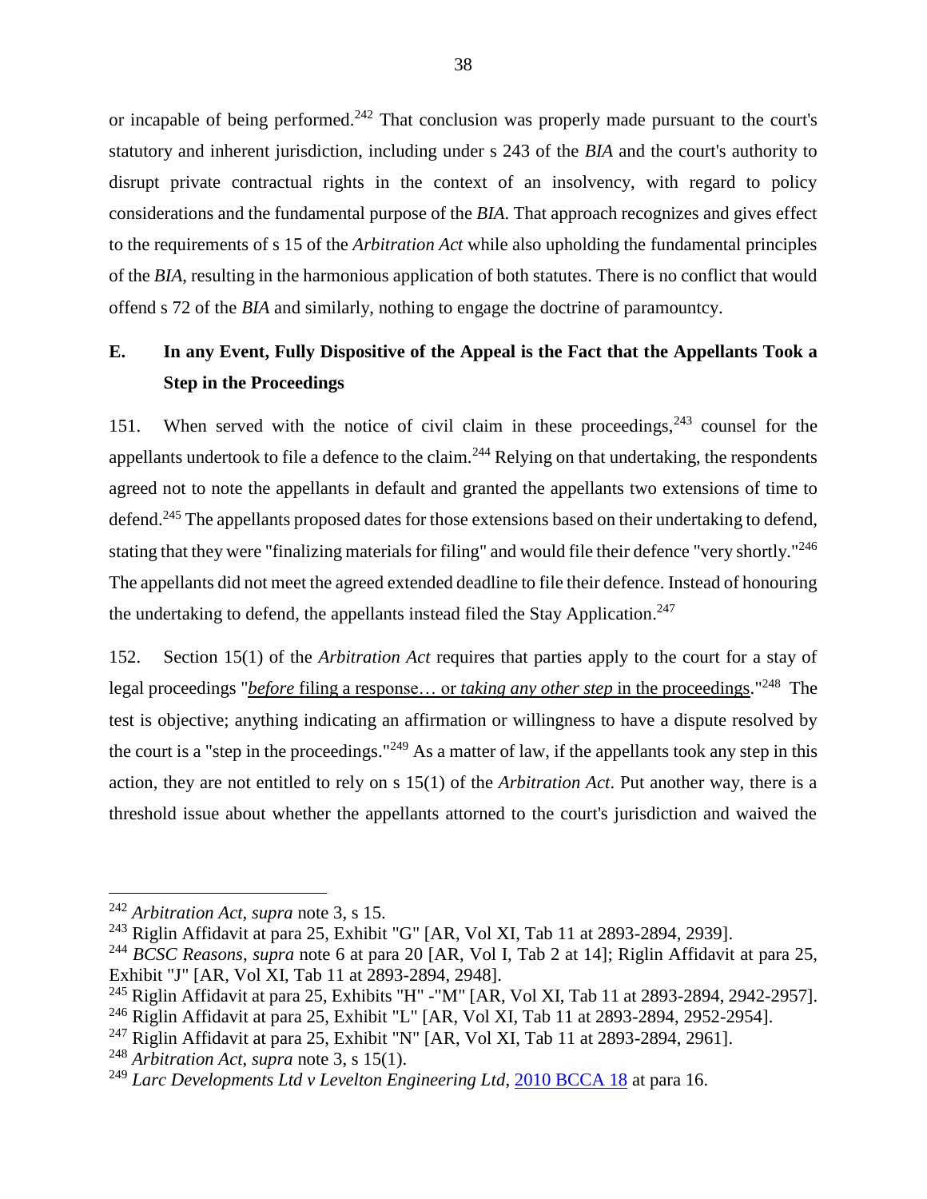or incapable of being performed.[242] That conclusion was properly made pursuant to the court's statutory and inherent jurisdiction, including under s 243 of the *BIA* and the court's authority to disrupt private contractual rights in the context of an insolvency, with regard to policy considerations and the fundamental purpose of the *BIA.* That approach recognizes and gives effect to the requirements of s 15 of the *Arbitration Act* while also upholding the fundamental principles of the *BIA,* resulting in the harmonious application of both statutes. There is no conflict that would offend s 72 of the *BIA* and similarly, nothing to engage the doctrine of paramountcy.

## E. In any Event, Fully Dispositive of the Appeal is the Fact that the Appellants Took a Step in the Proceedings

151. When served with the notice of civil claim in these proceedings,[243] counsel for the appellants undertook to file a defence to the claim.[244] Relying on that undertaking, the respondents agreed not to note the appellants in default and granted the appellants two extensions of time to defend.[245] The appellants proposed dates for those extensions based on their undertaking to defend, stating that they were "finalizing materials for filing" and would file their defence "very shortly."[246] The appellants did not meet the agreed extended deadline to file their defence. Instead of honouring the undertaking to defend, the appellants instead filed the Stay Application.[247]

152. Section 15(1) of the *Arbitration Act* requires that parties apply to the court for a stay of legal proceedings "<u>*before* filing a response… or *taking any other step* in the proceedings</u>."[248] The test is objective; anything indicating an affirmation or willingness to have a dispute resolved by the court is a "step in the proceedings."[249] As a matter of law, if the appellants took any step in this action, they are not entitled to rely on s 15(1) of the *Arbitration Act*. Put another way, there is a threshold issue about whether the appellants attorned to the court's jurisdiction and waived the

---

[242] *Arbitration Act*, *supra* note 3, s 15.

[243] Riglin Affidavit at para 25, Exhibit "G" [AR, Vol XI, Tab 11 at 2893-2894, 2939].

[244] *BCSC Reasons*, *supra* note 6 at para 20 [AR, Vol I, Tab 2 at 14]; Riglin Affidavit at para 25, Exhibit "J" [AR, Vol XI, Tab 11 at 2893-2894, 2948].

[245] Riglin Affidavit at para 25, Exhibits "H" -"M" [AR, Vol XI, Tab 11 at 2893-2894, 2942-2957].

[246] Riglin Affidavit at para 25, Exhibit "L" [AR, Vol XI, Tab 11 at 2893-2894, 2952-2954].

[247] Riglin Affidavit at para 25, Exhibit "N" [AR, Vol XI, Tab 11 at 2893-2894, 2961].

[248] *Arbitration Act*, *supra* note 3, s 15(1).

[249] *Larc Developments Ltd v Levelton Engineering Ltd*, 2010 BCCA 18 at para 16.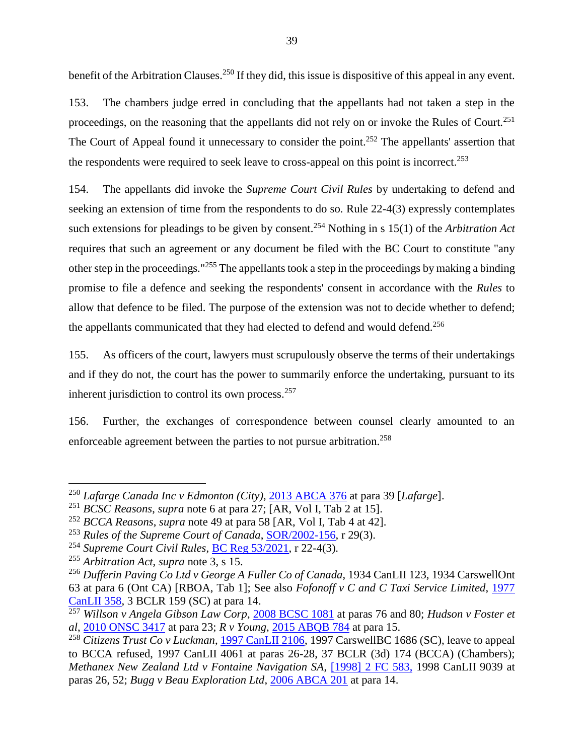benefit of the Arbitration Clauses.[250] If they did, this issue is dispositive of this appeal in any event.

153. The chambers judge erred in concluding that the appellants had not taken a step in the proceedings, on the reasoning that the appellants did not rely on or invoke the Rules of Court.[251] The Court of Appeal found it unnecessary to consider the point.[252] The appellants' assertion that the respondents were required to seek leave to cross-appeal on this point is incorrect.[253]

154. The appellants did invoke the *Supreme Court Civil Rules* by undertaking to defend and seeking an extension of time from the respondents to do so. Rule 22-4(3) expressly contemplates such extensions for pleadings to be given by consent.[254] Nothing in s 15(1) of the *Arbitration Act* requires that such an agreement or any document be filed with the BC Court to constitute "any other step in the proceedings."[255] The appellants took a step in the proceedings by making a binding promise to file a defence and seeking the respondents' consent in accordance with the *Rules* to allow that defence to be filed. The purpose of the extension was not to decide whether to defend; the appellants communicated that they had elected to defend and would defend.[256]

155. As officers of the court, lawyers must scrupulously observe the terms of their undertakings and if they do not, the court has the power to summarily enforce the undertaking, pursuant to its inherent jurisdiction to control its own process.[257]

156. Further, the exchanges of correspondence between counsel clearly amounted to an enforceable agreement between the parties to not pursue arbitration.[258]

---

[250] *Lafarge Canada Inc v Edmonton (City)*, 2013 ABCA 376 at para 39 [*Lafarge*].

[251] *BCSC Reasons*, *supra* note 6 at para 27; [AR, Vol I, Tab 2 at 15].

[252] *BCCA Reasons*, *supra* note 49 at para 58 [AR, Vol I, Tab 4 at 42].

[253] *Rules of the Supreme Court of Canada*, SOR/2002-156, r 29(3).

[254] *Supreme Court Civil Rules*, BC Reg 53/2021, r 22-4(3).

[255] *Arbitration Act*, *supra* note 3, s 15.

[256] *Dufferin Paving Co Ltd v George A Fuller Co of Canada*, 1934 CanLII 123, 1934 CarswellOnt 63 at para 6 (Ont CA) [RBOA, Tab 1]; See also *Fofonoff v C and C Taxi Service Limited*, 1977 CanLII 358, 3 BCLR 159 (SC) at para 14.

[257] *Willson v Angela Gibson Law Corp*, 2008 BCSC 1081 at paras 76 and 80; *Hudson v Foster et al*, 2010 ONSC 3417 at para 23; *R v Young*, 2015 ABQB 784 at para 15.

[258] *Citizens Trust Co v Luckman*, 1997 CanLII 2106, 1997 CarswellBC 1686 (SC), leave to appeal to BCCA refused, 1997 CanLII 4061 at paras 26-28, 37 BCLR (3d) 174 (BCCA) (Chambers); *Methanex New Zealand Ltd v Fontaine Navigation SA*, [1998] 2 FC 583, 1998 CanLII 9039 at paras 26, 52; *Bugg v Beau Exploration Ltd*, 2006 ABCA 201 at para 14.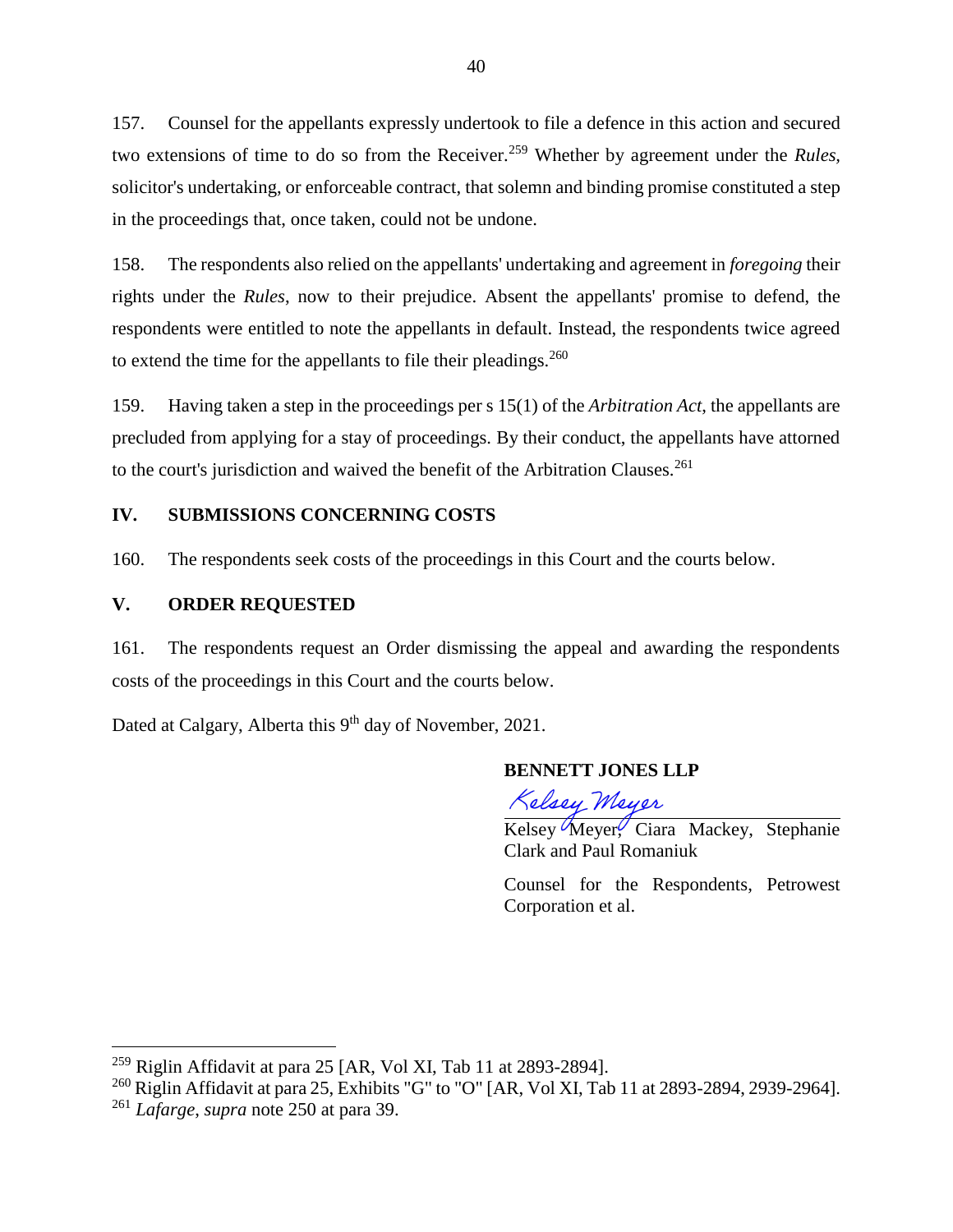157. Counsel for the appellants expressly undertook to file a defence in this action and secured two extensions of time to do so from the Receiver.[259] Whether by agreement under the *Rules*, solicitor's undertaking, or enforceable contract, that solemn and binding promise constituted a step in the proceedings that, once taken, could not be undone.

158. The respondents also relied on the appellants' undertaking and agreement in *foregoing* their rights under the *Rules*, now to their prejudice. Absent the appellants' promise to defend, the respondents were entitled to note the appellants in default. Instead, the respondents twice agreed to extend the time for the appellants to file their pleadings.[260]

159. Having taken a step in the proceedings per s 15(1) of the *Arbitration Act*, the appellants are precluded from applying for a stay of proceedings. By their conduct, the appellants have attorned to the court's jurisdiction and waived the benefit of the Arbitration Clauses.[261]

## IV. SUBMISSIONS CONCERNING COSTS

160. The respondents seek costs of the proceedings in this Court and the courts below.

## V. ORDER REQUESTED

161. The respondents request an Order dismissing the appeal and awarding the respondents costs of the proceedings in this Court and the courts below.

Dated at Calgary, Alberta this 9th day of November, 2021.

**BENNETT JONES LLP**

*Kelsey Meyer*

Kelsey Meyer, Ciara Mackey, Stephanie Clark and Paul Romaniuk

Counsel for the Respondents, Petrowest Corporation et al.

---

[259] Riglin Affidavit at para 25 [AR, Vol XI, Tab 11 at 2893-2894].

[260] Riglin Affidavit at para 25, Exhibits "G" to "O" [AR, Vol XI, Tab 11 at 2893-2894, 2939-2964].

[261] *Lafarge*, *supra* note 250 at para 39.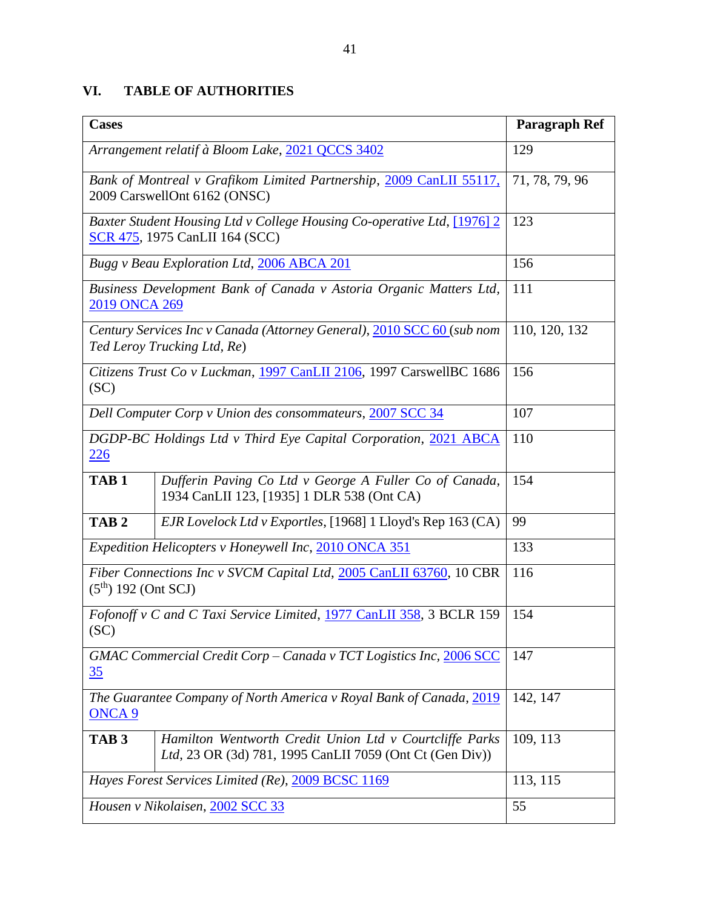## VI. TABLE OF AUTHORITIES

| Cases | | Paragraph Ref |
|---|---|---|
| *Arrangement relatif à Bloom Lake*, 2021 QCCS 3402 | | 129 |
| *Bank of Montreal v Grafikom Limited Partnership*, 2009 CanLII 55117, 2009 CarswellOnt 6162 (ONSC) | | 71, 78, 79, 96 |
| *Baxter Student Housing Ltd v College Housing Co-operative Ltd*, [1976] 2 SCR 475, 1975 CanLII 164 (SCC) | | 123 |
| *Bugg v Beau Exploration Ltd*, 2006 ABCA 201 | | 156 |
| *Business Development Bank of Canada v Astoria Organic Matters Ltd*, 2019 ONCA 269 | | 111 |
| *Century Services Inc v Canada (Attorney General)*, 2010 SCC 60 (*sub nom Ted Leroy Trucking Ltd, Re*) | | 110, 120, 132 |
| *Citizens Trust Co v Luckman*, 1997 CanLII 2106, 1997 CarswellBC 1686 (SC) | | 156 |
| *Dell Computer Corp v Union des consommateurs*, 2007 SCC 34 | | 107 |
| *DGDP-BC Holdings Ltd v Third Eye Capital Corporation*, 2021 ABCA 226 | | 110 |
| **TAB 1** | *Dufferin Paving Co Ltd v George A Fuller Co of Canada*, 1934 CanLII 123, [1935] 1 DLR 538 (Ont CA) | 154 |
| **TAB 2** | *EJR Lovelock Ltd v Exportles*, [1968] 1 Lloyd's Rep 163 (CA) | 99 |
| *Expedition Helicopters v Honeywell Inc*, 2010 ONCA 351 | | 133 |
| *Fiber Connections Inc v SVCM Capital Ltd*, 2005 CanLII 63760, 10 CBR (5th) 192 (Ont SCJ) | | 116 |
| *Fofonoff v C and C Taxi Service Limited*, 1977 CanLII 358, 3 BCLR 159 (SC) | | 154 |
| *GMAC Commercial Credit Corp – Canada v TCT Logistics Inc*, 2006 SCC 35 | | 147 |
| *The Guarantee Company of North America v Royal Bank of Canada*, 2019 ONCA 9 | | 142, 147 |
| **TAB 3** | *Hamilton Wentworth Credit Union Ltd v Courtcliffe Parks Ltd*, 23 OR (3d) 781, 1995 CanLII 7059 (Ont Ct (Gen Div)) | 109, 113 |
| *Hayes Forest Services Limited (Re)*, 2009 BCSC 1169 | | 113, 115 |
| *Housen v Nikolaisen*, 2002 SCC 33 | | 55 |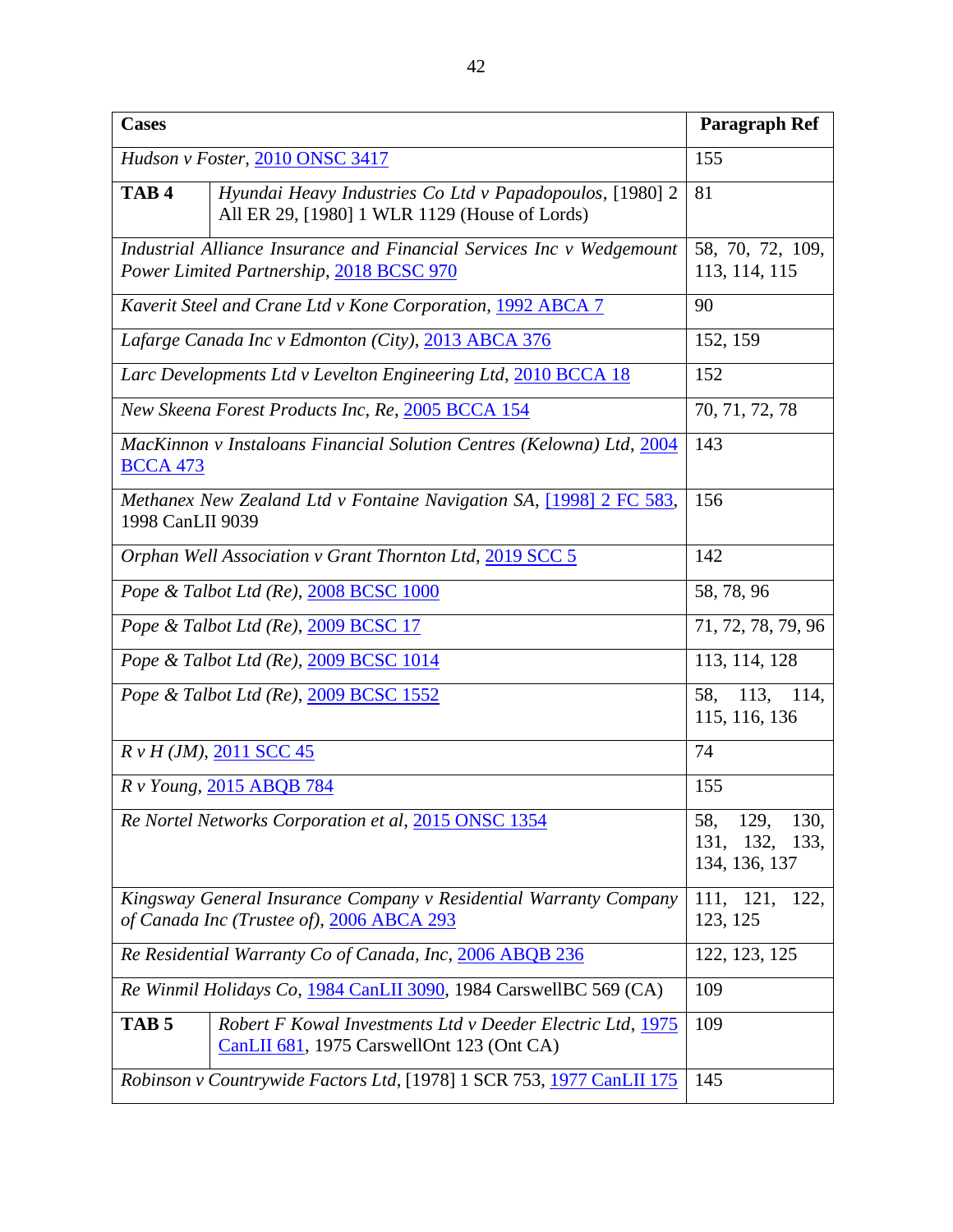| Cases | | Paragraph Ref |
|---|---|---|
| *Hudson v Foster*, 2010 ONSC 3417 | | 155 |
| **TAB 4** | *Hyundai Heavy Industries Co Ltd v Papadopoulos*, [1980] 2 All ER 29, [1980] 1 WLR 1129 (House of Lords) | 81 |
| *Industrial Alliance Insurance and Financial Services Inc v Wedgemount Power Limited Partnership*, 2018 BCSC 970 | | 58, 70, 72, 109, 113, 114, 115 |
| *Kaverit Steel and Crane Ltd v Kone Corporation*, 1992 ABCA 7 | | 90 |
| *Lafarge Canada Inc v Edmonton (City)*, 2013 ABCA 376 | | 152, 159 |
| *Larc Developments Ltd v Levelton Engineering Ltd*, 2010 BCCA 18 | | 152 |
| *New Skeena Forest Products Inc, Re*, 2005 BCCA 154 | | 70, 71, 72, 78 |
| *MacKinnon v Instaloans Financial Solution Centres (Kelowna) Ltd*, 2004 BCCA 473 | | 143 |
| *Methanex New Zealand Ltd v Fontaine Navigation SA*, [1998] 2 FC 583, 1998 CanLII 9039 | | 156 |
| *Orphan Well Association v Grant Thornton Ltd*, 2019 SCC 5 | | 142 |
| *Pope & Talbot Ltd (Re)*, 2008 BCSC 1000 | | 58, 78, 96 |
| *Pope & Talbot Ltd (Re)*, 2009 BCSC 17 | | 71, 72, 78, 79, 96 |
| *Pope & Talbot Ltd (Re)*, 2009 BCSC 1014 | | 113, 114, 128 |
| *Pope & Talbot Ltd (Re)*, 2009 BCSC 1552 | | 58, 113, 114, 115, 116, 136 |
| *R v H (JM)*, 2011 SCC 45 | | 74 |
| *R v Young*, 2015 ABQB 784 | | 155 |
| *Re Nortel Networks Corporation et al*, 2015 ONSC 1354 | | 58, 129, 130, 131, 132, 133, 134, 136, 137 |
| *Kingsway General Insurance Company v Residential Warranty Company of Canada Inc (Trustee of)*, 2006 ABCA 293 | | 111, 121, 122, 123, 125 |
| *Re Residential Warranty Co of Canada, Inc*, 2006 ABQB 236 | | 122, 123, 125 |
| *Re Winmil Holidays Co*, 1984 CanLII 3090, 1984 CarswellBC 569 (CA) | | 109 |
| **TAB 5** | *Robert F Kowal Investments Ltd v Deeder Electric Ltd*, 1975 CanLII 681, 1975 CarswellOnt 123 (Ont CA) | 109 |
| *Robinson v Countrywide Factors Ltd*, [1978] 1 SCR 753, 1977 CanLII 175 | | 145 |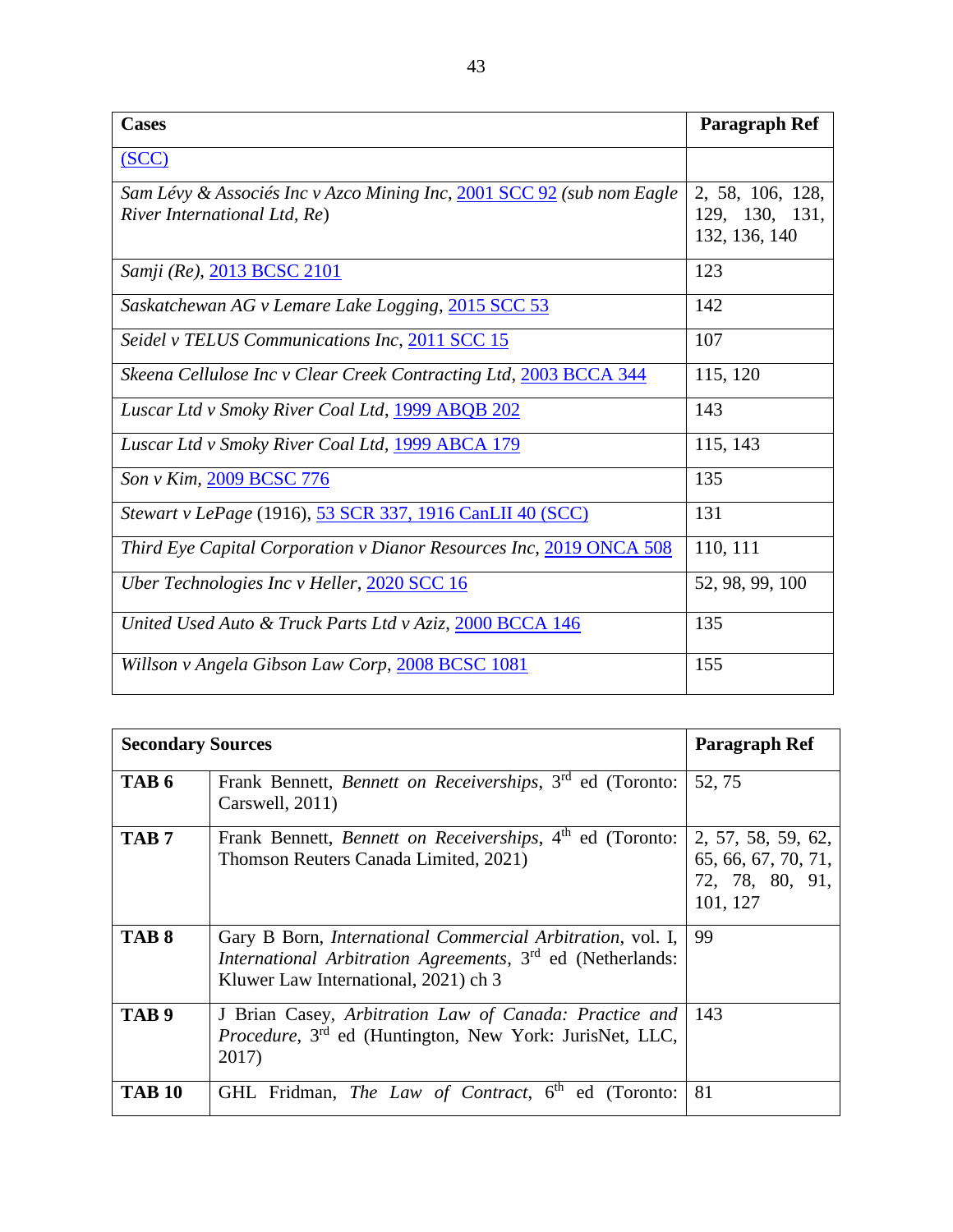| Cases | Paragraph Ref |
|---|---|
| (SCC) | |
| *Sam Lévy & Associés Inc v Azco Mining Inc*, 2001 SCC 92 *(sub nom Eagle River International Ltd, Re)* | 2, 58, 106, 128, 129, 130, 131, 132, 136, 140 |
| *Samji (Re)*, 2013 BCSC 2101 | 123 |
| *Saskatchewan AG v Lemare Lake Logging*, 2015 SCC 53 | 142 |
| *Seidel v TELUS Communications Inc*, 2011 SCC 15 | 107 |
| *Skeena Cellulose Inc v Clear Creek Contracting Ltd*, 2003 BCCA 344 | 115, 120 |
| *Luscar Ltd v Smoky River Coal Ltd*, 1999 ABQB 202 | 143 |
| *Luscar Ltd v Smoky River Coal Ltd*, 1999 ABCA 179 | 115, 143 |
| *Son v Kim*, 2009 BCSC 776 | 135 |
| *Stewart v LePage* (1916), 53 SCR 337, 1916 CanLII 40 (SCC) | 131 |
| *Third Eye Capital Corporation v Dianor Resources Inc*, 2019 ONCA 508 | 110, 111 |
| *Uber Technologies Inc v Heller*, 2020 SCC 16 | 52, 98, 99, 100 |
| *United Used Auto & Truck Parts Ltd v Aziz*, 2000 BCCA 146 | 135 |
| *Willson v Angela Gibson Law Corp*, 2008 BCSC 1081 | 155 |

| Secondary Sources | | Paragraph Ref |
|---|---|---|
| **TAB 6** | Frank Bennett, *Bennett on Receiverships*, 3rd ed (Toronto: Carswell, 2011) | 52, 75 |
| **TAB 7** | Frank Bennett, *Bennett on Receiverships*, 4th ed (Toronto: Thomson Reuters Canada Limited, 2021) | 2, 57, 58, 59, 62, 65, 66, 67, 70, 71, 72, 78, 80, 91, 101, 127 |
| **TAB 8** | Gary B Born, *International Commercial Arbitration*, vol. I, *International Arbitration Agreements*, 3rd ed (Netherlands: Kluwer Law International, 2021) ch 3 | 99 |
| **TAB 9** | J Brian Casey, *Arbitration Law of Canada: Practice and Procedure*, 3rd ed (Huntington, New York: JurisNet, LLC, 2017) | 143 |
| **TAB 10** | GHL Fridman, *The Law of Contract*, 6th ed (Toronto: | 81 |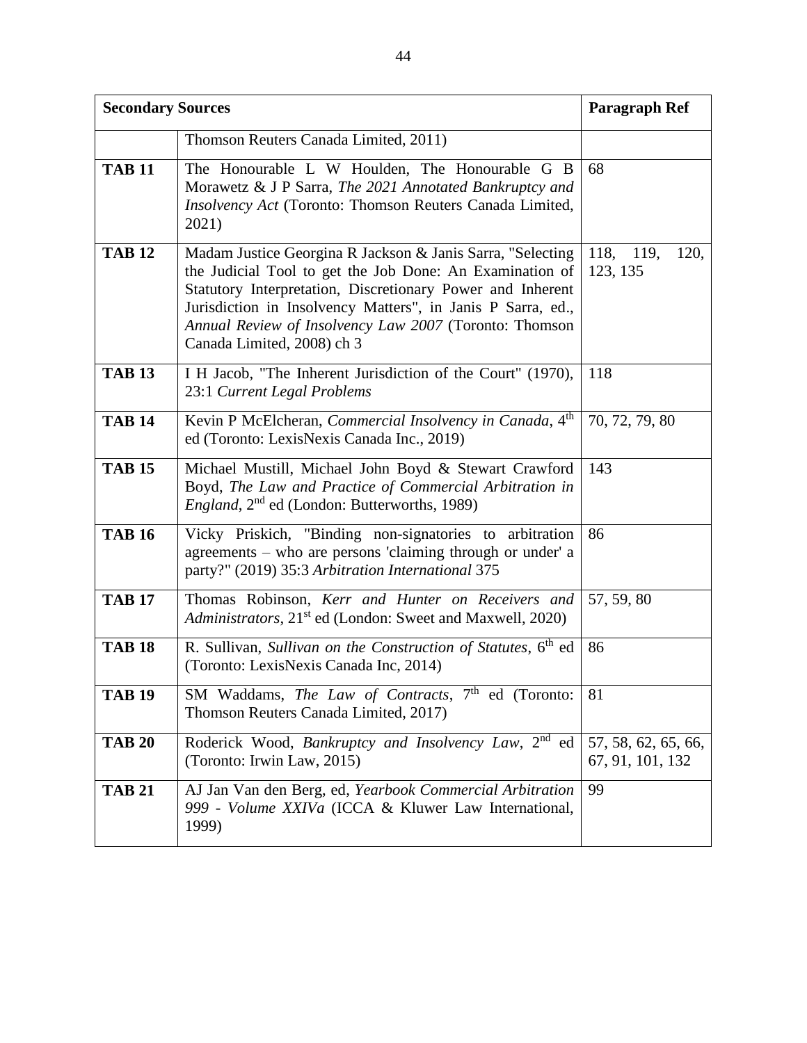| Secondary Sources | | Paragraph Ref |
|---|---|---|
| | Thomson Reuters Canada Limited, 2011) | |
| **TAB 11** | The Honourable L W Houlden, The Honourable G B Morawetz & J P Sarra, *The 2021 Annotated Bankruptcy and Insolvency Act* (Toronto: Thomson Reuters Canada Limited, 2021) | 68 |
| **TAB 12** | Madam Justice Georgina R Jackson & Janis Sarra, "Selecting the Judicial Tool to get the Job Done: An Examination of Statutory Interpretation, Discretionary Power and Inherent Jurisdiction in Insolvency Matters", in Janis P Sarra, ed., *Annual Review of Insolvency Law 2007* (Toronto: Thomson Canada Limited, 2008) ch 3 | 118, 119, 120, 123, 135 |
| **TAB 13** | I H Jacob, "The Inherent Jurisdiction of the Court" (1970), 23:1 *Current Legal Problems* | 118 |
| **TAB 14** | Kevin P McElcheran, *Commercial Insolvency in Canada*, 4th ed (Toronto: LexisNexis Canada Inc., 2019) | 70, 72, 79, 80 |
| **TAB 15** | Michael Mustill, Michael John Boyd & Stewart Crawford Boyd, *The Law and Practice of Commercial Arbitration in England*, 2nd ed (London: Butterworths, 1989) | 143 |
| **TAB 16** | Vicky Priskich, "Binding non-signatories to arbitration agreements – who are persons 'claiming through or under' a party?" (2019) 35:3 *Arbitration International* 375 | 86 |
| **TAB 17** | Thomas Robinson, *Kerr and Hunter on Receivers and Administrators*, 21st ed (London: Sweet and Maxwell, 2020) | 57, 59, 80 |
| **TAB 18** | R. Sullivan, *Sullivan on the Construction of Statutes*, 6th ed (Toronto: LexisNexis Canada Inc, 2014) | 86 |
| **TAB 19** | SM Waddams, *The Law of Contracts*, 7th ed (Toronto: Thomson Reuters Canada Limited, 2017) | 81 |
| **TAB 20** | Roderick Wood, *Bankruptcy and Insolvency Law*, 2nd ed (Toronto: Irwin Law, 2015) | 57, 58, 62, 65, 66, 67, 91, 101, 132 |
| **TAB 21** | AJ Jan Van den Berg, ed, *Yearbook Commercial Arbitration 999 - Volume XXIVa* (ICCA & Kluwer Law International, 1999) | 99 |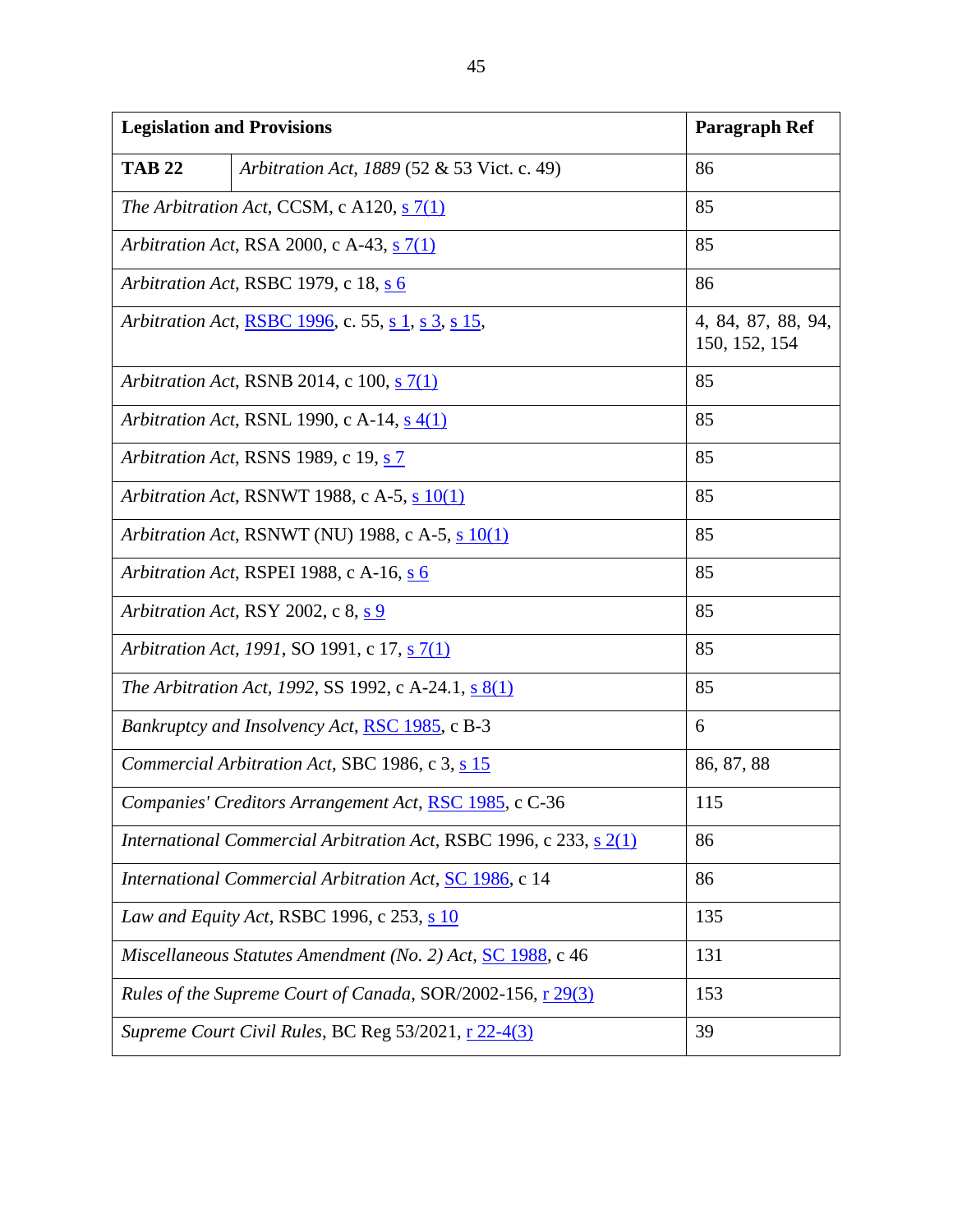| Legislation and Provisions | | Paragraph Ref |
|---|---|---|
| **TAB 22** | *Arbitration Act, 1889* (52 & 53 Vict. c. 49) | 86 |
| *The Arbitration Act*, CCSM, c A120, s 7(1) | | 85 |
| *Arbitration Act*, RSA 2000, c A-43, s 7(1) | | 85 |
| *Arbitration Act*, RSBC 1979, c 18, s 6 | | 86 |
| *Arbitration Act*, RSBC 1996, c. 55, s 1, s 3, s 15, | | 4, 84, 87, 88, 94, 150, 152, 154 |
| *Arbitration Act*, RSNB 2014, c 100, s 7(1) | | 85 |
| *Arbitration Act*, RSNL 1990, c A-14, s 4(1) | | 85 |
| *Arbitration Act*, RSNS 1989, c 19, s 7 | | 85 |
| *Arbitration Act*, RSNWT 1988, c A-5, s 10(1) | | 85 |
| *Arbitration Act*, RSNWT (NU) 1988, c A-5, s 10(1) | | 85 |
| *Arbitration Act*, RSPEI 1988, c A-16, s 6 | | 85 |
| *Arbitration Act*, RSY 2002, c 8, s 9 | | 85 |
| *Arbitration Act, 1991*, SO 1991, c 17, s 7(1) | | 85 |
| *The Arbitration Act, 1992*, SS 1992, c A-24.1, s 8(1) | | 85 |
| *Bankruptcy and Insolvency Act*, RSC 1985, c B-3 | | 6 |
| *Commercial Arbitration Act*, SBC 1986, c 3, s 15 | | 86, 87, 88 |
| *Companies' Creditors Arrangement Act*, RSC 1985, c C-36 | | 115 |
| *International Commercial Arbitration Act*, RSBC 1996, c 233, s 2(1) | | 86 |
| *International Commercial Arbitration Act*, SC 1986, c 14 | | 86 |
| *Law and Equity Act*, RSBC 1996, c 253, s 10 | | 135 |
| *Miscellaneous Statutes Amendment (No. 2) Act*, SC 1988, c 46 | | 131 |
| *Rules of the Supreme Court of Canada*, SOR/2002-156, r 29(3) | | 153 |
| *Supreme Court Civil Rules*, BC Reg 53/2021, r 22-4(3) | | 39 |